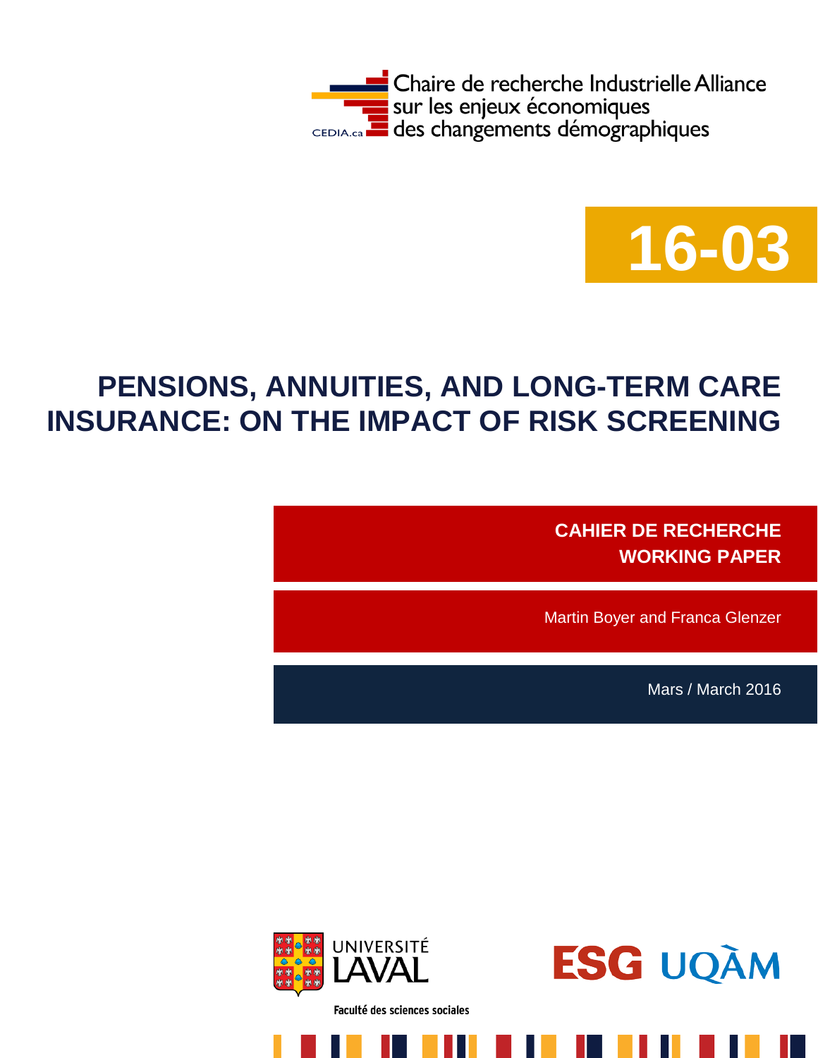Chaire de recherche Industrielle Alliance
sur les enjeux économiques
des changements démographiques

CEDIA.ca

**16-03**

# PENSIONS, ANNUITIES, AND LONG-TERM CARE INSURANCE: ON THE IMPACT OF RISK SCREENING

**CAHIER DE RECHERCHE**
**WORKING PAPER**

Martin Boyer and Franca Glenzer

Mars / March 2016

UNIVERSITÉ LAVAL

Faculté des sciences sociales

ESG UQÀM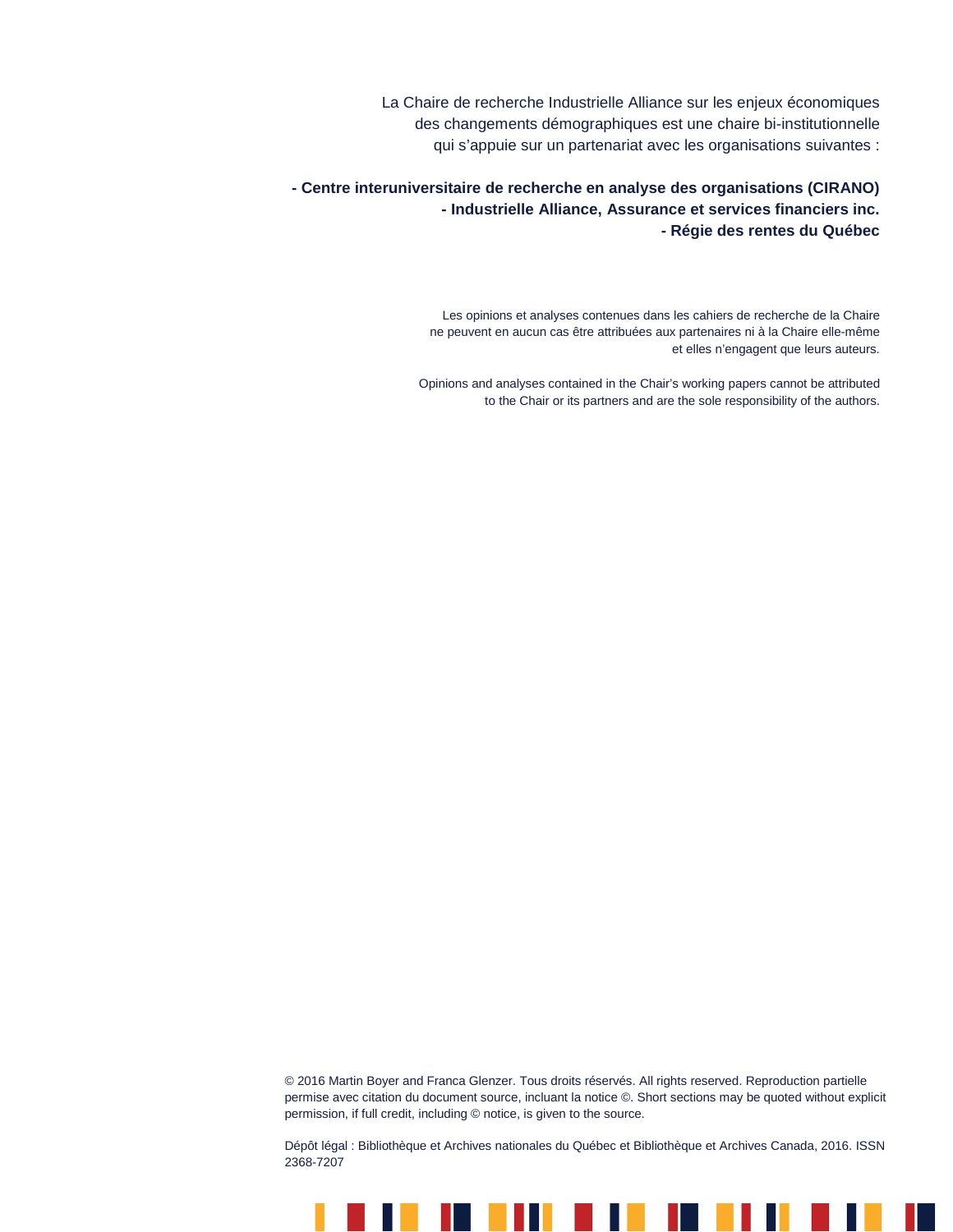La Chaire de recherche Industrielle Alliance sur les enjeux économiques des changements démographiques est une chaire bi-institutionnelle qui s'appuie sur un partenariat avec les organisations suivantes :

**- Centre interuniversitaire de recherche en analyse des organisations (CIRANO)**
**- Industrielle Alliance, Assurance et services financiers inc.**
**- Régie des rentes du Québec**

Les opinions et analyses contenues dans les cahiers de recherche de la Chaire ne peuvent en aucun cas être attribuées aux partenaires ni à la Chaire elle-même et elles n'engagent que leurs auteurs.

Opinions and analyses contained in the Chair's working papers cannot be attributed to the Chair or its partners and are the sole responsibility of the authors.

© 2016 Martin Boyer and Franca Glenzer. Tous droits réservés. All rights reserved. Reproduction partielle permise avec citation du document source, incluant la notice ©. Short sections may be quoted without explicit permission, if full credit, including © notice, is given to the source.

Dépôt légal : Bibliothèque et Archives nationales du Québec et Bibliothèque et Archives Canada, 2016. ISSN 2368-7207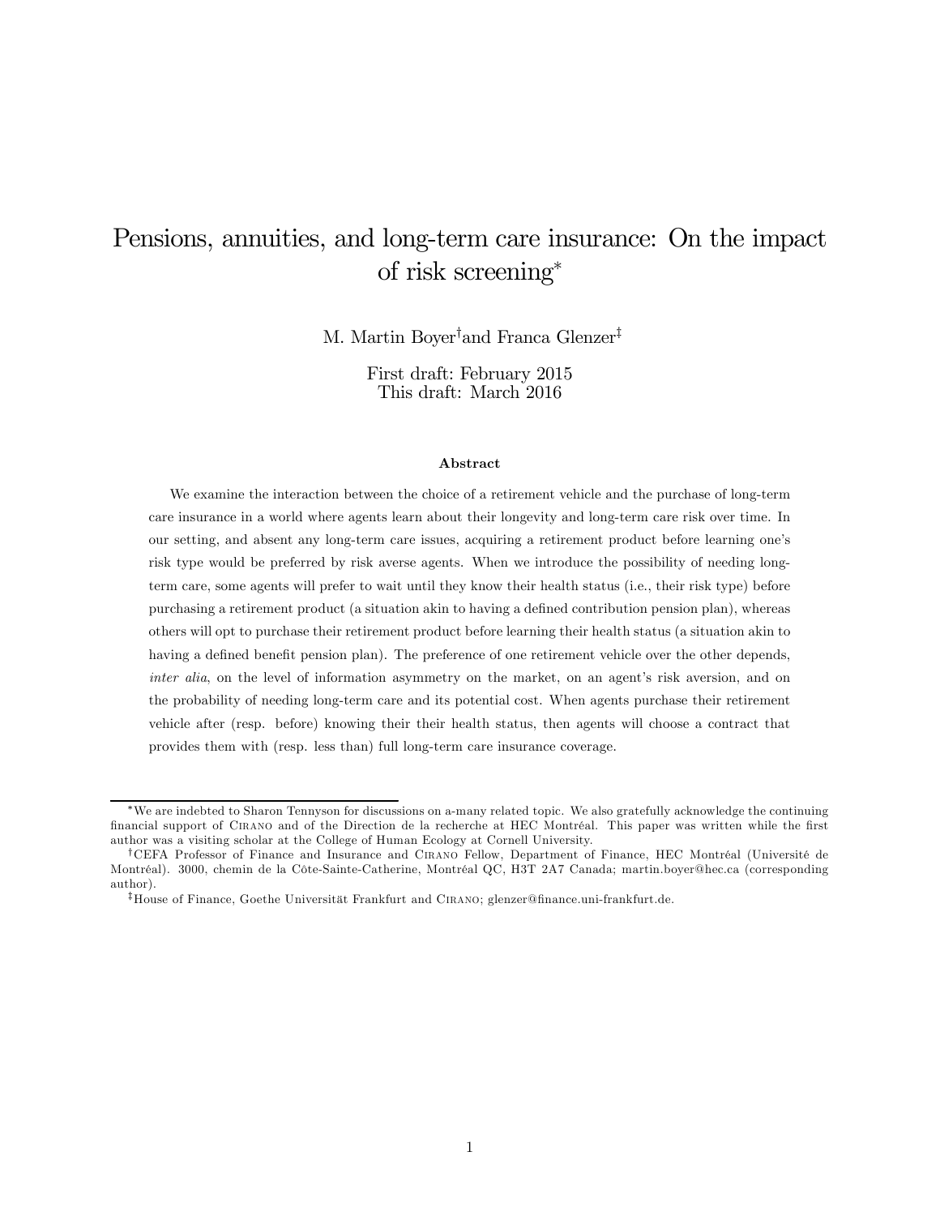# Pensions, annuities, and long-term care insurance: On the impact of risk screening*

M. Martin Boyer† and Franca Glenzer‡

First draft: February 2015
This draft: March 2016

## Abstract

We examine the interaction between the choice of a retirement vehicle and the purchase of long-term care insurance in a world where agents learn about their longevity and long-term care risk over time. In our setting, and absent any long-term care issues, acquiring a retirement product before learning one's risk type would be preferred by risk averse agents. When we introduce the possibility of needing long-term care, some agents will prefer to wait until they know their health status (i.e., their risk type) before purchasing a retirement product (a situation akin to having a defined contribution pension plan), whereas others will opt to purchase their retirement product before learning their health status (a situation akin to having a defined benefit pension plan). The preference of one retirement vehicle over the other depends, *inter alia*, on the level of information asymmetry on the market, on an agent's risk aversion, and on the probability of needing long-term care and its potential cost. When agents purchase their retirement vehicle after (resp. before) knowing their their health status, then agents will choose a contract that provides them with (resp. less than) full long-term care insurance coverage.

---

*We are indebted to Sharon Tennyson for discussions on a-many related topic. We also gratefully acknowledge the continuing financial support of Cirano and of the Direction de la recherche at HEC Montréal. This paper was written while the first author was a visiting scholar at the College of Human Ecology at Cornell University.

†CEFA Professor of Finance and Insurance and Cirano Fellow, Department of Finance, HEC Montréal (Université de Montréal). 3000, chemin de la Côte-Sainte-Catherine, Montréal QC, H3T 2A7 Canada; martin.boyer@hec.ca (corresponding author).

‡House of Finance, Goethe Universität Frankfurt and Cirano; glenzer@finance.uni-frankfurt.de.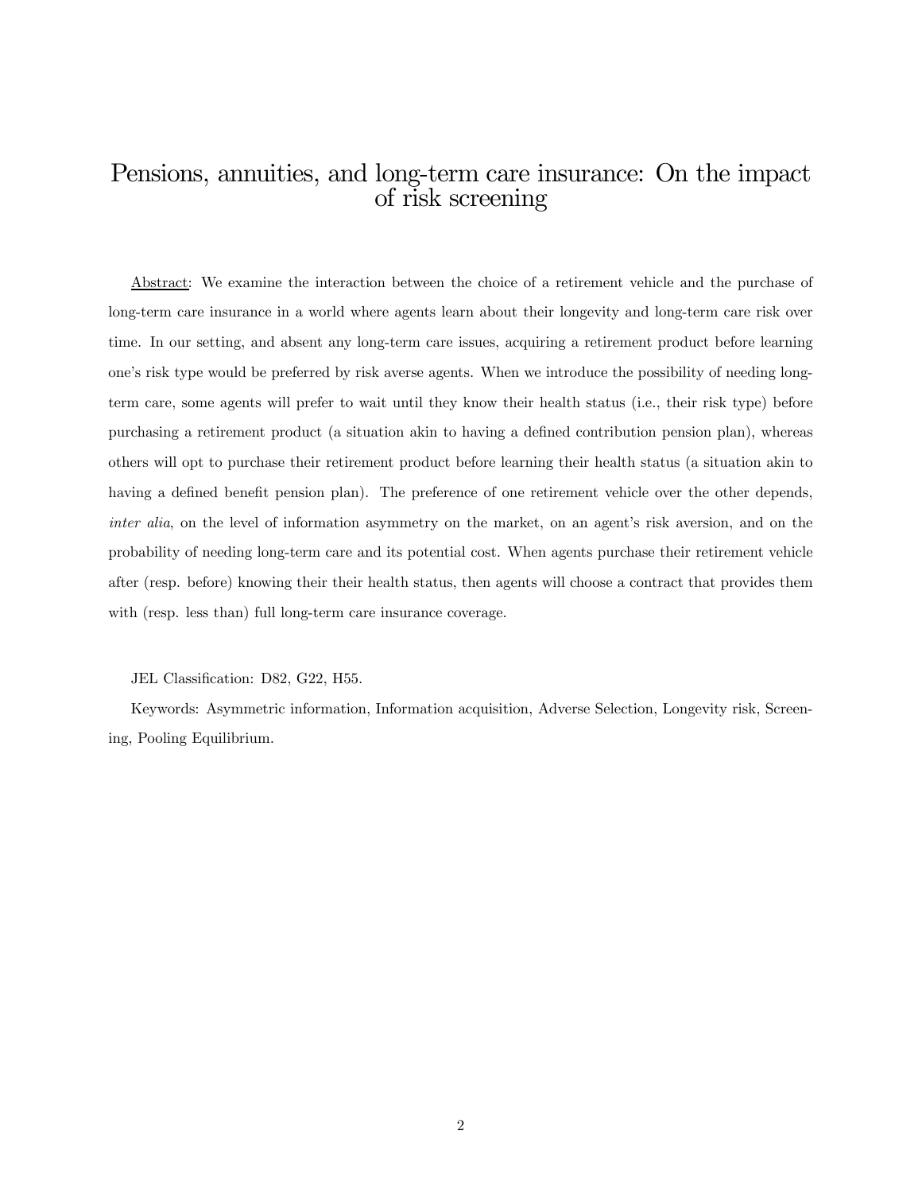# Pensions, annuities, and long-term care insurance: On the impact of risk screening

Abstract: We examine the interaction between the choice of a retirement vehicle and the purchase of long-term care insurance in a world where agents learn about their longevity and long-term care risk over time. In our setting, and absent any long-term care issues, acquiring a retirement product before learning one's risk type would be preferred by risk averse agents. When we introduce the possibility of needing long-term care, some agents will prefer to wait until they know their health status (i.e., their risk type) before purchasing a retirement product (a situation akin to having a defined contribution pension plan), whereas others will opt to purchase their retirement product before learning their health status (a situation akin to having a defined benefit pension plan). The preference of one retirement vehicle over the other depends, *inter alia*, on the level of information asymmetry on the market, on an agent's risk aversion, and on the probability of needing long-term care and its potential cost. When agents purchase their retirement vehicle after (resp. before) knowing their their health status, then agents will choose a contract that provides them with (resp. less than) full long-term care insurance coverage.

JEL Classification: D82, G22, H55.

Keywords: Asymmetric information, Information acquisition, Adverse Selection, Longevity risk, Screening, Pooling Equilibrium.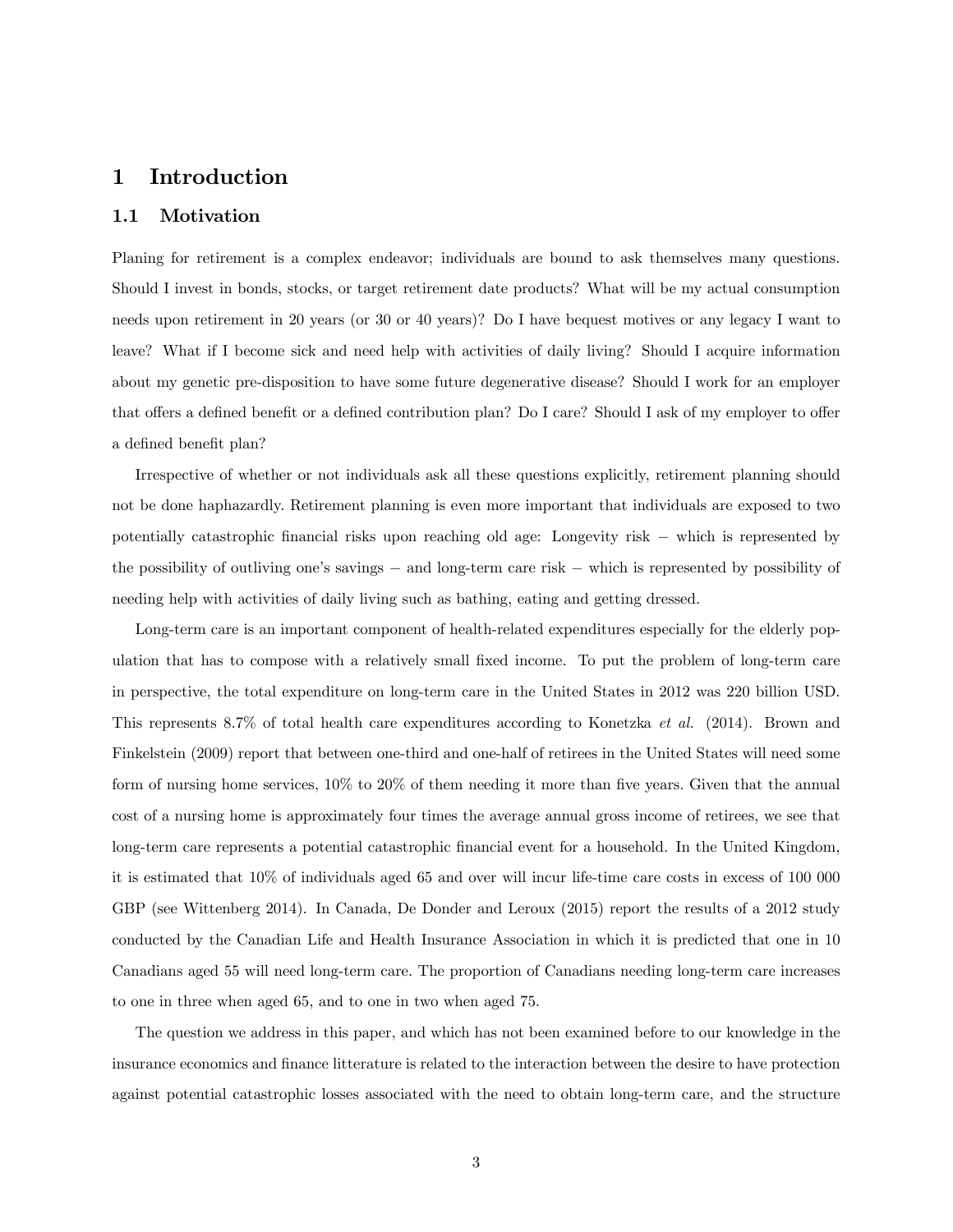# 1 Introduction

## 1.1 Motivation

Planing for retirement is a complex endeavor; individuals are bound to ask themselves many questions. Should I invest in bonds, stocks, or target retirement date products? What will be my actual consumption needs upon retirement in 20 years (or 30 or 40 years)? Do I have bequest motives or any legacy I want to leave? What if I become sick and need help with activities of daily living? Should I acquire information about my genetic pre-disposition to have some future degenerative disease? Should I work for an employer that offers a defined benefit or a defined contribution plan? Do I care? Should I ask of my employer to offer a defined benefit plan?

Irrespective of whether or not individuals ask all these questions explicitly, retirement planning should not be done haphazardly. Retirement planning is even more important that individuals are exposed to two potentially catastrophic financial risks upon reaching old age: Longevity risk − which is represented by the possibility of outliving one's savings − and long-term care risk − which is represented by possibility of needing help with activities of daily living such as bathing, eating and getting dressed.

Long-term care is an important component of health-related expenditures especially for the elderly population that has to compose with a relatively small fixed income. To put the problem of long-term care in perspective, the total expenditure on long-term care in the United States in 2012 was 220 billion USD. This represents 8.7% of total health care expenditures according to Konetzka *et al.* (2014). Brown and Finkelstein (2009) report that between one-third and one-half of retirees in the United States will need some form of nursing home services, 10% to 20% of them needing it more than five years. Given that the annual cost of a nursing home is approximately four times the average annual gross income of retirees, we see that long-term care represents a potential catastrophic financial event for a household. In the United Kingdom, it is estimated that 10% of individuals aged 65 and over will incur life-time care costs in excess of 100 000 GBP (see Wittenberg 2014). In Canada, De Donder and Leroux (2015) report the results of a 2012 study conducted by the Canadian Life and Health Insurance Association in which it is predicted that one in 10 Canadians aged 55 will need long-term care. The proportion of Canadians needing long-term care increases to one in three when aged 65, and to one in two when aged 75.

The question we address in this paper, and which has not been examined before to our knowledge in the insurance economics and finance litterature is related to the interaction between the desire to have protection against potential catastrophic losses associated with the need to obtain long-term care, and the structure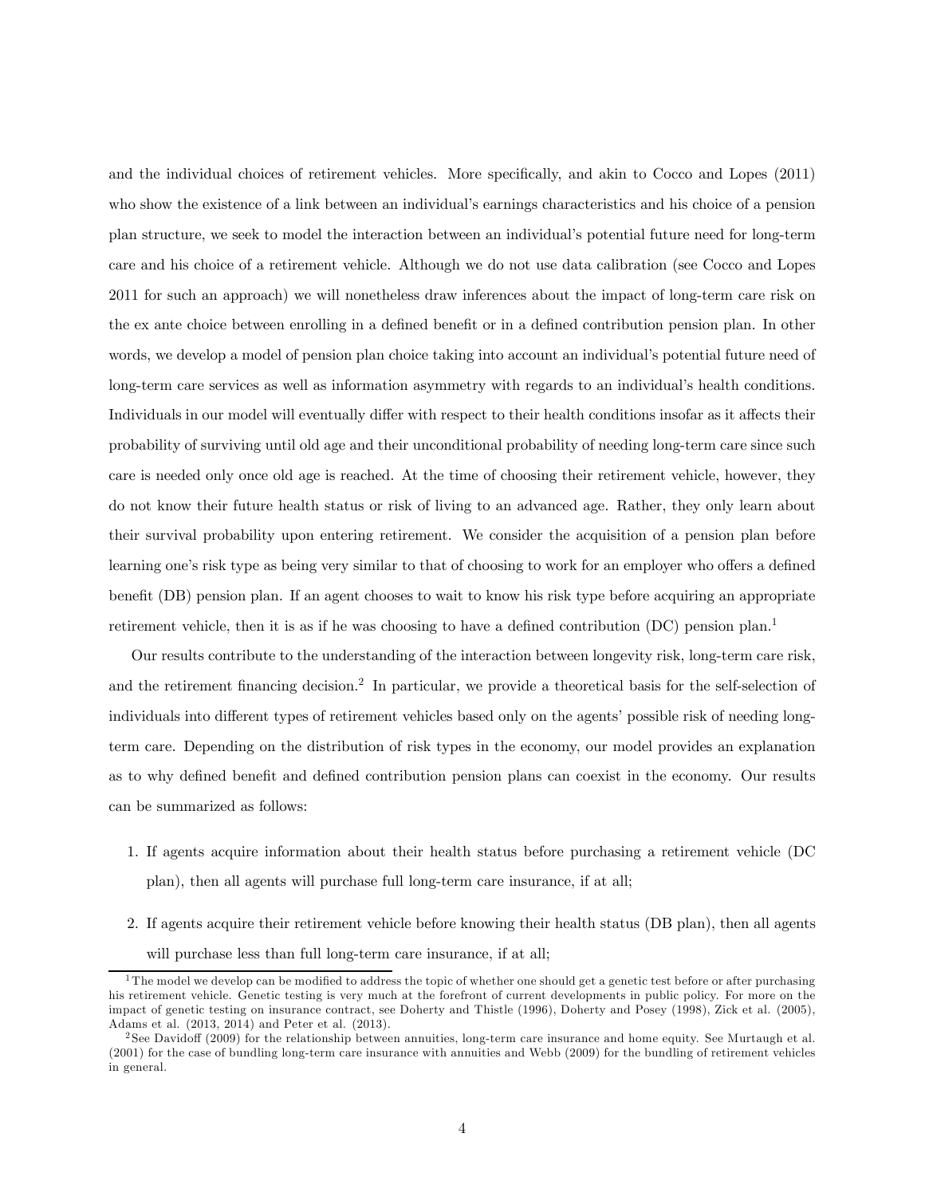and the individual choices of retirement vehicles. More specifically, and akin to Cocco and Lopes (2011) who show the existence of a link between an individual's earnings characteristics and his choice of a pension plan structure, we seek to model the interaction between an individual's potential future need for long-term care and his choice of a retirement vehicle. Although we do not use data calibration (see Cocco and Lopes 2011 for such an approach) we will nonetheless draw inferences about the impact of long-term care risk on the ex ante choice between enrolling in a defined benefit or in a defined contribution pension plan. In other words, we develop a model of pension plan choice taking into account an individual's potential future need of long-term care services as well as information asymmetry with regards to an individual's health conditions. Individuals in our model will eventually differ with respect to their health conditions insofar as it affects their probability of surviving until old age and their unconditional probability of needing long-term care since such care is needed only once old age is reached. At the time of choosing their retirement vehicle, however, they do not know their future health status or risk of living to an advanced age. Rather, they only learn about their survival probability upon entering retirement. We consider the acquisition of a pension plan before learning one's risk type as being very similar to that of choosing to work for an employer who offers a defined benefit (DB) pension plan. If an agent chooses to wait to know his risk type before acquiring an appropriate retirement vehicle, then it is as if he was choosing to have a defined contribution (DC) pension plan.[1]

Our results contribute to the understanding of the interaction between longevity risk, long-term care risk, and the retirement financing decision.[2] In particular, we provide a theoretical basis for the self-selection of individuals into different types of retirement vehicles based only on the agents' possible risk of needing long-term care. Depending on the distribution of risk types in the economy, our model provides an explanation as to why defined benefit and defined contribution pension plans can coexist in the economy. Our results can be summarized as follows:

1. If agents acquire information about their health status before purchasing a retirement vehicle (DC plan), then all agents will purchase full long-term care insurance, if at all;
2. If agents acquire their retirement vehicle before knowing their health status (DB plan), then all agents will purchase less than full long-term care insurance, if at all;

---

[1] The model we develop can be modified to address the topic of whether one should get a genetic test before or after purchasing his retirement vehicle. Genetic testing is very much at the forefront of current developments in public policy. For more on the impact of genetic testing on insurance contract, see Doherty and Thistle (1996), Doherty and Posey (1998), Zick et al. (2005), Adams et al. (2013, 2014) and Peter et al. (2013).

[2] See Davidoff (2009) for the relationship between annuities, long-term care insurance and home equity. See Murtaugh et al. (2001) for the case of bundling long-term care insurance with annuities and Webb (2009) for the bundling of retirement vehicles in general.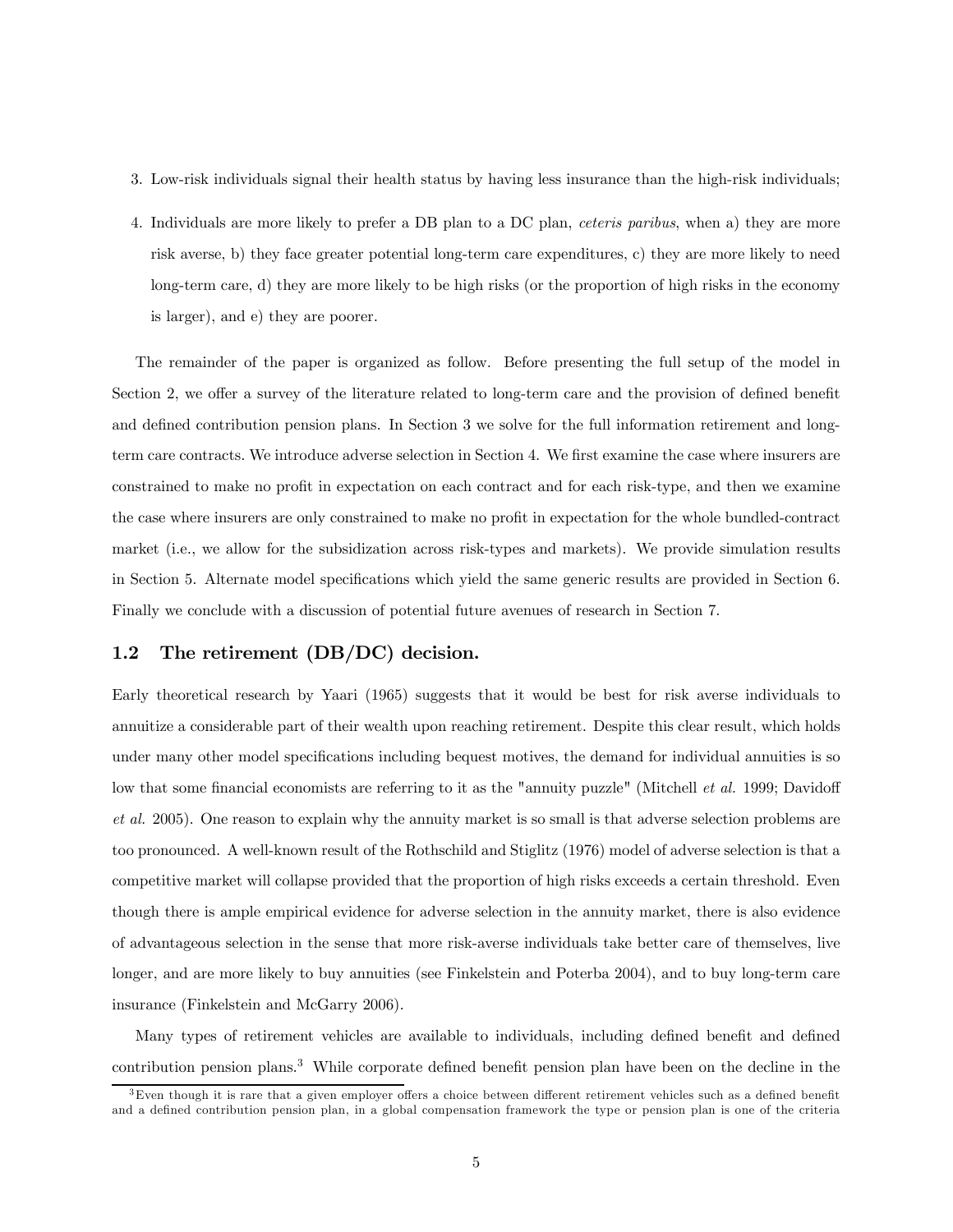3. Low-risk individuals signal their health status by having less insurance than the high-risk individuals;
4. Individuals are more likely to prefer a DB plan to a DC plan, *ceteris paribus*, when a) they are more risk averse, b) they face greater potential long-term care expenditures, c) they are more likely to need long-term care, d) they are more likely to be high risks (or the proportion of high risks in the economy is larger), and e) they are poorer.

The remainder of the paper is organized as follow. Before presenting the full setup of the model in Section 2, we offer a survey of the literature related to long-term care and the provision of defined benefit and defined contribution pension plans. In Section 3 we solve for the full information retirement and long-term care contracts. We introduce adverse selection in Section 4. We first examine the case where insurers are constrained to make no profit in expectation on each contract and for each risk-type, and then we examine the case where insurers are only constrained to make no profit in expectation for the whole bundled-contract market (i.e., we allow for the subsidization across risk-types and markets). We provide simulation results in Section 5. Alternate model specifications which yield the same generic results are provided in Section 6. Finally we conclude with a discussion of potential future avenues of research in Section 7.

## 1.2 The retirement (DB/DC) decision.

Early theoretical research by Yaari (1965) suggests that it would be best for risk averse individuals to annuitize a considerable part of their wealth upon reaching retirement. Despite this clear result, which holds under many other model specifications including bequest motives, the demand for individual annuities is so low that some financial economists are referring to it as the "annuity puzzle" (Mitchell *et al.* 1999; Davidoff *et al.* 2005). One reason to explain why the annuity market is so small is that adverse selection problems are too pronounced. A well-known result of the Rothschild and Stiglitz (1976) model of adverse selection is that a competitive market will collapse provided that the proportion of high risks exceeds a certain threshold. Even though there is ample empirical evidence for adverse selection in the annuity market, there is also evidence of advantageous selection in the sense that more risk-averse individuals take better care of themselves, live longer, and are more likely to buy annuities (see Finkelstein and Poterba 2004), and to buy long-term care insurance (Finkelstein and McGarry 2006).

Many types of retirement vehicles are available to individuals, including defined benefit and defined contribution pension plans.[3] While corporate defined benefit pension plan have been on the decline in the

[3] Even though it is rare that a given employer offers a choice between different retirement vehicles such as a defined benefit and a defined contribution pension plan, in a global compensation framework the type or pension plan is one of the criteria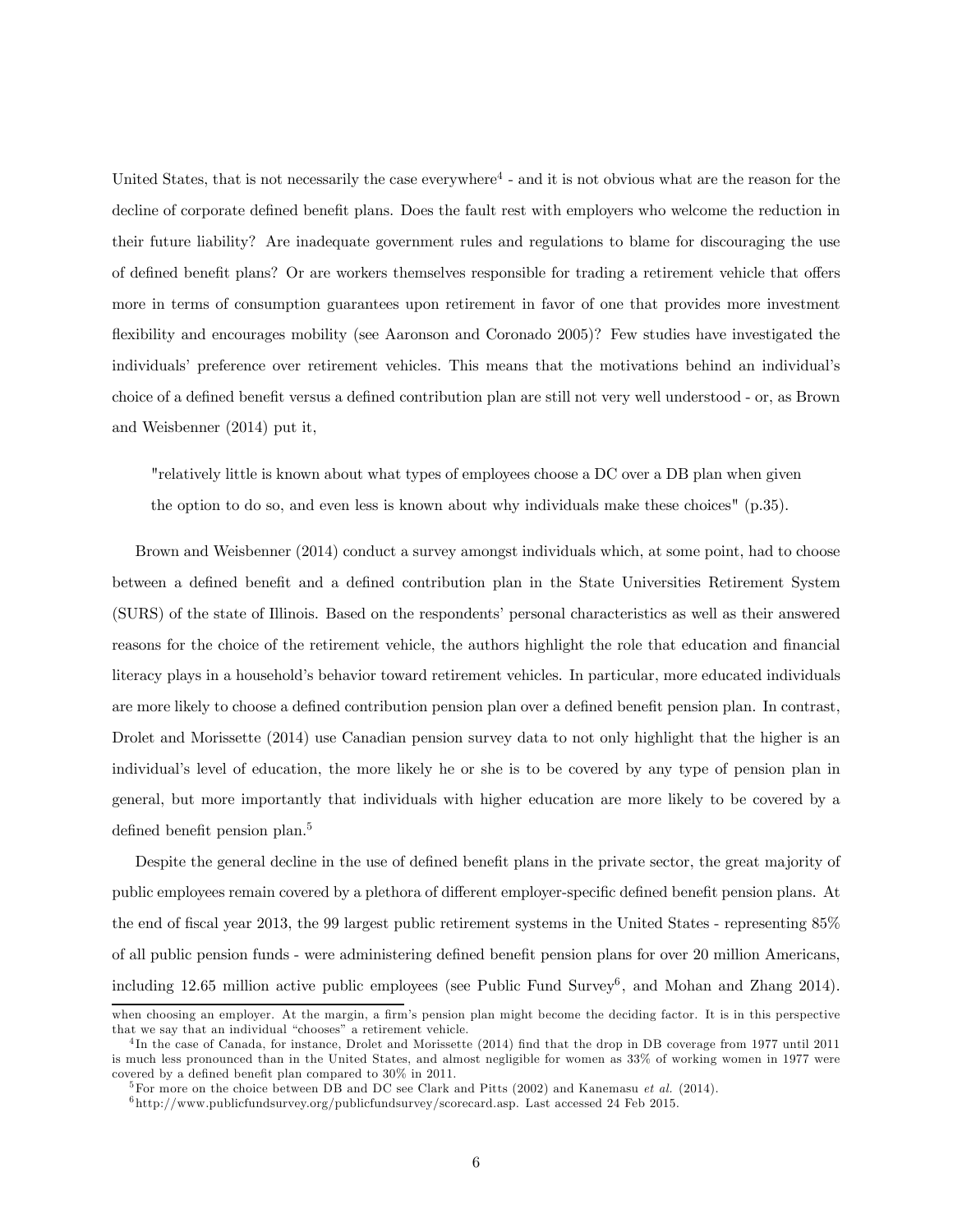United States, that is not necessarily the case everywhere[4] - and it is not obvious what are the reason for the decline of corporate defined benefit plans. Does the fault rest with employers who welcome the reduction in their future liability? Are inadequate government rules and regulations to blame for discouraging the use of defined benefit plans? Or are workers themselves responsible for trading a retirement vehicle that offers more in terms of consumption guarantees upon retirement in favor of one that provides more investment flexibility and encourages mobility (see Aaronson and Coronado 2005)? Few studies have investigated the individuals' preference over retirement vehicles. This means that the motivations behind an individual's choice of a defined benefit versus a defined contribution plan are still not very well understood - or, as Brown and Weisbenner (2014) put it,

> "relatively little is known about what types of employees choose a DC over a DB plan when given the option to do so, and even less is known about why individuals make these choices" (p.35).

Brown and Weisbenner (2014) conduct a survey amongst individuals which, at some point, had to choose between a defined benefit and a defined contribution plan in the State Universities Retirement System (SURS) of the state of Illinois. Based on the respondents' personal characteristics as well as their answered reasons for the choice of the retirement vehicle, the authors highlight the role that education and financial literacy plays in a household's behavior toward retirement vehicles. In particular, more educated individuals are more likely to choose a defined contribution pension plan over a defined benefit pension plan. In contrast, Drolet and Morissette (2014) use Canadian pension survey data to not only highlight that the higher is an individual's level of education, the more likely he or she is to be covered by any type of pension plan in general, but more importantly that individuals with higher education are more likely to be covered by a defined benefit pension plan.[5]

Despite the general decline in the use of defined benefit plans in the private sector, the great majority of public employees remain covered by a plethora of different employer-specific defined benefit pension plans. At the end of fiscal year 2013, the 99 largest public retirement systems in the United States - representing 85% of all public pension funds - were administering defined benefit pension plans for over 20 million Americans, including 12.65 million active public employees (see Public Fund Survey[6], and Mohan and Zhang 2014).

---

when choosing an employer. At the margin, a firm's pension plan might become the deciding factor. It is in this perspective that we say that an individual "chooses" a retirement vehicle.

[4] In the case of Canada, for instance, Drolet and Morissette (2014) find that the drop in DB coverage from 1977 until 2011 is much less pronounced than in the United States, and almost negligible for women as 33% of working women in 1977 were covered by a defined benefit plan compared to 30% in 2011.

[5] For more on the choice between DB and DC see Clark and Pitts (2002) and Kanemasu *et al.* (2014).

[6] http://www.publicfundsurvey.org/publicfundsurvey/scorecard.asp. Last accessed 24 Feb 2015.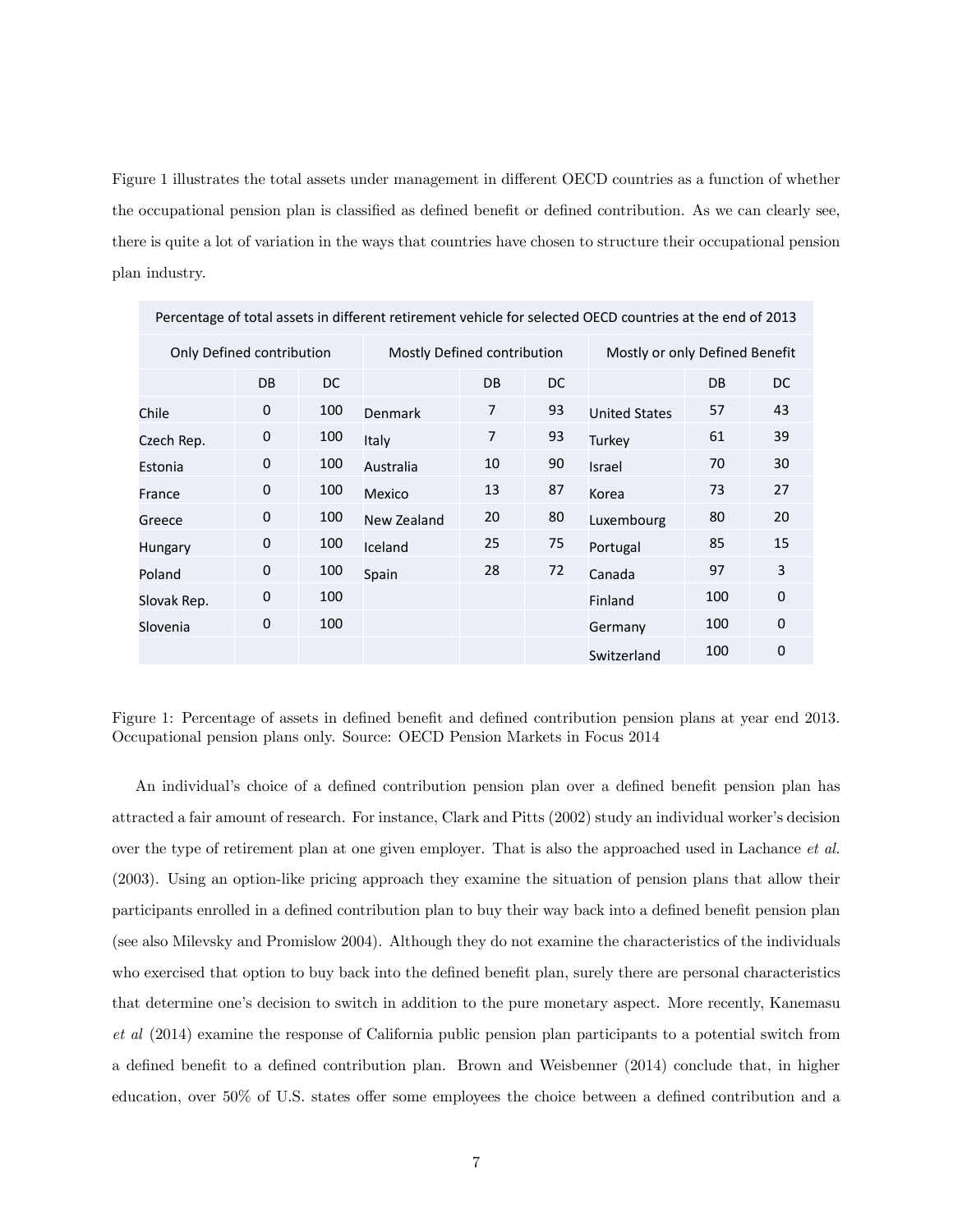Figure 1 illustrates the total assets under management in different OECD countries as a function of whether the occupational pension plan is classified as defined benefit or defined contribution. As we can clearly see, there is quite a lot of variation in the ways that countries have chosen to structure their occupational pension plan industry.

| Percentage of total assets in different retirement vehicle for selected OECD countries at the end of 2013 | | | | | | | | |
|---|---|---|---|---|---|---|---|---|
| Only Defined contribution | | | Mostly Defined contribution | | | Mostly or only Defined Benefit | | |
| | DB | DC | | DB | DC | | DB | DC |
| Chile | 0 | 100 | Denmark | 7 | 93 | United States | 57 | 43 |
| Czech Rep. | 0 | 100 | Italy | 7 | 93 | Turkey | 61 | 39 |
| Estonia | 0 | 100 | Australia | 10 | 90 | Israel | 70 | 30 |
| France | 0 | 100 | Mexico | 13 | 87 | Korea | 73 | 27 |
| Greece | 0 | 100 | New Zealand | 20 | 80 | Luxembourg | 80 | 20 |
| Hungary | 0 | 100 | Iceland | 25 | 75 | Portugal | 85 | 15 |
| Poland | 0 | 100 | Spain | 28 | 72 | Canada | 97 | 3 |
| Slovak Rep. | 0 | 100 | | | | Finland | 100 | 0 |
| Slovenia | 0 | 100 | | | | Germany | 100 | 0 |
| | | | | | | Switzerland | 100 | 0 |

Figure 1: Percentage of assets in defined benefit and defined contribution pension plans at year end 2013. Occupational pension plans only. Source: OECD Pension Markets in Focus 2014

An individual's choice of a defined contribution pension plan over a defined benefit pension plan has attracted a fair amount of research. For instance, Clark and Pitts (2002) study an individual worker's decision over the type of retirement plan at one given employer. That is also the approached used in Lachance *et al.* (2003). Using an option-like pricing approach they examine the situation of pension plans that allow their participants enrolled in a defined contribution plan to buy their way back into a defined benefit pension plan (see also Milevsky and Promislow 2004). Although they do not examine the characteristics of the individuals who exercised that option to buy back into the defined benefit plan, surely there are personal characteristics that determine one's decision to switch in addition to the pure monetary aspect. More recently, Kanemasu *et al* (2014) examine the response of California public pension plan participants to a potential switch from a defined benefit to a defined contribution plan. Brown and Weisbenner (2014) conclude that, in higher education, over 50% of U.S. states offer some employees the choice between a defined contribution and a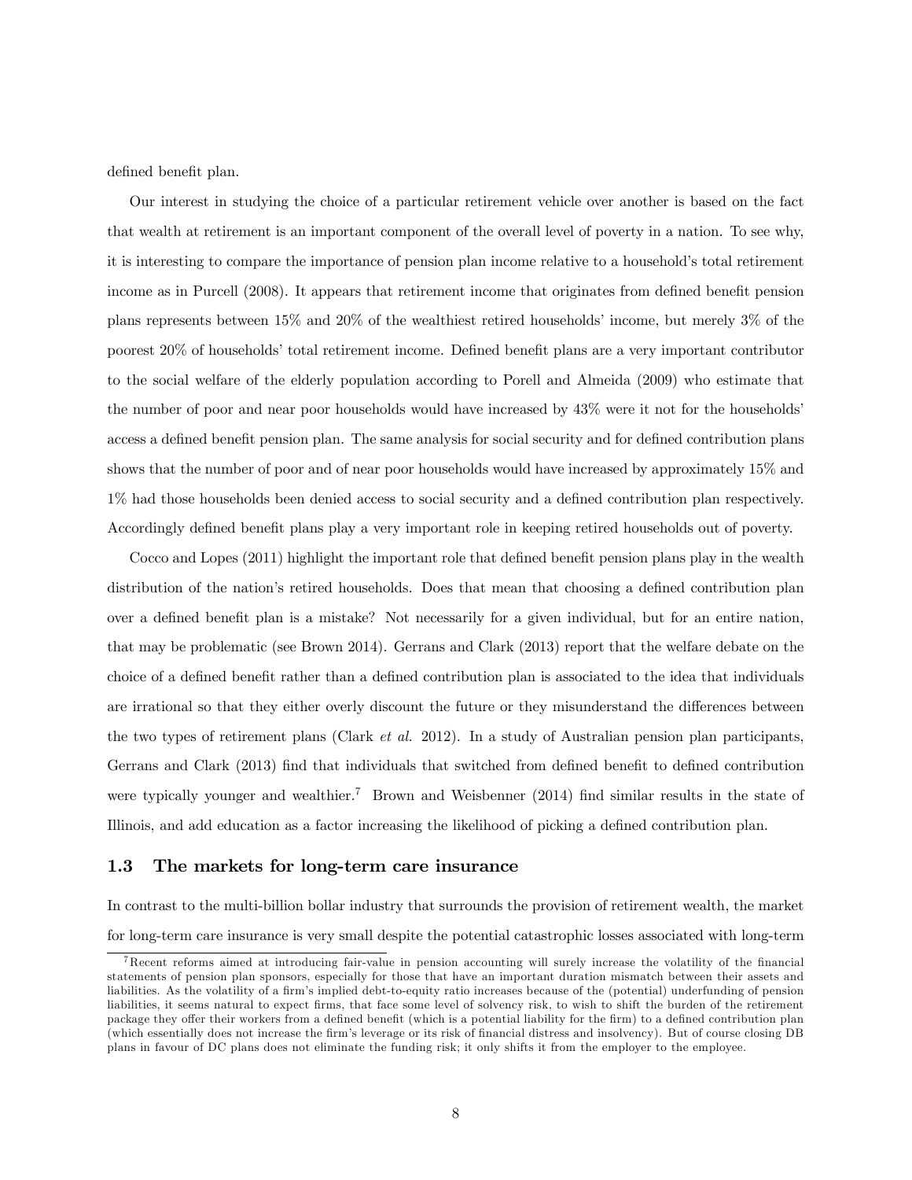defined benefit plan.

Our interest in studying the choice of a particular retirement vehicle over another is based on the fact that wealth at retirement is an important component of the overall level of poverty in a nation. To see why, it is interesting to compare the importance of pension plan income relative to a household's total retirement income as in Purcell (2008). It appears that retirement income that originates from defined benefit pension plans represents between 15% and 20% of the wealthiest retired households' income, but merely 3% of the poorest 20% of households' total retirement income. Defined benefit plans are a very important contributor to the social welfare of the elderly population according to Porell and Almeida (2009) who estimate that the number of poor and near poor households would have increased by 43% were it not for the households' access a defined benefit pension plan. The same analysis for social security and for defined contribution plans shows that the number of poor and of near poor households would have increased by approximately 15% and 1% had those households been denied access to social security and a defined contribution plan respectively. Accordingly defined benefit plans play a very important role in keeping retired households out of poverty.

Cocco and Lopes (2011) highlight the important role that defined benefit pension plans play in the wealth distribution of the nation's retired households. Does that mean that choosing a defined contribution plan over a defined benefit plan is a mistake? Not necessarily for a given individual, but for an entire nation, that may be problematic (see Brown 2014). Gerrans and Clark (2013) report that the welfare debate on the choice of a defined benefit rather than a defined contribution plan is associated to the idea that individuals are irrational so that they either overly discount the future or they misunderstand the differences between the two types of retirement plans (Clark *et al.* 2012). In a study of Australian pension plan participants, Gerrans and Clark (2013) find that individuals that switched from defined benefit to defined contribution were typically younger and wealthier.[7] Brown and Weisbenner (2014) find similar results in the state of Illinois, and add education as a factor increasing the likelihood of picking a defined contribution plan.

### 1.3 The markets for long-term care insurance

In contrast to the multi-billion bollar industry that surrounds the provision of retirement wealth, the market for long-term care insurance is very small despite the potential catastrophic losses associated with long-term

[7] Recent reforms aimed at introducing fair-value in pension accounting will surely increase the volatility of the financial statements of pension plan sponsors, especially for those that have an important duration mismatch between their assets and liabilities. As the volatility of a firm's implied debt-to-equity ratio increases because of the (potential) underfunding of pension liabilities, it seems natural to expect firms, that face some level of solvency risk, to wish to shift the burden of the retirement package they offer their workers from a defined benefit (which is a potential liability for the firm) to a defined contribution plan (which essentially does not increase the firm's leverage or its risk of financial distress and insolvency). But of course closing DB plans in favour of DC plans does not eliminate the funding risk; it only shifts it from the employer to the employee.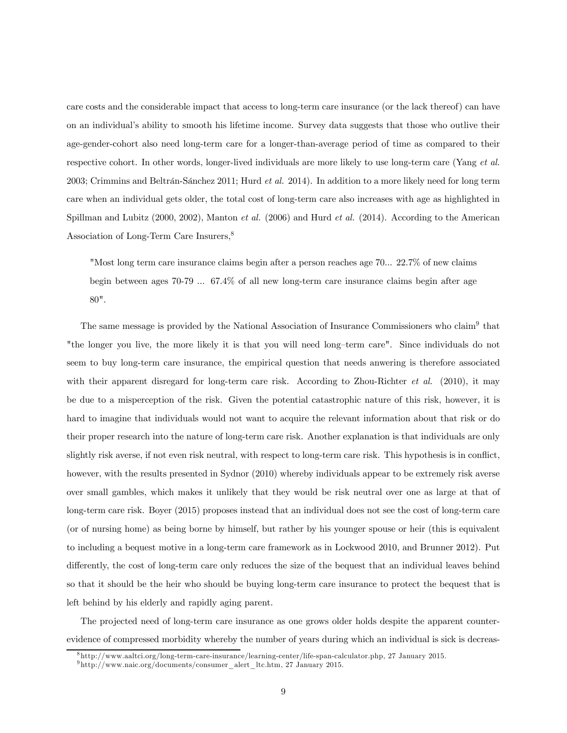care costs and the considerable impact that access to long-term care insurance (or the lack thereof) can have on an individual's ability to smooth his lifetime income. Survey data suggests that those who outlive their age-gender-cohort also need long-term care for a longer-than-average period of time as compared to their respective cohort. In other words, longer-lived individuals are more likely to use long-term care (Yang *et al.* 2003; Crimmins and Beltrán-Sánchez 2011; Hurd *et al.* 2014). In addition to a more likely need for long term care when an individual gets older, the total cost of long-term care also increases with age as highlighted in Spillman and Lubitz (2000, 2002), Manton *et al.* (2006) and Hurd *et al.* (2014). According to the American Association of Long-Term Care Insurers,[8]

> "Most long term care insurance claims begin after a person reaches age 70... 22.7% of new claims begin between ages 70-79 ... 67.4% of all new long-term care insurance claims begin after age 80".

The same message is provided by the National Association of Insurance Commissioners who claim[9] that "the longer you live, the more likely it is that you will need long–term care". Since individuals do not seem to buy long-term care insurance, the empirical question that needs anwering is therefore associated with their apparent disregard for long-term care risk. According to Zhou-Richter *et al.* (2010), it may be due to a misperception of the risk. Given the potential catastrophic nature of this risk, however, it is hard to imagine that individuals would not want to acquire the relevant information about that risk or do their proper research into the nature of long-term care risk. Another explanation is that individuals are only slightly risk averse, if not even risk neutral, with respect to long-term care risk. This hypothesis is in conflict, however, with the results presented in Sydnor (2010) whereby individuals appear to be extremely risk averse over small gambles, which makes it unlikely that they would be risk neutral over one as large at that of long-term care risk. Boyer (2015) proposes instead that an individual does not see the cost of long-term care (or of nursing home) as being borne by himself, but rather by his younger spouse or heir (this is equivalent to including a bequest motive in a long-term care framework as in Lockwood 2010, and Brunner 2012). Put differently, the cost of long-term care only reduces the size of the bequest that an individual leaves behind so that it should be the heir who should be buying long-term care insurance to protect the bequest that is left behind by his elderly and rapidly aging parent.

The projected need of long-term care insurance as one grows older holds despite the apparent counter-evidence of compressed morbidity whereby the number of years during which an individual is sick is decreas-

[8] http://www.aaltci.org/long-term-care-insurance/learning-center/life-span-calculator.php, 27 January 2015.

[9] http://www.naic.org/documents/consumer_alert_ltc.htm, 27 January 2015.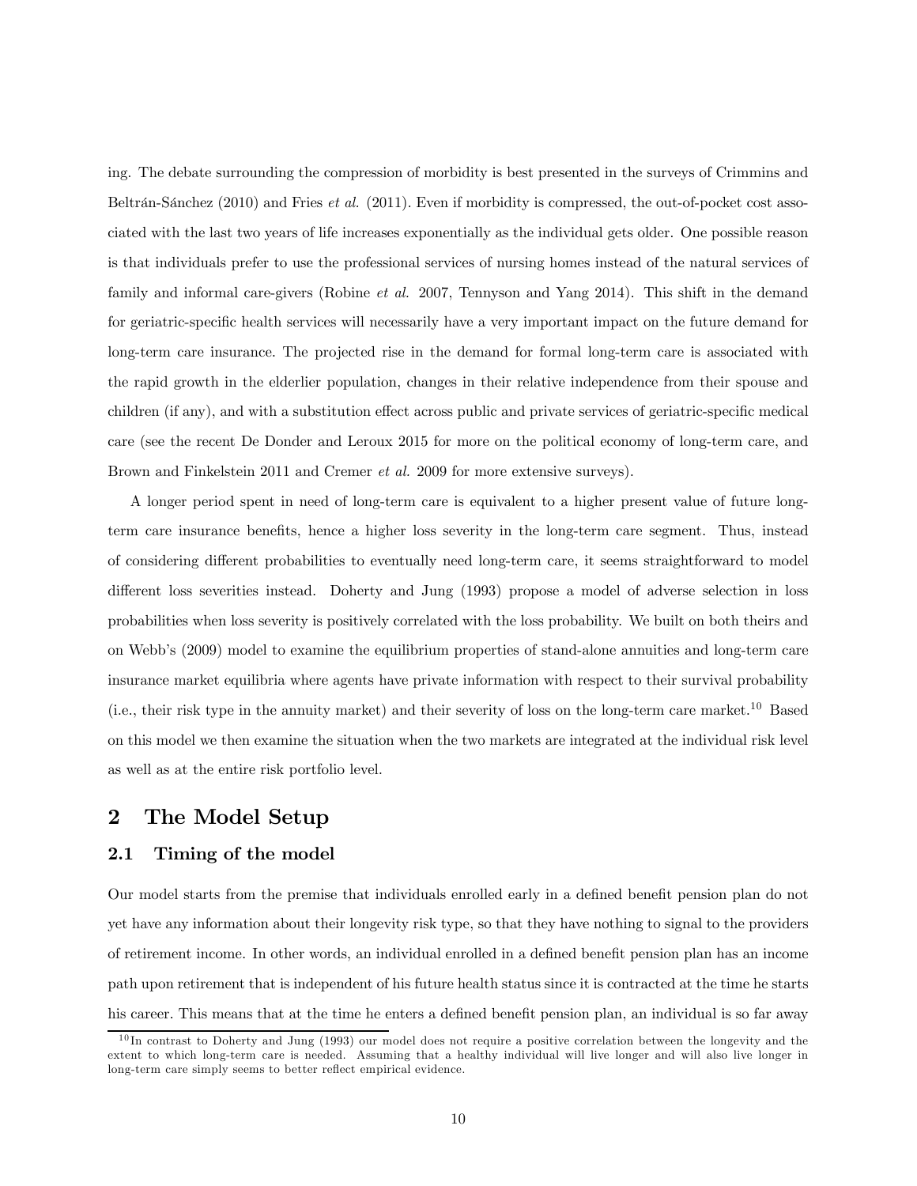ing. The debate surrounding the compression of morbidity is best presented in the surveys of Crimmins and Beltrán-Sánchez (2010) and Fries *et al.* (2011). Even if morbidity is compressed, the out-of-pocket cost associated with the last two years of life increases exponentially as the individual gets older. One possible reason is that individuals prefer to use the professional services of nursing homes instead of the natural services of family and informal care-givers (Robine *et al.* 2007, Tennyson and Yang 2014). This shift in the demand for geriatric-specific health services will necessarily have a very important impact on the future demand for long-term care insurance. The projected rise in the demand for formal long-term care is associated with the rapid growth in the elderlier population, changes in their relative independence from their spouse and children (if any), and with a substitution effect across public and private services of geriatric-specific medical care (see the recent De Donder and Leroux 2015 for more on the political economy of long-term care, and Brown and Finkelstein 2011 and Cremer *et al.* 2009 for more extensive surveys).

A longer period spent in need of long-term care is equivalent to a higher present value of future long-term care insurance benefits, hence a higher loss severity in the long-term care segment. Thus, instead of considering different probabilities to eventually need long-term care, it seems straightforward to model different loss severities instead. Doherty and Jung (1993) propose a model of adverse selection in loss probabilities when loss severity is positively correlated with the loss probability. We built on both theirs and on Webb's (2009) model to examine the equilibrium properties of stand-alone annuities and long-term care insurance market equilibria where agents have private information with respect to their survival probability (i.e., their risk type in the annuity market) and their severity of loss on the long-term care market.[10] Based on this model we then examine the situation when the two markets are integrated at the individual risk level as well as at the entire risk portfolio level.

## 2 The Model Setup

### 2.1 Timing of the model

Our model starts from the premise that individuals enrolled early in a defined benefit pension plan do not yet have any information about their longevity risk type, so that they have nothing to signal to the providers of retirement income. In other words, an individual enrolled in a defined benefit pension plan has an income path upon retirement that is independent of his future health status since it is contracted at the time he starts his career. This means that at the time he enters a defined benefit pension plan, an individual is so far away

[10] In contrast to Doherty and Jung (1993) our model does not require a positive correlation between the longevity and the extent to which long-term care is needed. Assuming that a healthy individual will live longer and will also live longer in long-term care simply seems to better reflect empirical evidence.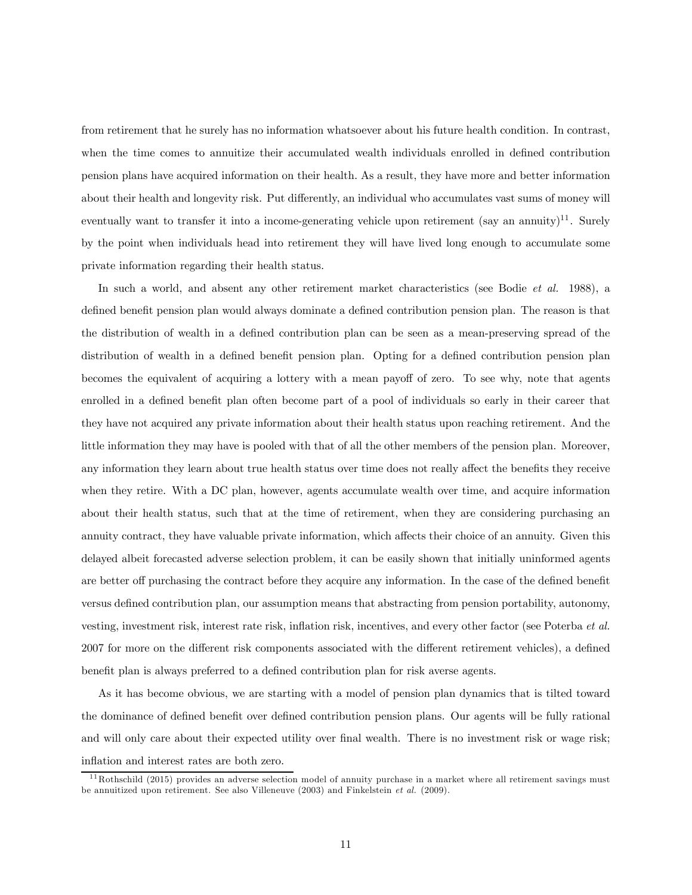from retirement that he surely has no information whatsoever about his future health condition. In contrast, when the time comes to annuitize their accumulated wealth individuals enrolled in defined contribution pension plans have acquired information on their health. As a result, they have more and better information about their health and longevity risk. Put differently, an individual who accumulates vast sums of money will eventually want to transfer it into a income-generating vehicle upon retirement (say an annuity)[11]. Surely by the point when individuals head into retirement they will have lived long enough to accumulate some private information regarding their health status.

In such a world, and absent any other retirement market characteristics (see Bodie *et al.* 1988), a defined benefit pension plan would always dominate a defined contribution pension plan. The reason is that the distribution of wealth in a defined contribution plan can be seen as a mean-preserving spread of the distribution of wealth in a defined benefit pension plan. Opting for a defined contribution pension plan becomes the equivalent of acquiring a lottery with a mean payoff of zero. To see why, note that agents enrolled in a defined benefit plan often become part of a pool of individuals so early in their career that they have not acquired any private information about their health status upon reaching retirement. And the little information they may have is pooled with that of all the other members of the pension plan. Moreover, any information they learn about true health status over time does not really affect the benefits they receive when they retire. With a DC plan, however, agents accumulate wealth over time, and acquire information about their health status, such that at the time of retirement, when they are considering purchasing an annuity contract, they have valuable private information, which affects their choice of an annuity. Given this delayed albeit forecasted adverse selection problem, it can be easily shown that initially uninformed agents are better off purchasing the contract before they acquire any information. In the case of the defined benefit versus defined contribution plan, our assumption means that abstracting from pension portability, autonomy, vesting, investment risk, interest rate risk, inflation risk, incentives, and every other factor (see Poterba *et al.* 2007 for more on the different risk components associated with the different retirement vehicles), a defined benefit plan is always preferred to a defined contribution plan for risk averse agents.

As it has become obvious, we are starting with a model of pension plan dynamics that is tilted toward the dominance of defined benefit over defined contribution pension plans. Our agents will be fully rational and will only care about their expected utility over final wealth. There is no investment risk or wage risk; inflation and interest rates are both zero.

[11] Rothschild (2015) provides an adverse selection model of annuity purchase in a market where all retirement savings must be annuitized upon retirement. See also Villeneuve (2003) and Finkelstein *et al.* (2009).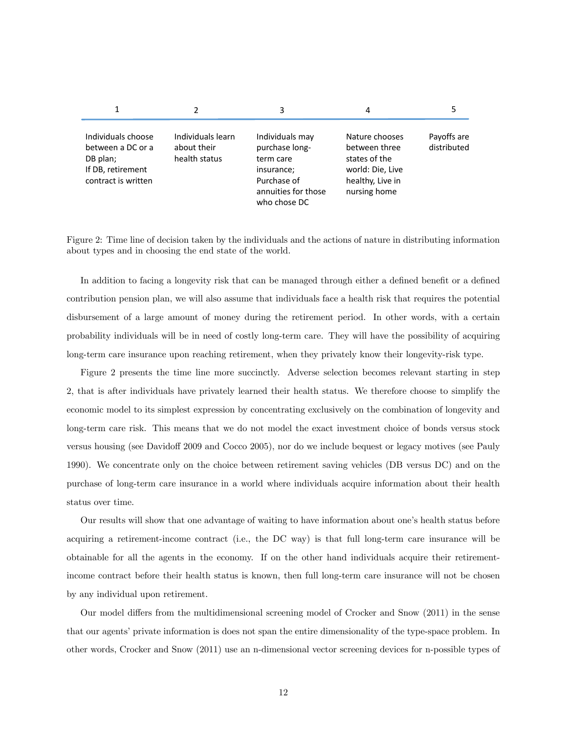| 1 | 2 | 3 | 4 | 5 |
|---|---|---|---|---|
| Individuals choose between a DC or a DB plan; If DB, retirement contract is written | Individuals learn about their health status | Individuals may purchase long-term care insurance; Purchase of annuities for those who chose DC | Nature chooses between three states of the world: Die, Live healthy, Live in nursing home | Payoffs are distributed |

Figure 2: Time line of decision taken by the individuals and the actions of nature in distributing information about types and in choosing the end state of the world.

In addition to facing a longevity risk that can be managed through either a defined benefit or a defined contribution pension plan, we will also assume that individuals face a health risk that requires the potential disbursement of a large amount of money during the retirement period. In other words, with a certain probability individuals will be in need of costly long-term care. They will have the possibility of acquiring long-term care insurance upon reaching retirement, when they privately know their longevity-risk type.

Figure 2 presents the time line more succinctly. Adverse selection becomes relevant starting in step 2, that is after individuals have privately learned their health status. We therefore choose to simplify the economic model to its simplest expression by concentrating exclusively on the combination of longevity and long-term care risk. This means that we do not model the exact investment choice of bonds versus stock versus housing (see Davidoff 2009 and Cocco 2005), nor do we include bequest or legacy motives (see Pauly 1990). We concentrate only on the choice between retirement saving vehicles (DB versus DC) and on the purchase of long-term care insurance in a world where individuals acquire information about their health status over time.

Our results will show that one advantage of waiting to have information about one's health status before acquiring a retirement-income contract (i.e., the DC way) is that full long-term care insurance will be obtainable for all the agents in the economy. If on the other hand individuals acquire their retirement-income contract before their health status is known, then full long-term care insurance will not be chosen by any individual upon retirement.

Our model differs from the multidimensional screening model of Crocker and Snow (2011) in the sense that our agents' private information is does not span the entire dimensionality of the type-space problem. In other words, Crocker and Snow (2011) use an n-dimensional vector screening devices for n-possible types of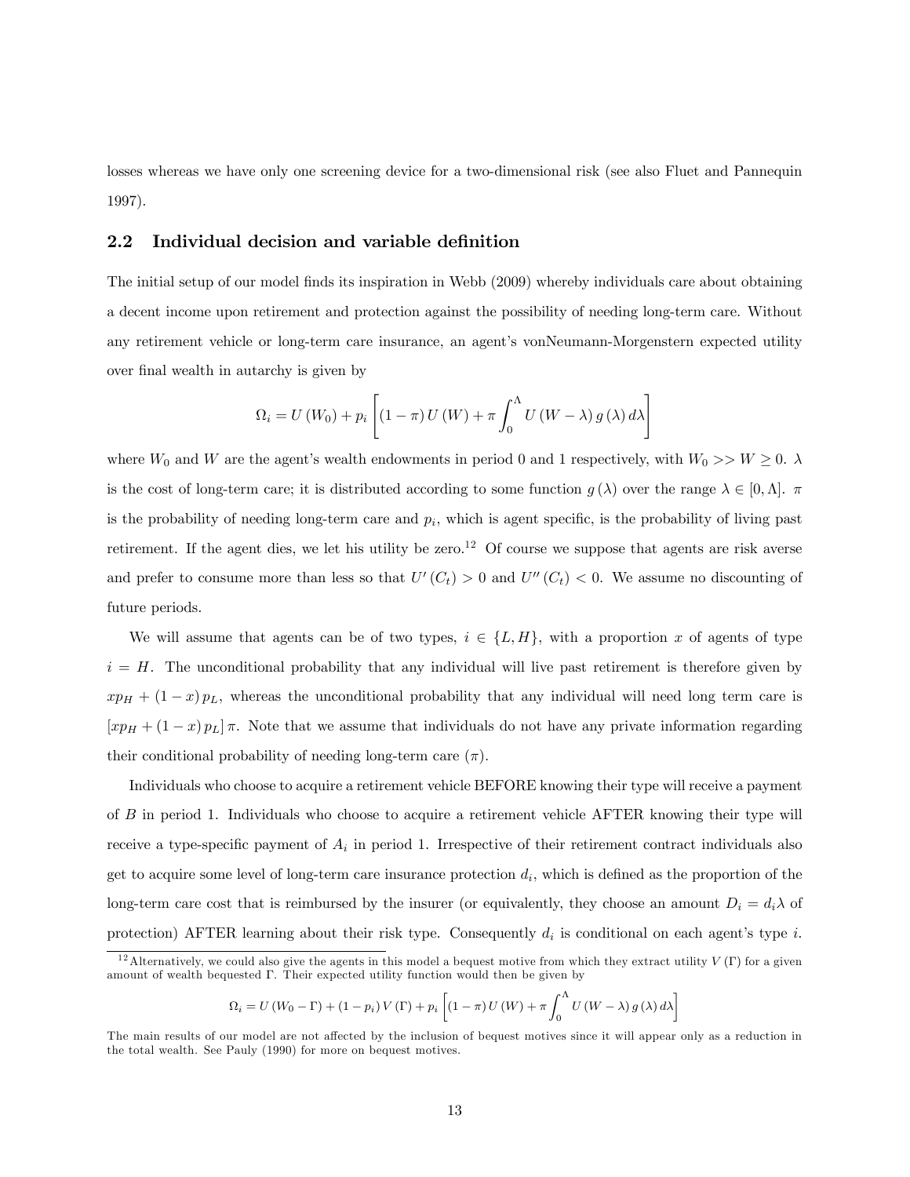losses whereas we have only one screening device for a two-dimensional risk (see also Fluet and Pannequin 1997).

## 2.2 Individual decision and variable definition

The initial setup of our model finds its inspiration in Webb (2009) whereby individuals care about obtaining a decent income upon retirement and protection against the possibility of needing long-term care. Without any retirement vehicle or long-term care insurance, an agent's vonNeumann-Morgenstern expected utility over final wealth in autarchy is given by

$$\Omega_i = U(W_0) + p_i \left[ (1-\pi) U(W) + \pi \int_0^{\Lambda} U(W - \lambda) g(\lambda) d\lambda \right]$$

where $W_0$ and $W$ are the agent's wealth endowments in period 0 and 1 respectively, with $W_0 >> W \geq 0$. $\lambda$ is the cost of long-term care; it is distributed according to some function $g(\lambda)$ over the range $\lambda \in [0, \Lambda]$. $\pi$ is the probability of needing long-term care and $p_i$, which is agent specific, is the probability of living past retirement. If the agent dies, we let his utility be zero.[12] Of course we suppose that agents are risk averse and prefer to consume more than less so that $U'(C_t) > 0$ and $U''(C_t) < 0$. We assume no discounting of future periods.

We will assume that agents can be of two types, $i \in \{L, H\}$, with a proportion $x$ of agents of type $i = H$. The unconditional probability that any individual will live past retirement is therefore given by $xp_H + (1-x) p_L$, whereas the unconditional probability that any individual will need long term care is $[xp_H + (1-x) p_L] \pi$. Note that we assume that individuals do not have any private information regarding their conditional probability of needing long-term care ($\pi$).

Individuals who choose to acquire a retirement vehicle BEFORE knowing their type will receive a payment of $B$ in period 1. Individuals who choose to acquire a retirement vehicle AFTER knowing their type will receive a type-specific payment of $A_i$ in period 1. Irrespective of their retirement contract individuals also get to acquire some level of long-term care insurance protection $d_i$, which is defined as the proportion of the long-term care cost that is reimbursed by the insurer (or equivalently, they choose an amount $D_i = d_i \lambda$ of protection) AFTER learning about their risk type. Consequently $d_i$ is conditional on each agent's type $i$.

---

[12] Alternatively, we could also give the agents in this model a bequest motive from which they extract utility $V(\Gamma)$ for a given amount of wealth bequested $\Gamma$. Their expected utility function would then be given by

$$\Omega_i = U(W_0 - \Gamma) + (1-p_i) V(\Gamma) + p_i \left[ (1-\pi) U(W) + \pi \int_0^{\Lambda} U(W-\lambda) g(\lambda) d\lambda \right]$$

The main results of our model are not affected by the inclusion of bequest motives since it will appear only as a reduction in the total wealth. See Pauly (1990) for more on bequest motives.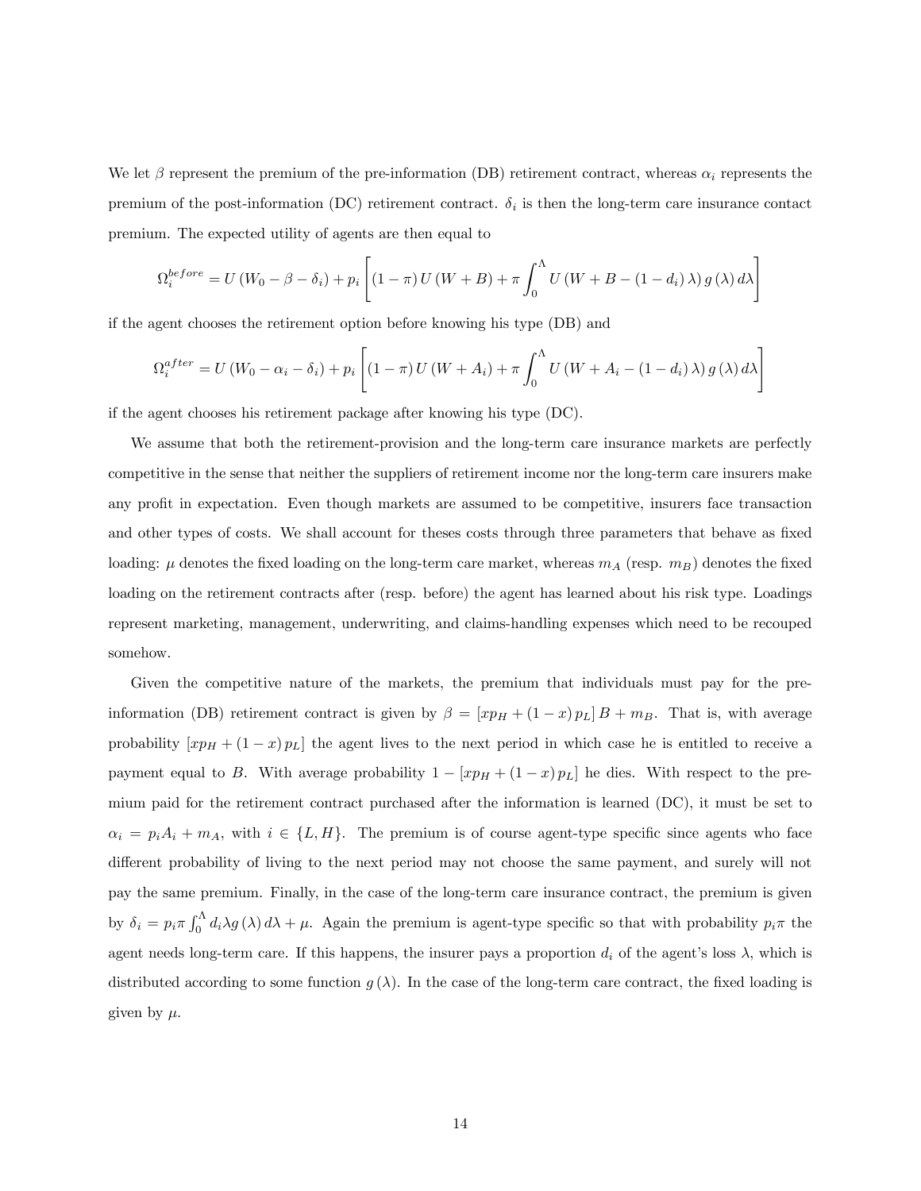We let $\beta$ represent the premium of the pre-information (DB) retirement contract, whereas $\alpha_i$ represents the premium of the post-information (DC) retirement contract. $\delta_i$ is then the long-term care insurance contact premium. The expected utility of agents are then equal to

$$\Omega_i^{before} = U\left(W_0 - \beta - \delta_i\right) + p_i \left[ (1-\pi) U\left(W + B\right) + \pi \int_0^{\Lambda} U\left(W + B - (1 - d_i)\lambda\right) g\left(\lambda\right) d\lambda \right]$$

if the agent chooses the retirement option before knowing his type (DB) and

$$\Omega_i^{after} = U\left(W_0 - \alpha_i - \delta_i\right) + p_i \left[ (1-\pi) U\left(W + A_i\right) + \pi \int_0^{\Lambda} U\left(W + A_i - (1 - d_i)\lambda\right) g\left(\lambda\right) d\lambda \right]$$

if the agent chooses his retirement package after knowing his type (DC).

We assume that both the retirement-provision and the long-term care insurance markets are perfectly competitive in the sense that neither the suppliers of retirement income nor the long-term care insurers make any profit in expectation. Even though markets are assumed to be competitive, insurers face transaction and other types of costs. We shall account for theses costs through three parameters that behave as fixed loading: $\mu$ denotes the fixed loading on the long-term care market, whereas $m_A$ (resp. $m_B$) denotes the fixed loading on the retirement contracts after (resp. before) the agent has learned about his risk type. Loadings represent marketing, management, underwriting, and claims-handling expenses which need to be recouped somehow.

Given the competitive nature of the markets, the premium that individuals must pay for the pre-information (DB) retirement contract is given by $\beta = \left[xp_H + (1-x)p_L\right]B + m_B$. That is, with average probability $\left[xp_H + (1-x)p_L\right]$ the agent lives to the next period in which case he is entitled to receive a payment equal to $B$. With average probability $1 - \left[xp_H + (1-x)p_L\right]$ he dies. With respect to the premium paid for the retirement contract purchased after the information is learned (DC), it must be set to $\alpha_i = p_i A_i + m_A$, with $i \in \{L, H\}$. The premium is of course agent-type specific since agents who face different probability of living to the next period may not choose the same payment, and surely will not pay the same premium. Finally, in the case of the long-term care insurance contract, the premium is given by $\delta_i = p_i \pi \int_0^{\Lambda} d_i \lambda g\left(\lambda\right) d\lambda + \mu$. Again the premium is agent-type specific so that with probability $p_i \pi$ the agent needs long-term care. If this happens, the insurer pays a proportion $d_i$ of the agent's loss $\lambda$, which is distributed according to some function $g\left(\lambda\right)$. In the case of the long-term care contract, the fixed loading is given by $\mu$.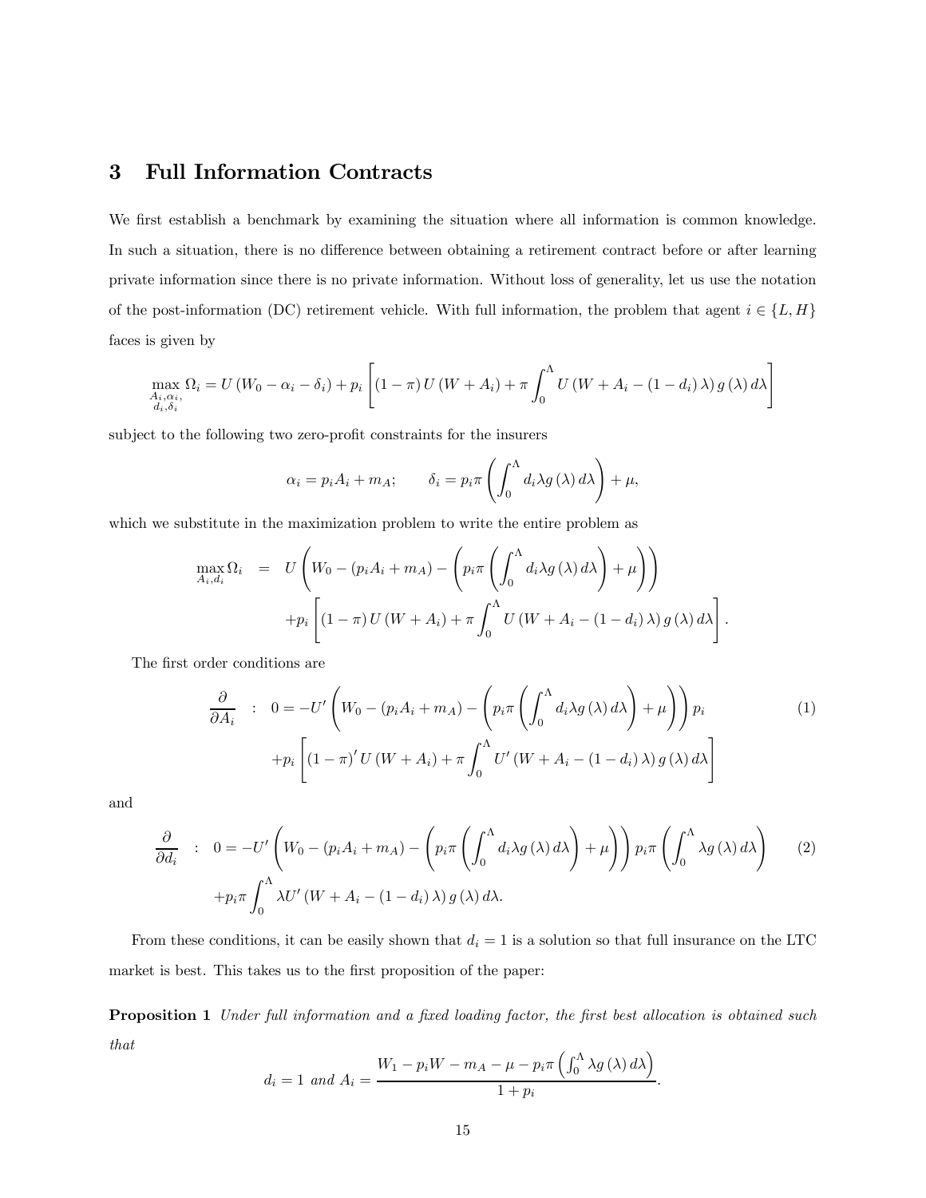## 3 Full Information Contracts

We first establish a benchmark by examining the situation where all information is common knowledge. In such a situation, there is no difference between obtaining a retirement contract before or after learning private information since there is no private information. Without loss of generality, let us use the notation of the post-information (DC) retirement vehicle. With full information, the problem that agent $i \in \{L, H\}$ faces is given by

$$\max_{\substack{A_i, \alpha_i, \\ d_i, \delta_i}} \Omega_i = U\left(W_0 - \alpha_i - \delta_i\right) + p_i \left[ (1-\pi) U\left(W + A_i\right) + \pi \int_0^{\Lambda} U\left(W + A_i - (1-d_i)\lambda\right) g(\lambda)\, d\lambda \right]$$

subject to the following two zero-profit constraints for the insurers

$$\alpha_i = p_i A_i + m_A; \qquad \delta_i = p_i \pi \left( \int_0^{\Lambda} d_i \lambda g(\lambda)\, d\lambda \right) + \mu,$$

which we substitute in the maximization problem to write the entire problem as

$$\begin{aligned} \max_{A_i, d_i} \Omega_i \quad &= \quad U\left( W_0 - (p_i A_i + m_A) - \left( p_i \pi \left( \int_0^{\Lambda} d_i \lambda g(\lambda)\, d\lambda \right) + \mu \right) \right) \\ &\quad + p_i \left[ (1-\pi) U\left(W + A_i\right) + \pi \int_0^{\Lambda} U\left(W + A_i - (1-d_i)\lambda\right) g(\lambda)\, d\lambda \right]. \end{aligned}$$

The first order conditions are

$$\begin{aligned} \frac{\partial}{\partial A_i} \quad : \quad 0 = &-U'\left( W_0 - (p_i A_i + m_A) - \left( p_i \pi \left( \int_0^{\Lambda} d_i \lambda g(\lambda)\, d\lambda \right) + \mu \right) \right) p_i \\ &+ p_i \left[ (1-\pi)' U\left(W + A_i\right) + \pi \int_0^{\Lambda} U'\left(W + A_i - (1-d_i)\lambda\right) g(\lambda)\, d\lambda \right] \end{aligned} \tag{1}$$

and

$$\begin{aligned} \frac{\partial}{\partial d_i} \quad : \quad 0 = &-U'\left( W_0 - (p_i A_i + m_A) - \left( p_i \pi \left( \int_0^{\Lambda} d_i \lambda g(\lambda)\, d\lambda \right) + \mu \right) \right) p_i \pi \left( \int_0^{\Lambda} \lambda g(\lambda)\, d\lambda \right) \\ &+ p_i \pi \int_0^{\Lambda} \lambda U'\left(W + A_i - (1-d_i)\lambda\right) g(\lambda)\, d\lambda. \end{aligned} \tag{2}$$

From these conditions, it can be easily shown that $d_i = 1$ is a solution so that full insurance on the LTC market is best. This takes us to the first proposition of the paper:

**Proposition 1** *Under full information and a fixed loading factor, the first best allocation is obtained such that*

$$d_i = 1 \text{ and } A_i = \frac{W_1 - p_i W - m_A - \mu - p_i \pi \left( \int_0^{\Lambda} \lambda g(\lambda)\, d\lambda \right)}{1 + p_i}.$$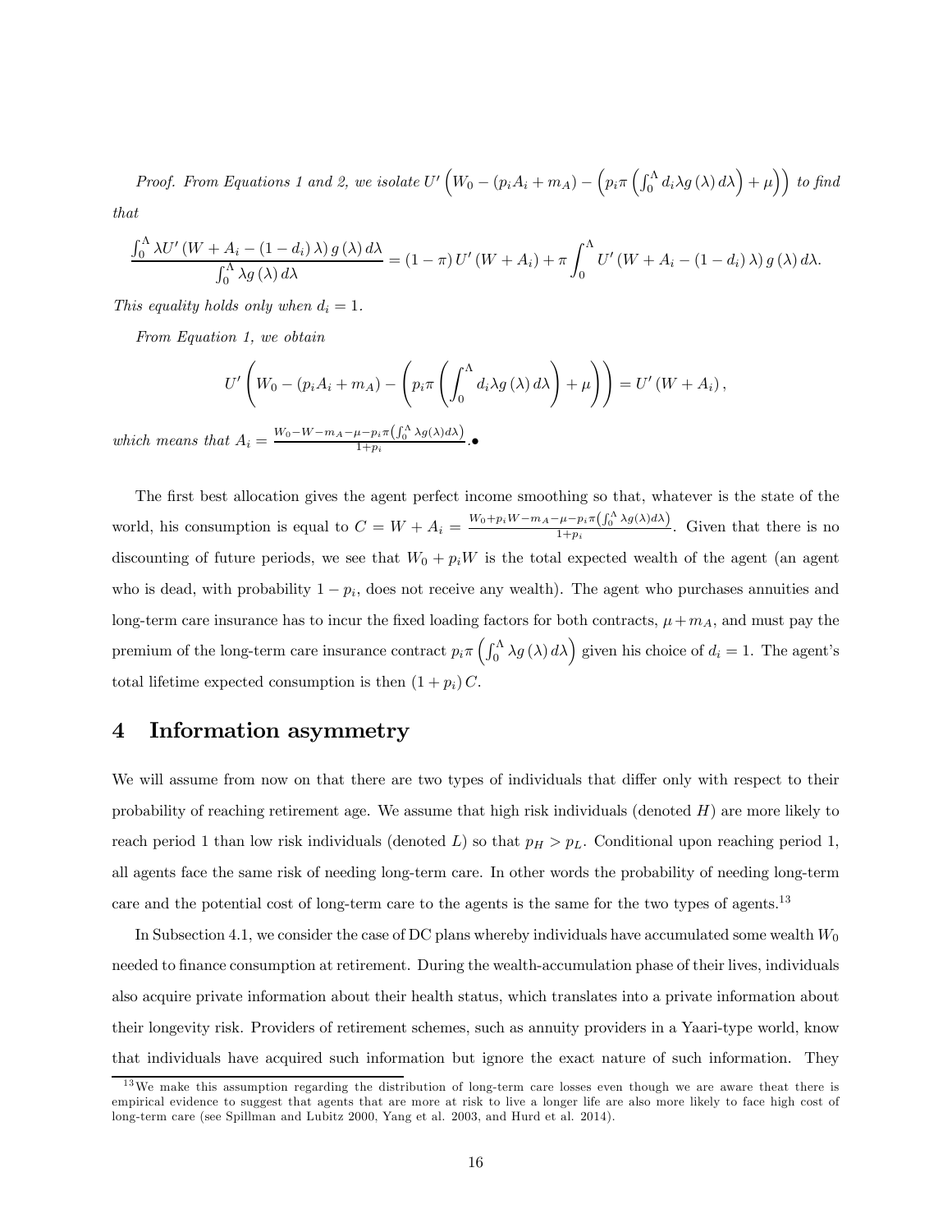*Proof. From Equations 1 and 2, we isolate* $U'\left(W_0 - (p_i A_i + m_A) - \left(p_i \pi \left(\int_0^\Lambda d_i \lambda g(\lambda) d\lambda\right) + \mu\right)\right)$ *to find that*

$$\frac{\int_0^\Lambda \lambda U'(W + A_i - (1 - d_i)\lambda) g(\lambda) d\lambda}{\int_0^\Lambda \lambda g(\lambda) d\lambda} = (1-\pi) U'(W + A_i) + \pi \int_0^\Lambda U'(W + A_i - (1-d_i)\lambda) g(\lambda) d\lambda.$$

*This equality holds only when* $d_i = 1$.

*From Equation 1, we obtain*

$$U'\left(W_0 - (p_i A_i + m_A) - \left(p_i \pi \left(\int_0^\Lambda d_i \lambda g(\lambda) d\lambda\right) + \mu\right)\right) = U'(W + A_i),$$

*which means that* $A_i = \frac{W_0 - W - m_A - \mu - p_i \pi \left(\int_0^\Lambda \lambda g(\lambda) d\lambda\right)}{1 + p_i}$.•

The first best allocation gives the agent perfect income smoothing so that, whatever is the state of the world, his consumption is equal to $C = W + A_i = \frac{W_0 + p_i W - m_A - \mu - p_i \pi \left(\int_0^\Lambda \lambda g(\lambda) d\lambda\right)}{1 + p_i}$. Given that there is no discounting of future periods, we see that $W_0 + p_i W$ is the total expected wealth of the agent (an agent who is dead, with probability $1 - p_i$, does not receive any wealth). The agent who purchases annuities and long-term care insurance has to incur the fixed loading factors for both contracts, $\mu + m_A$, and must pay the premium of the long-term care insurance contract $p_i \pi \left(\int_0^\Lambda \lambda g(\lambda) d\lambda\right)$ given his choice of $d_i = 1$. The agent's total lifetime expected consumption is then $(1 + p_i) C$.

# 4 Information asymmetry

We will assume from now on that there are two types of individuals that differ only with respect to their probability of reaching retirement age. We assume that high risk individuals (denoted $H$) are more likely to reach period 1 than low risk individuals (denoted $L$) so that $p_H > p_L$. Conditional upon reaching period 1, all agents face the same risk of needing long-term care. In other words the probability of needing long-term care and the potential cost of long-term care to the agents is the same for the two types of agents.[13]

In Subsection 4.1, we consider the case of DC plans whereby individuals have accumulated some wealth $W_0$ needed to finance consumption at retirement. During the wealth-accumulation phase of their lives, individuals also acquire private information about their health status, which translates into a private information about their longevity risk. Providers of retirement schemes, such as annuity providers in a Yaari-type world, know that individuals have acquired such information but ignore the exact nature of such information. They

[13] We make this assumption regarding the distribution of long-term care losses even though we are aware theat there is empirical evidence to suggest that agents that are more at risk to live a longer life are also more likely to face high cost of long-term care (see Spillman and Lubitz 2000, Yang et al. 2003, and Hurd et al. 2014).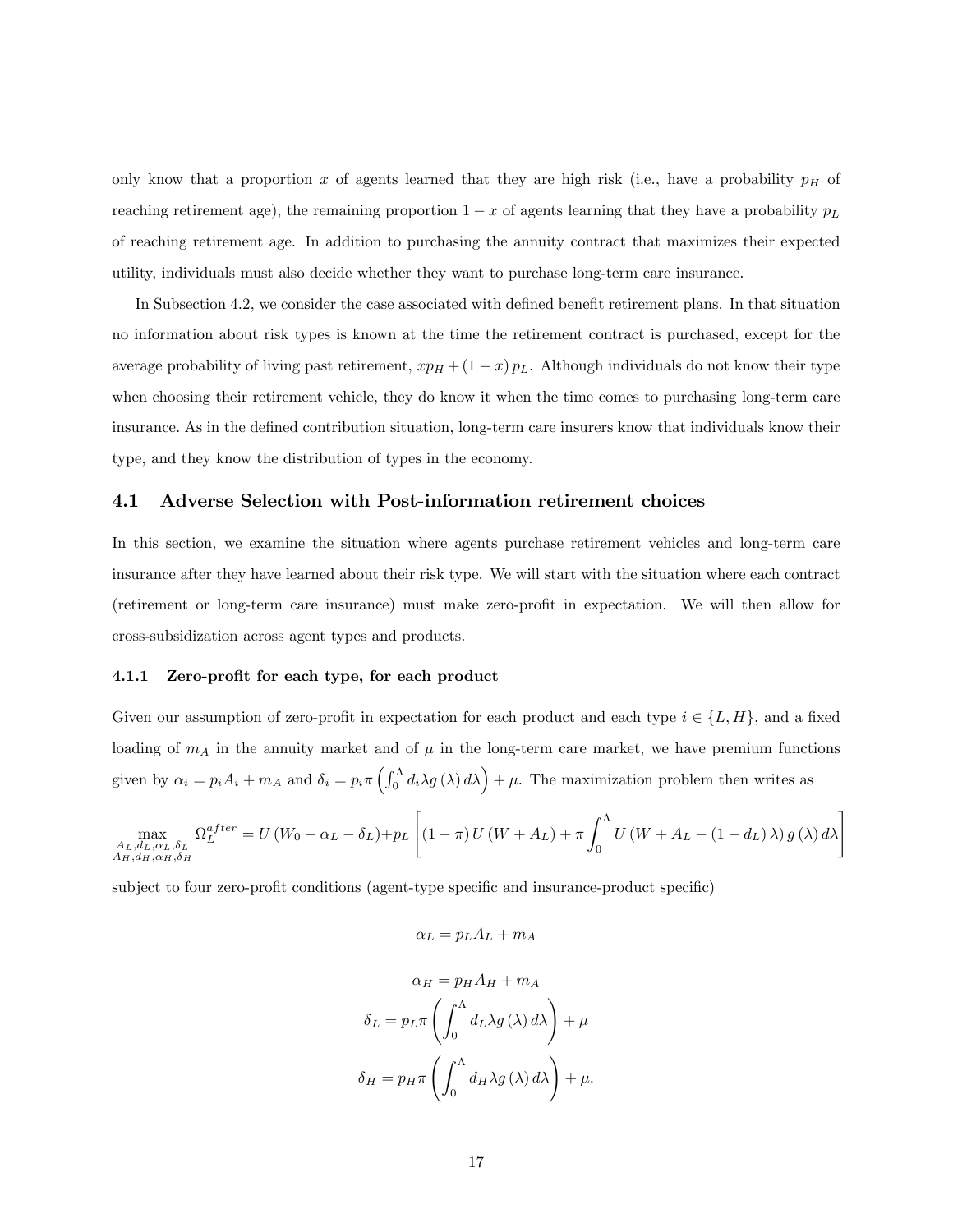only know that a proportion $x$ of agents learned that they are high risk (i.e., have a probability $p_H$ of reaching retirement age), the remaining proportion $1-x$ of agents learning that they have a probability $p_L$ of reaching retirement age. In addition to purchasing the annuity contract that maximizes their expected utility, individuals must also decide whether they want to purchase long-term care insurance.

In Subsection 4.2, we consider the case associated with defined benefit retirement plans. In that situation no information about risk types is known at the time the retirement contract is purchased, except for the average probability of living past retirement, $xp_H + (1-x)p_L$. Although individuals do not know their type when choosing their retirement vehicle, they do know it when the time comes to purchasing long-term care insurance. As in the defined contribution situation, long-term care insurers know that individuals know their type, and they know the distribution of types in the economy.

## 4.1 Adverse Selection with Post-information retirement choices

In this section, we examine the situation where agents purchase retirement vehicles and long-term care insurance after they have learned about their risk type. We will start with the situation where each contract (retirement or long-term care insurance) must make zero-profit in expectation. We will then allow for cross-subsidization across agent types and products.

### 4.1.1 Zero-profit for each type, for each product

Given our assumption of zero-profit in expectation for each product and each type $i \in \{L, H\}$, and a fixed loading of $m_A$ in the annuity market and of $\mu$ in the long-term care market, we have premium functions given by $\alpha_i = p_i A_i + m_A$ and $\delta_i = p_i \pi \left( \int_0^\Lambda d_i \lambda g(\lambda) \, d\lambda \right) + \mu$. The maximization problem then writes as

$$\max_{\substack{A_L, d_L, \alpha_L, \delta_L \\ A_H, d_H, \alpha_H, \delta_H}} \Omega_L^{after} = U(W_0 - \alpha_L - \delta_L) + p_L \left[ (1-\pi) U(W + A_L) + \pi \int_0^\Lambda U(W + A_L - (1 - d_L)\lambda) g(\lambda) \, d\lambda \right]$$

subject to four zero-profit conditions (agent-type specific and insurance-product specific)

$$\alpha_L = p_L A_L + m_A$$

$$\alpha_H = p_H A_H + m_A$$

$$\delta_L = p_L \pi \left( \int_0^\Lambda d_L \lambda g(\lambda) \, d\lambda \right) + \mu$$

$$\delta_H = p_H \pi \left( \int_0^\Lambda d_H \lambda g(\lambda) \, d\lambda \right) + \mu.$$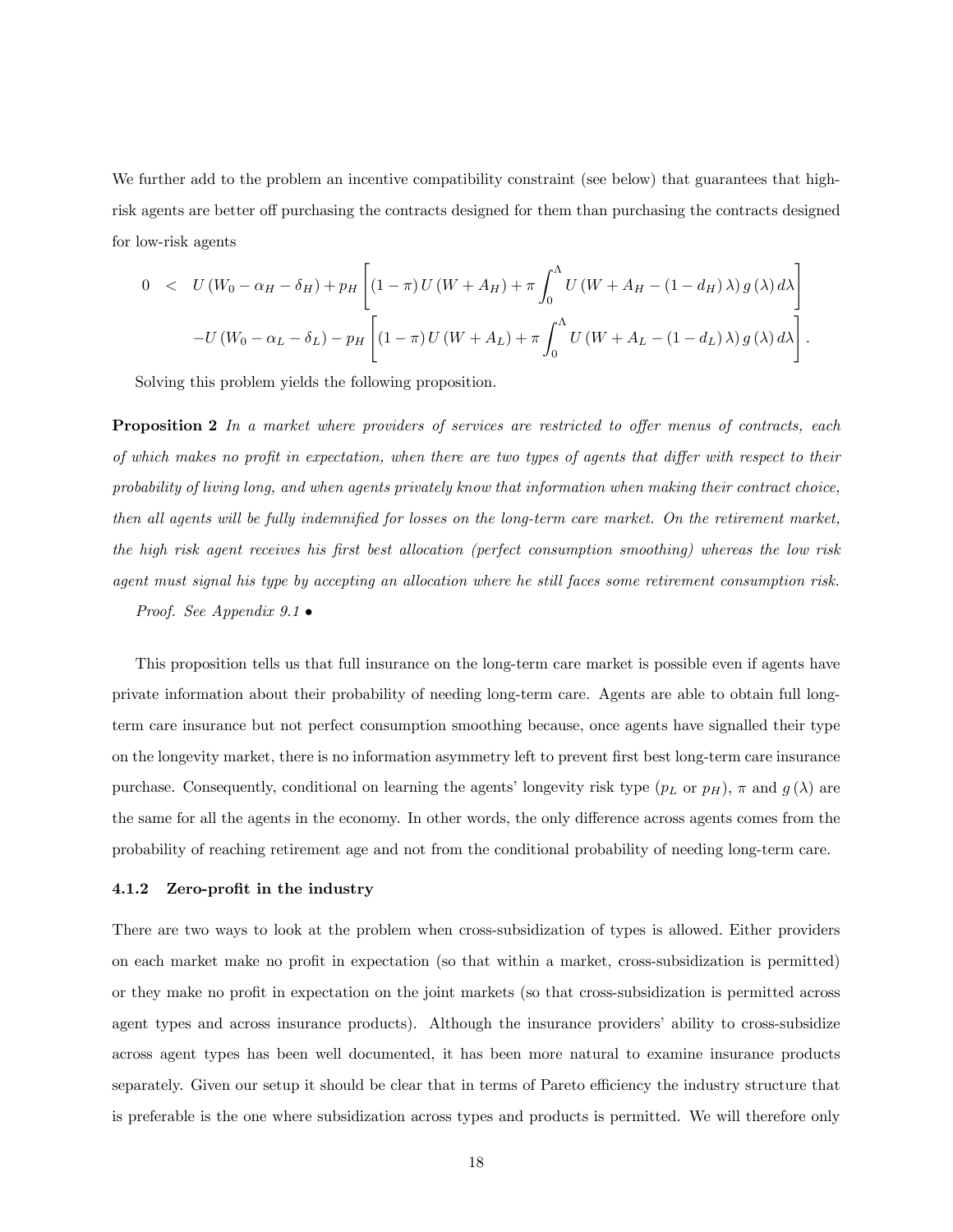We further add to the problem an incentive compatibility constraint (see below) that guarantees that high-risk agents are better off purchasing the contracts designed for them than purchasing the contracts designed for low-risk agents

$$
\begin{aligned}
0 \quad < \quad & U\left(W_0-\alpha_H-\delta_H\right)+p_H\left[\left(1-\pi\right)U\left(W+A_H\right)+\pi\int_0^{\Lambda}U\left(W+A_H-\left(1-d_H\right)\lambda\right)g\left(\lambda\right)d\lambda\right] \\
& -U\left(W_0-\alpha_L-\delta_L\right)-p_H\left[\left(1-\pi\right)U\left(W+A_L\right)+\pi\int_0^{\Lambda}U\left(W+A_L-\left(1-d_L\right)\lambda\right)g\left(\lambda\right)d\lambda\right].
\end{aligned}
$$

Solving this problem yields the following proposition.

**Proposition 2** *In a market where providers of services are restricted to offer menus of contracts, each of which makes no profit in expectation, when there are two types of agents that differ with respect to their probability of living long, and when agents privately know that information when making their contract choice, then all agents will be fully indemnified for losses on the long-term care market. On the retirement market, the high risk agent receives his first best allocation (perfect consumption smoothing) whereas the low risk agent must signal his type by accepting an allocation where he still faces some retirement consumption risk.*

*Proof.* See Appendix 9.1 •

This proposition tells us that full insurance on the long-term care market is possible even if agents have private information about their probability of needing long-term care. Agents are able to obtain full long-term care insurance but not perfect consumption smoothing because, once agents have signalled their type on the longevity market, there is no information asymmetry left to prevent first best long-term care insurance purchase. Consequently, conditional on learning the agents' longevity risk type ($p_L$ or $p_H$), $\pi$ and $g(\lambda)$ are the same for all the agents in the economy. In other words, the only difference across agents comes from the probability of reaching retirement age and not from the conditional probability of needing long-term care.

#### 4.1.2 Zero-profit in the industry

There are two ways to look at the problem when cross-subsidization of types is allowed. Either providers on each market make no profit in expectation (so that within a market, cross-subsidization is permitted) or they make no profit in expectation on the joint markets (so that cross-subsidization is permitted across agent types and across insurance products). Although the insurance providers' ability to cross-subsidize across agent types has been well documented, it has been more natural to examine insurance products separately. Given our setup it should be clear that in terms of Pareto efficiency the industry structure that is preferable is the one where subsidization across types and products is permitted. We will therefore only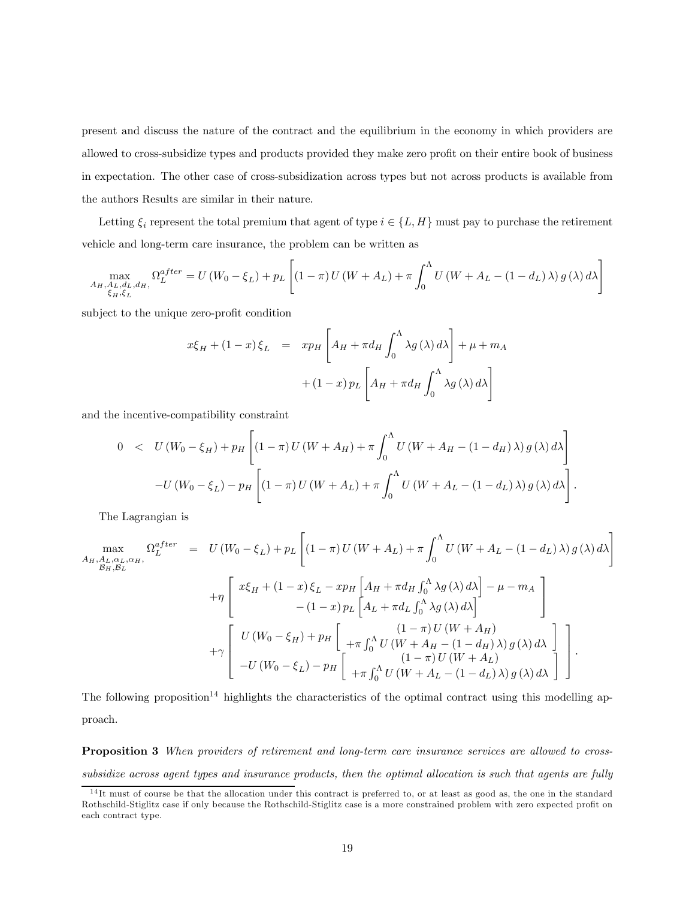present and discuss the nature of the contract and the equilibrium in the economy in which providers are allowed to cross-subsidize types and products provided they make zero profit on their entire book of business in expectation. The other case of cross-subsidization across types but not across products is available from the authors Results are similar in their nature.

Letting $\xi_i$ represent the total premium that agent of type $i \in \{L, H\}$ must pay to purchase the retirement vehicle and long-term care insurance, the problem can be written as

$$\max_{\substack{A_H, A_L, d_L, d_H, \\ \xi_H, \xi_L}} \Omega_L^{after} = U(W_0 - \xi_L) + p_L \left[ (1-\pi) U(W + A_L) + \pi \int_0^{\Lambda} U(W + A_L - (1 - d_L)\lambda) g(\lambda) d\lambda \right]$$

subject to the unique zero-profit condition

$$\begin{aligned} x\xi_H + (1-x)\xi_L &= x p_H \left[ A_H + \pi d_H \int_0^{\Lambda} \lambda g(\lambda) d\lambda \right] + \mu + m_A \\ &\quad + (1-x) p_L \left[ A_H + \pi d_H \int_0^{\Lambda} \lambda g(\lambda) d\lambda \right] \end{aligned}$$

and the incentive-compatibility constraint

$$\begin{aligned} 0 &< U(W_0 - \xi_H) + p_H \left[ (1-\pi) U(W + A_H) + \pi \int_0^{\Lambda} U(W + A_H - (1 - d_H)\lambda) g(\lambda) d\lambda \right] \\ &\quad - U(W_0 - \xi_L) - p_H \left[ (1-\pi) U(W + A_L) + \pi \int_0^{\Lambda} U(W + A_L - (1 - d_L)\lambda) g(\lambda) d\lambda \right]. \end{aligned}$$

The Lagrangian is

$$\begin{aligned} \max_{\substack{A_H, A_L, \alpha_L, \alpha_H, \\ \mathcal{B}_H, \mathcal{B}_L}} \Omega_L^{after} &= U(W_0 - \xi_L) + p_L \left[ (1-\pi) U(W + A_L) + \pi \int_0^{\Lambda} U(W + A_L - (1 - d_L)\lambda) g(\lambda) d\lambda \right] \\ &\quad + \eta \left[ \begin{array}{c} x\xi_H + (1-x)\xi_L - x p_H \left[ A_H + \pi d_H \int_0^{\Lambda} \lambda g(\lambda) d\lambda \right] - \mu - m_A \\ - (1-x) p_L \left[ A_L + \pi d_L \int_0^{\Lambda} \lambda g(\lambda) d\lambda \right] \end{array} \right] \\ &\quad + \gamma \left[ \begin{array}{c} U(W_0 - \xi_H) + p_H \left[ \begin{array}{c} (1-\pi) U(W + A_H) \\ + \pi \int_0^{\Lambda} U(W + A_H - (1 - d_H)\lambda) g(\lambda) d\lambda \end{array} \right] \\ - U(W_0 - \xi_L) - p_H \left[ \begin{array}{c} (1-\pi) U(W + A_L) \\ + \pi \int_0^{\Lambda} U(W + A_L - (1 - d_L)\lambda) g(\lambda) d\lambda \end{array} \right] \end{array} \right]. \end{aligned}$$

The following proposition[14] highlights the characteristics of the optimal contract using this modelling approach.

**Proposition 3** *When providers of retirement and long-term care insurance services are allowed to cross-subsidize across agent types and insurance products, then the optimal allocation is such that agents are fully*

[14] It must of course be that the allocation under this contract is preferred to, or at least as good as, the one in the standard Rothschild-Stiglitz case if only because the Rothschild-Stiglitz case is a more constrained problem with zero expected profit on each contract type.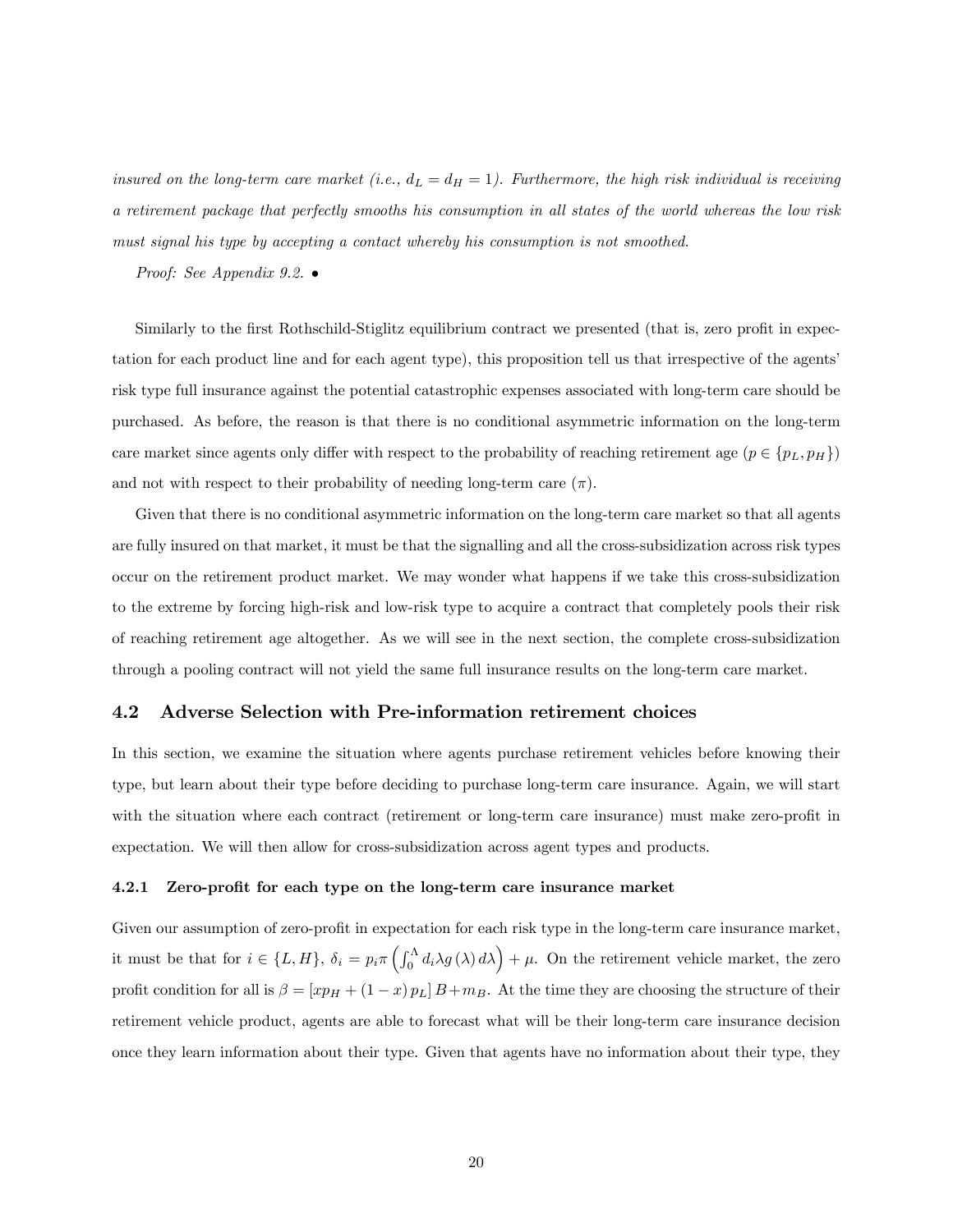*insured on the long-term care market (i.e., $d_L = d_H = 1$). Furthermore, the high risk individual is receiving a retirement package that perfectly smooths his consumption in all states of the world whereas the low risk must signal his type by accepting a contact whereby his consumption is not smoothed.*

*Proof: See Appendix 9.2.* •

Similarly to the first Rothschild-Stiglitz equilibrium contract we presented (that is, zero profit in expectation for each product line and for each agent type), this proposition tell us that irrespective of the agents' risk type full insurance against the potential catastrophic expenses associated with long-term care should be purchased. As before, the reason is that there is no conditional asymmetric information on the long-term care market since agents only differ with respect to the probability of reaching retirement age ($p \in \{p_L, p_H\}$) and not with respect to their probability of needing long-term care ($\pi$).

Given that there is no conditional asymmetric information on the long-term care market so that all agents are fully insured on that market, it must be that the signalling and all the cross-subsidization across risk types occur on the retirement product market. We may wonder what happens if we take this cross-subsidization to the extreme by forcing high-risk and low-risk type to acquire a contract that completely pools their risk of reaching retirement age altogether. As we will see in the next section, the complete cross-subsidization through a pooling contract will not yield the same full insurance results on the long-term care market.

## 4.2 Adverse Selection with Pre-information retirement choices

In this section, we examine the situation where agents purchase retirement vehicles before knowing their type, but learn about their type before deciding to purchase long-term care insurance. Again, we will start with the situation where each contract (retirement or long-term care insurance) must make zero-profit in expectation. We will then allow for cross-subsidization across agent types and products.

### 4.2.1 Zero-profit for each type on the long-term care insurance market

Given our assumption of zero-profit in expectation for each risk type in the long-term care insurance market, it must be that for $i \in \{L, H\}$, $\delta_i = p_i \pi \left( \int_0^\Lambda d_i \lambda g(\lambda) d\lambda \right) + \mu$. On the retirement vehicle market, the zero profit condition for all is $\beta = [x p_H + (1-x) p_L] B + m_B$. At the time they are choosing the structure of their retirement vehicle product, agents are able to forecast what will be their long-term care insurance decision once they learn information about their type. Given that agents have no information about their type, they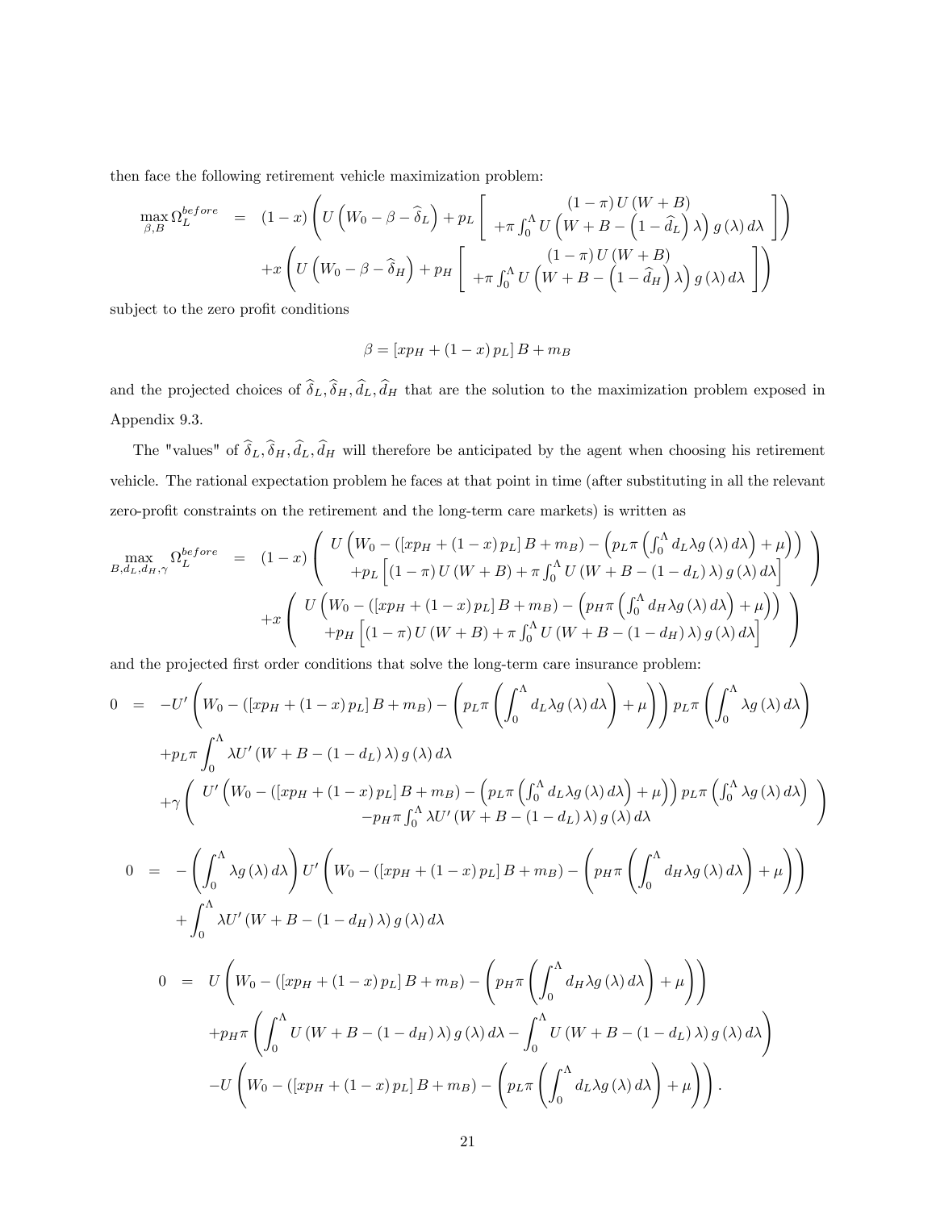then face the following retirement vehicle maximization problem:

$$
\begin{aligned}
\max_{\beta,B} \Omega_L^{before} &= (1-x)\left(U\left(W_0-\beta-\widehat{\delta}_L\right)+p_L\left[\begin{array}{c}(1-\pi)U(W+B)\\ +\pi\int_0^\Lambda U\left(W+B-\left(1-\widehat{d}_L\right)\lambda\right)g(\lambda)\,d\lambda\end{array}\right]\right)\\
&\quad +x\left(U\left(W_0-\beta-\widehat{\delta}_H\right)+p_H\left[\begin{array}{c}(1-\pi)U(W+B)\\ +\pi\int_0^\Lambda U\left(W+B-\left(1-\widehat{d}_H\right)\lambda\right)g(\lambda)\,d\lambda\end{array}\right]\right)
\end{aligned}
$$

subject to the zero profit conditions

$$
\beta = \left[xp_H+(1-x)p_L\right]B+m_B
$$

and the projected choices of $\widehat{\delta}_L, \widehat{\delta}_H, \widehat{d}_L, \widehat{d}_H$ that are the solution to the maximization problem exposed in Appendix 9.3.

The "values" of $\widehat{\delta}_L, \widehat{\delta}_H, \widehat{d}_L, \widehat{d}_H$ will therefore be anticipated by the agent when choosing his retirement vehicle. The rational expectation problem he faces at that point in time (after substituting in all the relevant zero-profit constraints on the retirement and the long-term care markets) is written as

$$
\begin{aligned}
\max_{B,d_L,d_H,\gamma} \Omega_L^{before} &= (1-x)\left(\begin{array}{c}U\left(W_0-\left(\left[xp_H+(1-x)p_L\right]B+m_B\right)-\left(p_L\pi\left(\int_0^\Lambda d_L\lambda g(\lambda)\,d\lambda\right)+\mu\right)\right)\\ +p_L\left[(1-\pi)U(W+B)+\pi\int_0^\Lambda U(W+B-(1-d_L)\lambda)g(\lambda)\,d\lambda\right]\end{array}\right)\\
&\quad +x\left(\begin{array}{c}U\left(W_0-\left(\left[xp_H+(1-x)p_L\right]B+m_B\right)-\left(p_H\pi\left(\int_0^\Lambda d_H\lambda g(\lambda)\,d\lambda\right)+\mu\right)\right)\\ +p_H\left[(1-\pi)U(W+B)+\pi\int_0^\Lambda U(W+B-(1-d_H)\lambda)g(\lambda)\,d\lambda\right]\end{array}\right)
\end{aligned}
$$

and the projected first order conditions that solve the long-term care insurance problem:

$$
\begin{aligned}
0 &= -U'\left(W_0-\left(\left[xp_H+(1-x)p_L\right]B+m_B\right)-\left(p_L\pi\left(\int_0^\Lambda d_L\lambda g(\lambda)\,d\lambda\right)+\mu\right)\right)p_L\pi\left(\int_0^\Lambda \lambda g(\lambda)\,d\lambda\right)\\
&\quad +p_L\pi\int_0^\Lambda \lambda U'(W+B-(1-d_L)\lambda)g(\lambda)\,d\lambda\\
&\quad +\gamma\left(\begin{array}{c}U'\left(W_0-\left(\left[xp_H+(1-x)p_L\right]B+m_B\right)-\left(p_L\pi\left(\int_0^\Lambda d_L\lambda g(\lambda)\,d\lambda\right)+\mu\right)\right)p_L\pi\left(\int_0^\Lambda \lambda g(\lambda)\,d\lambda\right)\\ -p_H\pi\int_0^\Lambda \lambda U'(W+B-(1-d_L)\lambda)g(\lambda)\,d\lambda\end{array}\right)
\end{aligned}
$$

$$
\begin{aligned}
0 &= -\left(\int_0^\Lambda \lambda g(\lambda)\,d\lambda\right)U'\left(W_0-\left(\left[xp_H+(1-x)p_L\right]B+m_B\right)-\left(p_H\pi\left(\int_0^\Lambda d_H\lambda g(\lambda)\,d\lambda\right)+\mu\right)\right)\\
&\quad +\int_0^\Lambda \lambda U'(W+B-(1-d_H)\lambda)g(\lambda)\,d\lambda
\end{aligned}
$$

$$
\begin{aligned}
0 &= U\left(W_0-\left(\left[xp_H+(1-x)p_L\right]B+m_B\right)-\left(p_H\pi\left(\int_0^\Lambda d_H\lambda g(\lambda)\,d\lambda\right)+\mu\right)\right)\\
&\quad +p_H\pi\left(\int_0^\Lambda U(W+B-(1-d_H)\lambda)g(\lambda)\,d\lambda-\int_0^\Lambda U(W+B-(1-d_L)\lambda)g(\lambda)\,d\lambda\right)\\
&\quad -U\left(W_0-\left(\left[xp_H+(1-x)p_L\right]B+m_B\right)-\left(p_L\pi\left(\int_0^\Lambda d_L\lambda g(\lambda)\,d\lambda\right)+\mu\right)\right).
\end{aligned}
$$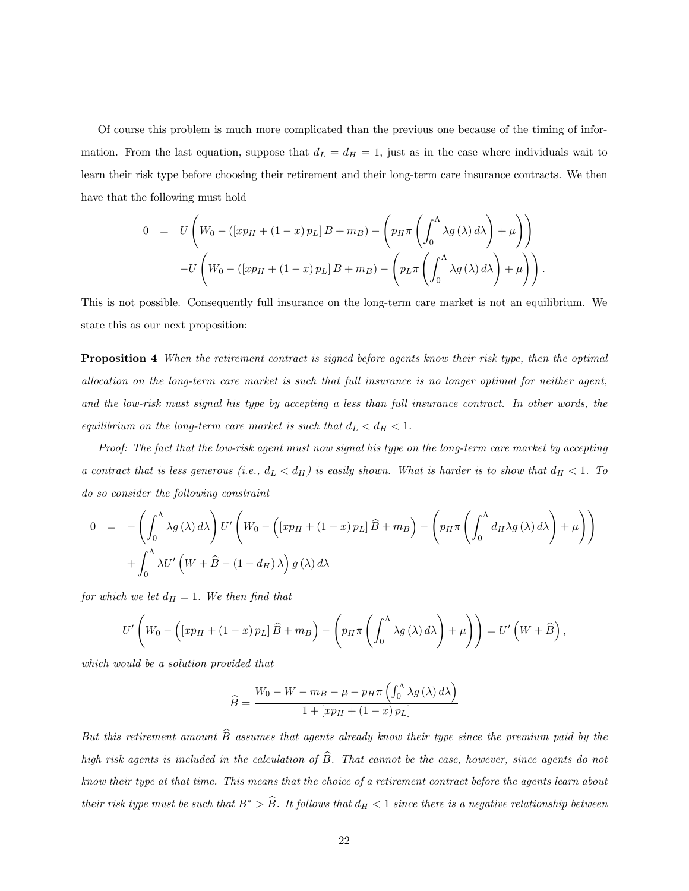Of course this problem is much more complicated than the previous one because of the timing of information. From the last equation, suppose that $d_L = d_H = 1$, just as in the case where individuals wait to learn their risk type before choosing their retirement and their long-term care insurance contracts. We then have that the following must hold

$$
\begin{aligned}
0 &= U\left(W_0 - \left([xp_H + (1-x)p_L]B + m_B\right) - \left(p_H\pi\left(\int_0^\Lambda \lambda g(\lambda)\,d\lambda\right) + \mu\right)\right) \\
&\quad - U\left(W_0 - \left([xp_H + (1-x)p_L]B + m_B\right) - \left(p_L\pi\left(\int_0^\Lambda \lambda g(\lambda)\,d\lambda\right) + \mu\right)\right).
\end{aligned}
$$

This is not possible. Consequently full insurance on the long-term care market is not an equilibrium. We state this as our next proposition:

**Proposition 4** *When the retirement contract is signed before agents know their risk type, then the optimal allocation on the long-term care market is such that full insurance is no longer optimal for neither agent, and the low-risk must signal his type by accepting a less than full insurance contract. In other words, the equilibrium on the long-term care market is such that $d_L < d_H < 1$.*

*Proof: The fact that the low-risk agent must now signal his type on the long-term care market by accepting a contract that is less generous (i.e., $d_L < d_H$) is easily shown. What is harder is to show that $d_H < 1$. To do so consider the following constraint*

$$
\begin{aligned}
0 &= -\left(\int_0^\Lambda \lambda g(\lambda)\,d\lambda\right)U'\left(W_0 - \left([xp_H + (1-x)p_L]\widehat{B} + m_B\right) - \left(p_H\pi\left(\int_0^\Lambda d_H\lambda g(\lambda)\,d\lambda\right) + \mu\right)\right) \\
&\quad + \int_0^\Lambda \lambda U'\left(W + \widehat{B} - (1-d_H)\lambda\right)g(\lambda)\,d\lambda
\end{aligned}
$$

*for which we let $d_H = 1$. We then find that*

$$
U'\left(W_0 - \left([xp_H + (1-x)p_L]\widehat{B} + m_B\right) - \left(p_H\pi\left(\int_0^\Lambda \lambda g(\lambda)\,d\lambda\right) + \mu\right)\right) = U'\left(W + \widehat{B}\right),
$$

*which would be a solution provided that*

$$
\widehat{B} = \frac{W_0 - W - m_B - \mu - p_H\pi\left(\int_0^\Lambda \lambda g(\lambda)\,d\lambda\right)}{1 + [xp_H + (1-x)p_L]}
$$

*But this retirement amount $\widehat{B}$ assumes that agents already know their type since the premium paid by the high risk agents is included in the calculation of $\widehat{B}$. That cannot be the case, however, since agents do not know their type at that time. This means that the choice of a retirement contract before the agents learn about their risk type must be such that $B^* > \widehat{B}$. It follows that $d_H < 1$ since there is a negative relationship between*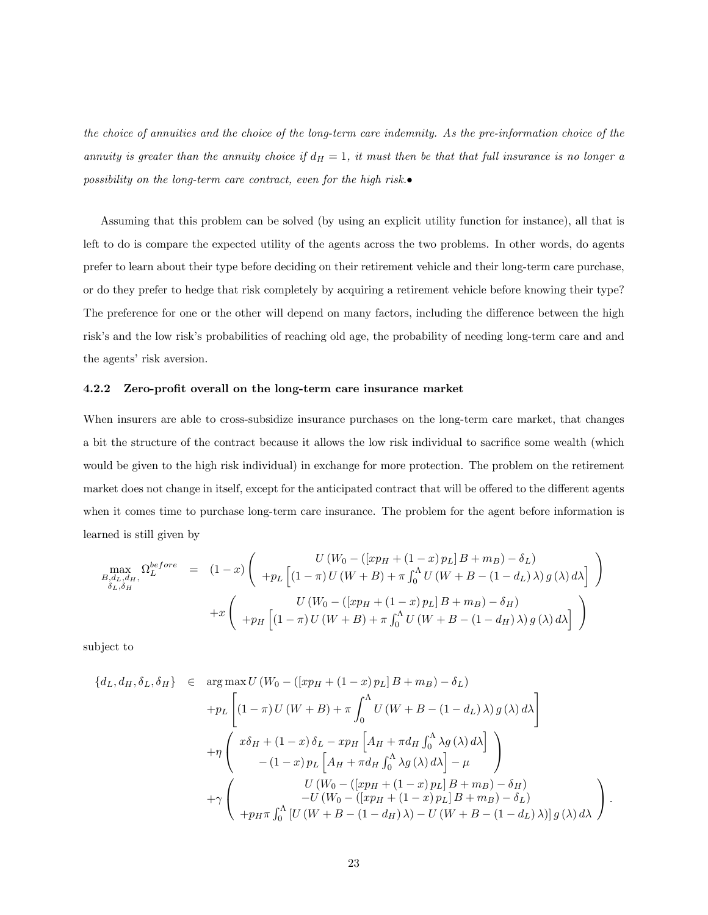*the choice of annuities and the choice of the long-term care indemnity. As the pre-information choice of the annuity is greater than the annuity choice if $d_H = 1$, it must then be that that full insurance is no longer a possibility on the long-term care contract, even for the high risk.*•

Assuming that this problem can be solved (by using an explicit utility function for instance), all that is left to do is compare the expected utility of the agents across the two problems. In other words, do agents prefer to learn about their type before deciding on their retirement vehicle and their long-term care purchase, or do they prefer to hedge that risk completely by acquiring a retirement vehicle before knowing their type? The preference for one or the other will depend on many factors, including the difference between the high risk's and the low risk's probabilities of reaching old age, the probability of needing long-term care and and the agents' risk aversion.

### 4.2.2 Zero-profit overall on the long-term care insurance market

When insurers are able to cross-subsidize insurance purchases on the long-term care market, that changes a bit the structure of the contract because it allows the low risk individual to sacrifice some wealth (which would be given to the high risk individual) in exchange for more protection. The problem on the retirement market does not change in itself, except for the anticipated contract that will be offered to the different agents when it comes time to purchase long-term care insurance. The problem for the agent before information is learned is still given by

$$
\begin{aligned}
\max_{\substack{B, d_L, d_H, \\ \delta_L, \delta_H}} \Omega_L^{before} \quad = \quad & (1-x) \left( \begin{array}{c} U\left(W_0 - \left(\left[x p_H + (1-x) p_L\right] B + m_B\right) - \delta_L\right) \\ + p_L \left[(1-\pi) U(W+B) + \pi \int_0^\Lambda U\left(W + B - (1-d_L)\lambda\right) g(\lambda)\, d\lambda\right] \end{array} \right) \\
& + x \left( \begin{array}{c} U\left(W_0 - \left(\left[x p_H + (1-x) p_L\right] B + m_B\right) - \delta_H\right) \\ + p_H \left[(1-\pi) U(W+B) + \pi \int_0^\Lambda U\left(W + B - (1-d_H)\lambda\right) g(\lambda)\, d\lambda\right] \end{array} \right)
\end{aligned}
$$

subject to

$$
\begin{aligned}
\{d_L, d_H, \delta_L, \delta_H\} \quad \in \quad & \arg\max U\left(W_0 - \left(\left[x p_H + (1-x) p_L\right] B + m_B\right) - \delta_L\right) \\
& + p_L \left[(1-\pi) U(W+B) + \pi \int_0^\Lambda U\left(W + B - (1-d_L)\lambda\right) g(\lambda)\, d\lambda\right] \\
& + \eta \left( \begin{array}{c} x\delta_H + (1-x)\delta_L - x p_H \left[A_H + \pi d_H \int_0^\Lambda \lambda g(\lambda)\, d\lambda\right] \\ -(1-x) p_L \left[A_H + \pi d_H \int_0^\Lambda \lambda g(\lambda)\, d\lambda\right] - \mu \end{array} \right) \\
& + \gamma \left( \begin{array}{c} U\left(W_0 - \left(\left[x p_H + (1-x) p_L\right] B + m_B\right) - \delta_H\right) \\ - U\left(W_0 - \left(\left[x p_H + (1-x) p_L\right] B + m_B\right) - \delta_L\right) \\ + p_H \pi \int_0^\Lambda \left[U\left(W + B - (1-d_H)\lambda\right) - U\left(W + B - (1-d_L)\lambda\right)\right] g(\lambda)\, d\lambda \end{array} \right).
\end{aligned}
$$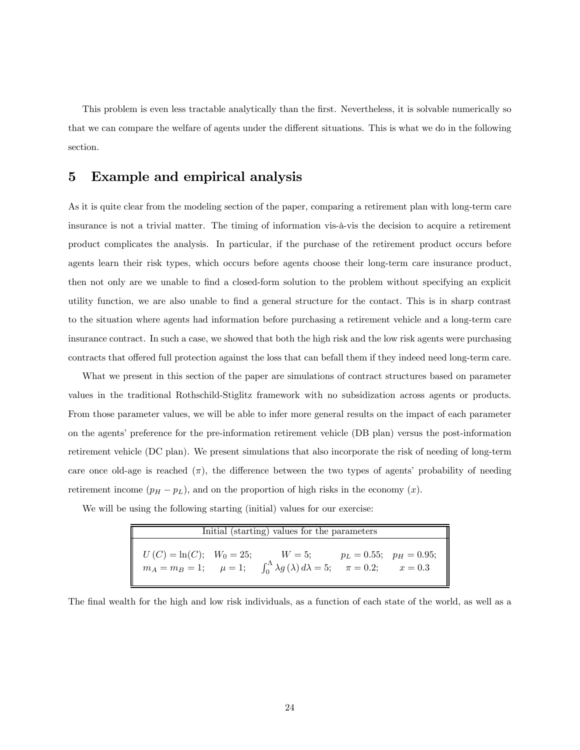This problem is even less tractable analytically than the first. Nevertheless, it is solvable numerically so that we can compare the welfare of agents under the different situations. This is what we do in the following section.

# 5 Example and empirical analysis

As it is quite clear from the modeling section of the paper, comparing a retirement plan with long-term care insurance is not a trivial matter. The timing of information vis-à-vis the decision to acquire a retirement product complicates the analysis. In particular, if the purchase of the retirement product occurs before agents learn their risk types, which occurs before agents choose their long-term care insurance product, then not only are we unable to find a closed-form solution to the problem without specifying an explicit utility function, we are also unable to find a general structure for the contact. This is in sharp contrast to the situation where agents had information before purchasing a retirement vehicle and a long-term care insurance contract. In such a case, we showed that both the high risk and the low risk agents were purchasing contracts that offered full protection against the loss that can befall them if they indeed need long-term care.

What we present in this section of the paper are simulations of contract structures based on parameter values in the traditional Rothschild-Stiglitz framework with no subsidization across agents or products. From those parameter values, we will be able to infer more general results on the impact of each parameter on the agents' preference for the pre-information retirement vehicle (DB plan) versus the post-information retirement vehicle (DC plan). We present simulations that also incorporate the risk of needing of long-term care once old-age is reached ($\pi$), the difference between the two types of agents' probability of needing retirement income ($p_H - p_L$), and on the proportion of high risks in the economy ($x$).

We will be using the following starting (initial) values for our exercise:

| Initial (starting) values for the parameters | | | | |
|---|---|---|---|---|
| $U(C) = \ln(C)$; | $W_0 = 25$; | $W = 5$; | $p_L = 0.55$; | $p_H = 0.95$; |
| $m_A = m_B = 1$; | $\mu = 1$; | $\int_0^{\Lambda} \lambda g(\lambda) \, d\lambda = 5$; | $\pi = 0.2$; | $x = 0.3$ |

The final wealth for the high and low risk individuals, as a function of each state of the world, as well as a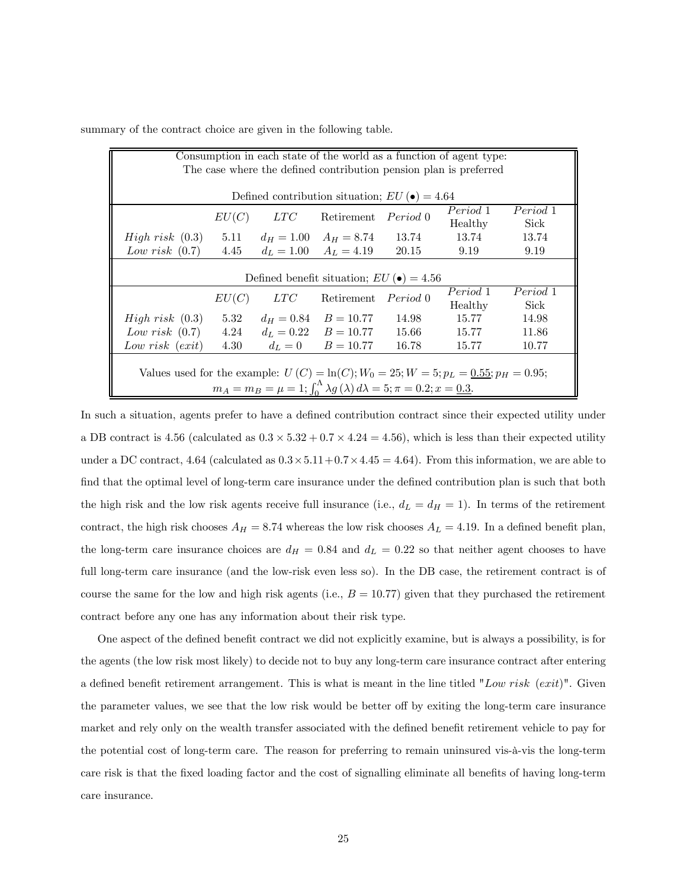summary of the contract choice are given in the following table.

| Consumption in each state of the world as a function of agent type: The case where the defined contribution pension plan is preferred | | | | | | |
|---|---|---|---|---|---|---|
| Defined contribution situation; $EU(\bullet) = 4.64$ | | | | | | |
| | $EU(C)$ | $LTC$ | Retirement | *Period* 0 | *Period* 1 Healthy | *Period* 1 Sick |
| *High risk* (0.3) | 5.11 | $d_H = 1.00$ | $A_H = 8.74$ | 13.74 | 13.74 | 13.74 |
| *Low risk* (0.7) | 4.45 | $d_L = 1.00$ | $A_L = 4.19$ | 20.15 | 9.19 | 9.19 |
| Defined benefit situation; $EU(\bullet) = 4.56$ | | | | | | |
| | $EU(C)$ | $LTC$ | Retirement | *Period* 0 | *Period* 1 Healthy | *Period* 1 Sick |
| *High risk* (0.3) | 5.32 | $d_H = 0.84$ | $B = 10.77$ | 14.98 | 15.77 | 14.98 |
| *Low risk* (0.7) | 4.24 | $d_L = 0.22$ | $B = 10.77$ | 15.66 | 15.77 | 11.86 |
| *Low risk* (*exit*) | 4.30 | $d_L = 0$ | $B = 10.77$ | 16.78 | 15.77 | 10.77 |
| Values used for the example: $U(C) = \ln(C); W_0 = 25; W = 5; p_L = \underline{0.55}; p_H = 0.95;$ $m_A = m_B = \mu = 1; \int_0^{\Lambda} \lambda g(\lambda)\, d\lambda = 5; \pi = 0.2; x = \underline{0.3}.$ | | | | | | |

In such a situation, agents prefer to have a defined contribution contract since their expected utility under a DB contract is 4.56 (calculated as $0.3 \times 5.32 + 0.7 \times 4.24 = 4.56$), which is less than their expected utility under a DC contract, 4.64 (calculated as $0.3 \times 5.11 + 0.7 \times 4.45 = 4.64$). From this information, we are able to find that the optimal level of long-term care insurance under the defined contribution plan is such that both the high risk and the low risk agents receive full insurance (i.e., $d_L = d_H = 1$). In terms of the retirement contract, the high risk chooses $A_H = 8.74$ whereas the low risk chooses $A_L = 4.19$. In a defined benefit plan, the long-term care insurance choices are $d_H = 0.84$ and $d_L = 0.22$ so that neither agent chooses to have full long-term care insurance (and the low-risk even less so). In the DB case, the retirement contract is of course the same for the low and high risk agents (i.e., $B = 10.77$) given that they purchased the retirement contract before any one has any information about their risk type.

One aspect of the defined benefit contract we did not explicitly examine, but is always a possibility, is for the agents (the low risk most likely) to decide not to buy any long-term care insurance contract after entering a defined benefit retirement arrangement. This is what is meant in the line titled "*Low risk* (*exit*)". Given the parameter values, we see that the low risk would be better off by exiting the long-term care insurance market and rely only on the wealth transfer associated with the defined benefit retirement vehicle to pay for the potential cost of long-term care. The reason for preferring to remain uninsured vis-à-vis the long-term care risk is that the fixed loading factor and the cost of signalling eliminate all benefits of having long-term care insurance.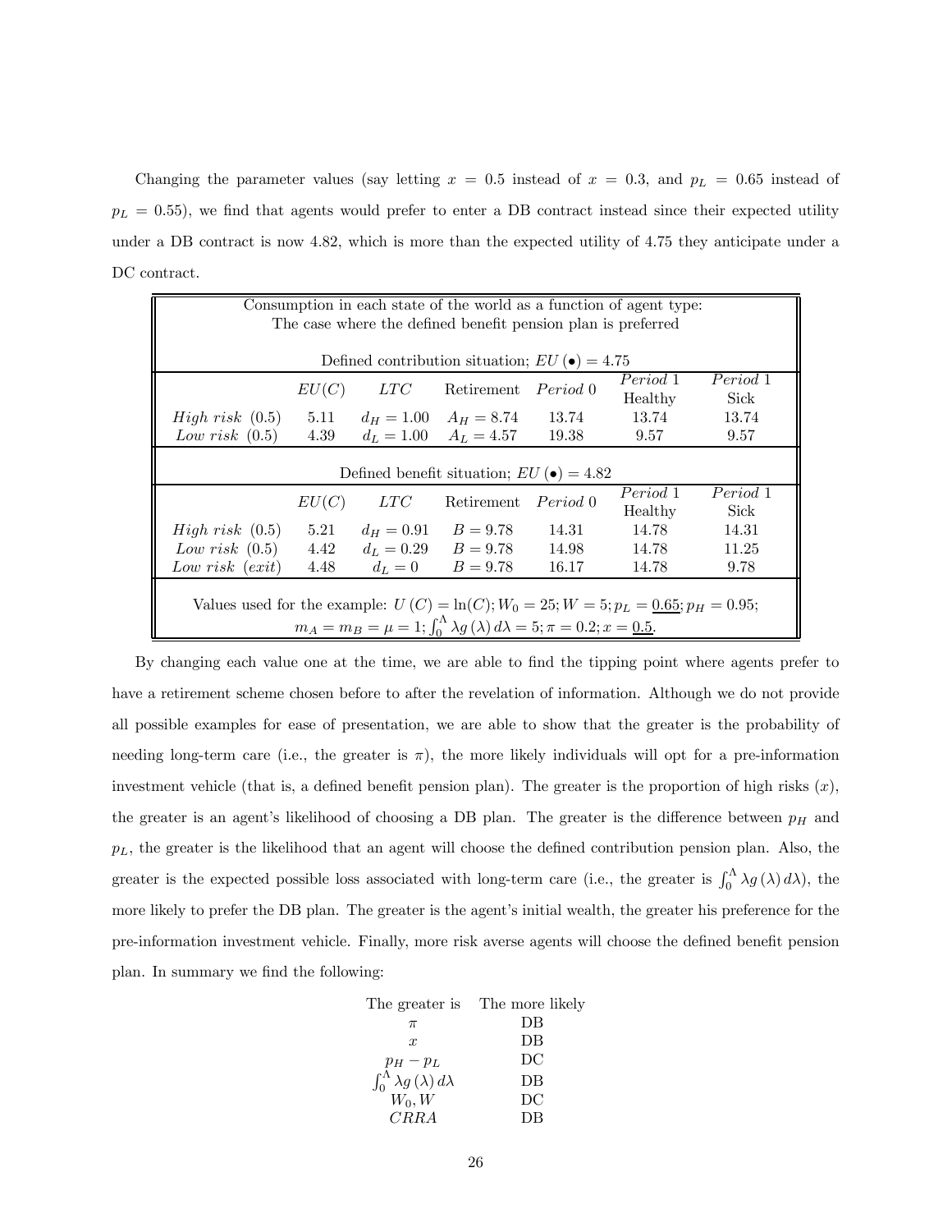Changing the parameter values (say letting $x = 0.5$ instead of $x = 0.3$, and $p_L = 0.65$ instead of $p_L = 0.55$), we find that agents would prefer to enter a DB contract instead since their expected utility under a DB contract is now 4.82, which is more than the expected utility of 4.75 they anticipate under a DC contract.

| Consumption in each state of the world as a function of agent type: The case where the defined benefit pension plan is preferred | | | | | | |
|---|---|---|---|---|---|---|
| Defined contribution situation; $EU(\bullet) = 4.75$ | | | | | | |
| | $EU(C)$ | $LTC$ | Retirement | *Period* 0 | *Period* 1 Healthy | *Period* 1 Sick |
| *High risk* (0.5) | 5.11 | $d_H = 1.00$ | $A_H = 8.74$ | 13.74 | 13.74 | 13.74 |
| *Low risk* (0.5) | 4.39 | $d_L = 1.00$ | $A_L = 4.57$ | 19.38 | 9.57 | 9.57 |
| Defined benefit situation; $EU(\bullet) = 4.82$ | | | | | | |
| | $EU(C)$ | $LTC$ | Retirement | *Period* 0 | *Period* 1 Healthy | *Period* 1 Sick |
| *High risk* (0.5) | 5.21 | $d_H = 0.91$ | $B = 9.78$ | 14.31 | 14.78 | 14.31 |
| *Low risk* (0.5) | 4.42 | $d_L = 0.29$ | $B = 9.78$ | 14.98 | 14.78 | 11.25 |
| *Low risk* (*exit*) | 4.48 | $d_L = 0$ | $B = 9.78$ | 16.17 | 14.78 | 9.78 |
| Values used for the example: $U(C) = \ln(C); W_0 = 25; W = 5; p_L = \underline{0.65}; p_H = 0.95;$ $m_A = m_B = \mu = 1; \int_0^\Lambda \lambda g(\lambda) d\lambda = 5; \pi = 0.2; x = \underline{0.5}.$ | | | | | | |

By changing each value one at the time, we are able to find the tipping point where agents prefer to have a retirement scheme chosen before to after the revelation of information. Although we do not provide all possible examples for ease of presentation, we are able to show that the greater is the probability of needing long-term care (i.e., the greater is $\pi$), the more likely individuals will opt for a pre-information investment vehicle (that is, a defined benefit pension plan). The greater is the proportion of high risks ($x$), the greater is an agent's likelihood of choosing a DB plan. The greater is the difference between $p_H$ and $p_L$, the greater is the likelihood that an agent will choose the defined contribution pension plan. Also, the greater is the expected possible loss associated with long-term care (i.e., the greater is $\int_0^\Lambda \lambda g(\lambda) d\lambda$), the more likely to prefer the DB plan. The greater is the agent's initial wealth, the greater his preference for the pre-information investment vehicle. Finally, more risk averse agents will choose the defined benefit pension plan. In summary we find the following:

| The greater is | The more likely |
|---|---|
| $\pi$ | DB |
| $x$ | DB |
| $p_H - p_L$ | DC |
| $\int_0^\Lambda \lambda g(\lambda) d\lambda$ | DB |
| $W_0, W$ | DC |
| $CRRA$ | DB |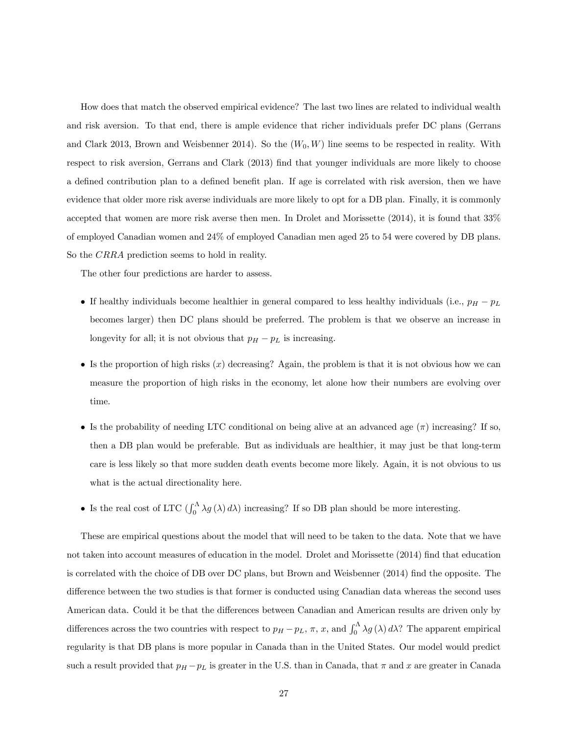How does that match the observed empirical evidence? The last two lines are related to individual wealth and risk aversion. To that end, there is ample evidence that richer individuals prefer DC plans (Gerrans and Clark 2013, Brown and Weisbenner 2014). So the $(W_0, W)$ line seems to be respected in reality. With respect to risk aversion, Gerrans and Clark (2013) find that younger individuals are more likely to choose a defined contribution plan to a defined benefit plan. If age is correlated with risk aversion, then we have evidence that older more risk averse individuals are more likely to opt for a DB plan. Finally, it is commonly accepted that women are more risk averse then men. In Drolet and Morissette (2014), it is found that 33% of employed Canadian women and 24% of employed Canadian men aged 25 to 54 were covered by DB plans. So the $CRRA$ prediction seems to hold in reality.

The other four predictions are harder to assess.

- If healthy individuals become healthier in general compared to less healthy individuals (i.e., $p_H - p_L$ becomes larger) then DC plans should be preferred. The problem is that we observe an increase in longevity for all; it is not obvious that $p_H - p_L$ is increasing.
- Is the proportion of high risks ($x$) decreasing? Again, the problem is that it is not obvious how we can measure the proportion of high risks in the economy, let alone how their numbers are evolving over time.
- Is the probability of needing LTC conditional on being alive at an advanced age ($\pi$) increasing? If so, then a DB plan would be preferable. But as individuals are healthier, it may just be that long-term care is less likely so that more sudden death events become more likely. Again, it is not obvious to us what is the actual directionality here.
- Is the real cost of LTC ($\int_0^\Lambda \lambda g(\lambda)\, d\lambda$) increasing? If so DB plan should be more interesting.

These are empirical questions about the model that will need to be taken to the data. Note that we have not taken into account measures of education in the model. Drolet and Morissette (2014) find that education is correlated with the choice of DB over DC plans, but Brown and Weisbenner (2014) find the opposite. The difference between the two studies is that former is conducted using Canadian data whereas the second uses American data. Could it be that the differences between Canadian and American results are driven only by differences across the two countries with respect to $p_H - p_L$, $\pi$, $x$, and $\int_0^\Lambda \lambda g(\lambda)\, d\lambda$? The apparent empirical regularity is that DB plans is more popular in Canada than in the United States. Our model would predict such a result provided that $p_H - p_L$ is greater in the U.S. than in Canada, that $\pi$ and $x$ are greater in Canada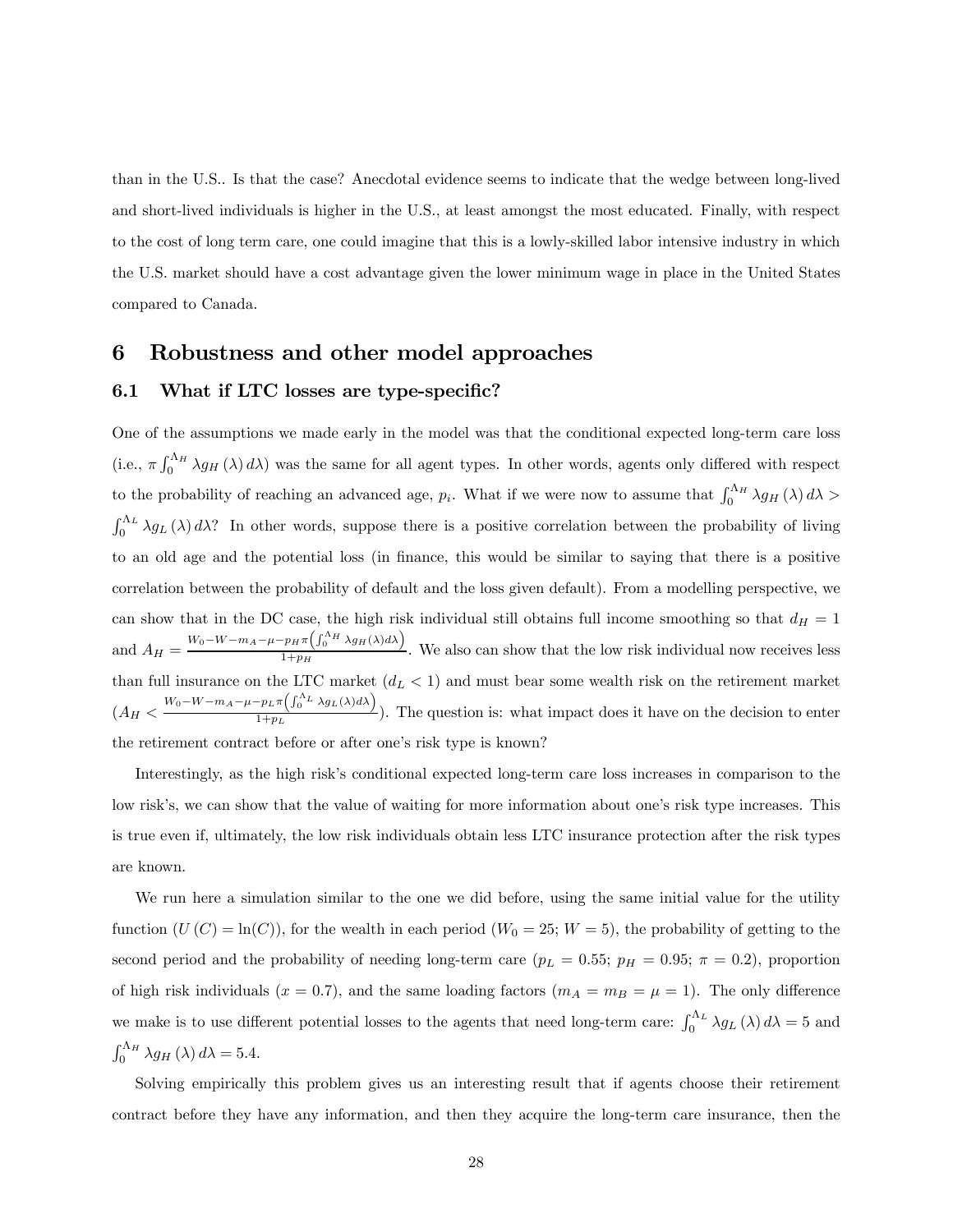than in the U.S.. Is that the case? Anecdotal evidence seems to indicate that the wedge between long-lived and short-lived individuals is higher in the U.S., at least amongst the most educated. Finally, with respect to the cost of long term care, one could imagine that this is a lowly-skilled labor intensive industry in which the U.S. market should have a cost advantage given the lower minimum wage in place in the United States compared to Canada.

# 6 Robustness and other model approaches

## 6.1 What if LTC losses are type-specific?

One of the assumptions we made early in the model was that the conditional expected long-term care loss (i.e., $\pi \int_0^{\Lambda_H} \lambda g_H(\lambda)\, d\lambda$) was the same for all agent types. In other words, agents only differed with respect to the probability of reaching an advanced age, $p_i$. What if we were now to assume that $\int_0^{\Lambda_H} \lambda g_H(\lambda)\, d\lambda > \int_0^{\Lambda_L} \lambda g_L(\lambda)\, d\lambda$? In other words, suppose there is a positive correlation between the probability of living to an old age and the potential loss (in finance, this would be similar to saying that there is a positive correlation between the probability of default and the loss given default). From a modelling perspective, we can show that in the DC case, the high risk individual still obtains full income smoothing so that $d_H = 1$ and $A_H = \frac{W_0 - W - m_A - \mu - p_H \pi \left( \int_0^{\Lambda_H} \lambda g_H(\lambda) d\lambda \right)}{1 + p_H}$. We also can show that the low risk individual now receives less than full insurance on the LTC market ($d_L < 1$) and must bear some wealth risk on the retirement market ($A_H < \frac{W_0 - W - m_A - \mu - p_L \pi \left( \int_0^{\Lambda_L} \lambda g_L(\lambda) d\lambda \right)}{1 + p_L}$). The question is: what impact does it have on the decision to enter the retirement contract before or after one's risk type is known?

Interestingly, as the high risk's conditional expected long-term care loss increases in comparison to the low risk's, we can show that the value of waiting for more information about one's risk type increases. This is true even if, ultimately, the low risk individuals obtain less LTC insurance protection after the risk types are known.

We run here a simulation similar to the one we did before, using the same initial value for the utility function ($U(C) = \ln(C)$), for the wealth in each period ($W_0 = 25$; $W = 5$), the probability of getting to the second period and the probability of needing long-term care ($p_L = 0.55$; $p_H = 0.95$; $\pi = 0.2$), proportion of high risk individuals ($x = 0.7$), and the same loading factors ($m_A = m_B = \mu = 1$). The only difference we make is to use different potential losses to the agents that need long-term care: $\int_0^{\Lambda_L} \lambda g_L(\lambda)\, d\lambda = 5$ and $\int_0^{\Lambda_H} \lambda g_H(\lambda)\, d\lambda = 5.4$.

Solving empirically this problem gives us an interesting result that if agents choose their retirement contract before they have any information, and then they acquire the long-term care insurance, then the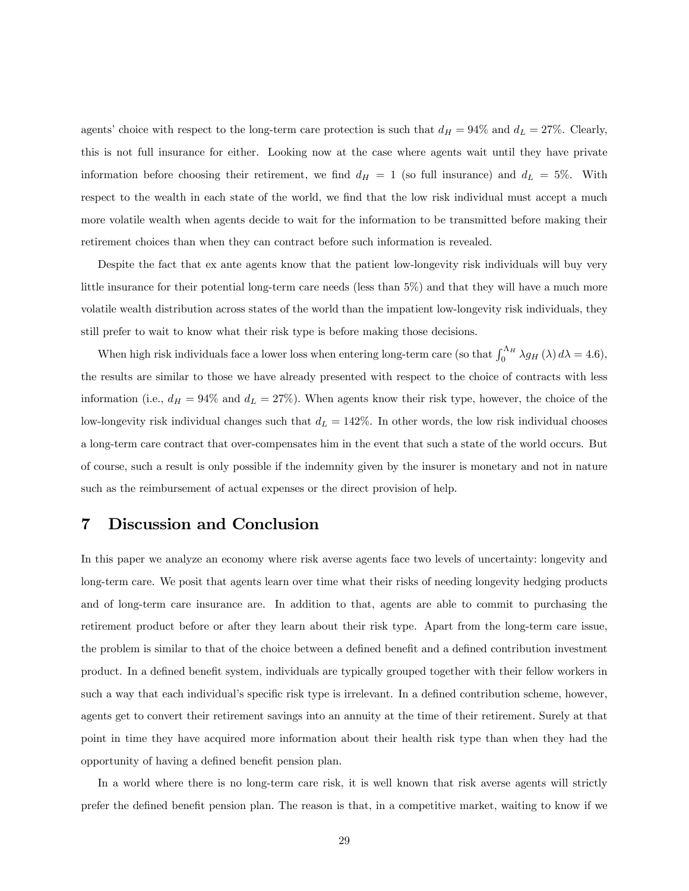agents' choice with respect to the long-term care protection is such that $d_H = 94\%$ and $d_L = 27\%$. Clearly, this is not full insurance for either. Looking now at the case where agents wait until they have private information before choosing their retirement, we find $d_H = 1$ (so full insurance) and $d_L = 5\%$. With respect to the wealth in each state of the world, we find that the low risk individual must accept a much more volatile wealth when agents decide to wait for the information to be transmitted before making their retirement choices than when they can contract before such information is revealed.

Despite the fact that ex ante agents know that the patient low-longevity risk individuals will buy very little insurance for their potential long-term care needs (less than 5%) and that they will have a much more volatile wealth distribution across states of the world than the impatient low-longevity risk individuals, they still prefer to wait to know what their risk type is before making those decisions.

When high risk individuals face a lower loss when entering long-term care (so that $\int_0^{\Lambda_H} \lambda g_H(\lambda) \, d\lambda = 4.6$), the results are similar to those we have already presented with respect to the choice of contracts with less information (i.e., $d_H = 94\%$ and $d_L = 27\%$). When agents know their risk type, however, the choice of the low-longevity risk individual changes such that $d_L = 142\%$. In other words, the low risk individual chooses a long-term care contract that over-compensates him in the event that such a state of the world occurs. But of course, such a result is only possible if the indemnity given by the insurer is monetary and not in nature such as the reimbursement of actual expenses or the direct provision of help.

# 7 Discussion and Conclusion

In this paper we analyze an economy where risk averse agents face two levels of uncertainty: longevity and long-term care. We posit that agents learn over time what their risks of needing longevity hedging products and of long-term care insurance are. In addition to that, agents are able to commit to purchasing the retirement product before or after they learn about their risk type. Apart from the long-term care issue, the problem is similar to that of the choice between a defined benefit and a defined contribution investment product. In a defined benefit system, individuals are typically grouped together with their fellow workers in such a way that each individual's specific risk type is irrelevant. In a defined contribution scheme, however, agents get to convert their retirement savings into an annuity at the time of their retirement. Surely at that point in time they have acquired more information about their health risk type than when they had the opportunity of having a defined benefit pension plan.

In a world where there is no long-term care risk, it is well known that risk averse agents will strictly prefer the defined benefit pension plan. The reason is that, in a competitive market, waiting to know if we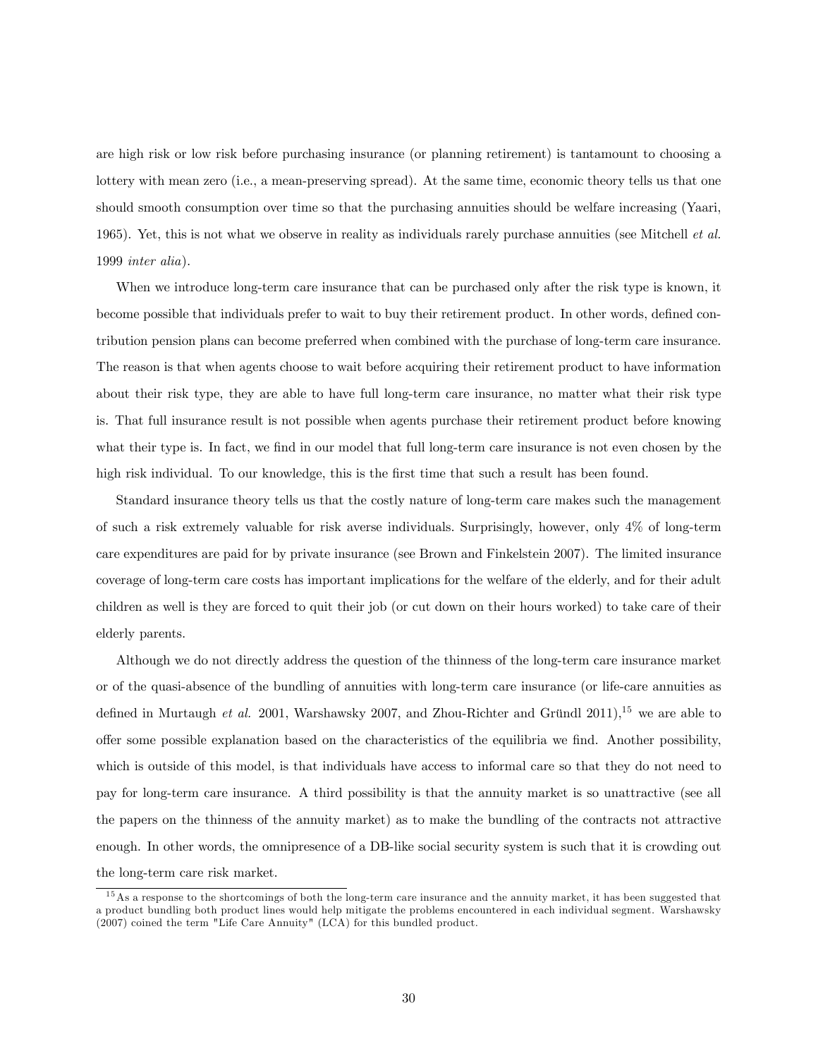are high risk or low risk before purchasing insurance (or planning retirement) is tantamount to choosing a lottery with mean zero (i.e., a mean-preserving spread). At the same time, economic theory tells us that one should smooth consumption over time so that the purchasing annuities should be welfare increasing (Yaari, 1965). Yet, this is not what we observe in reality as individuals rarely purchase annuities (see Mitchell *et al.* 1999 *inter alia*).

When we introduce long-term care insurance that can be purchased only after the risk type is known, it become possible that individuals prefer to wait to buy their retirement product. In other words, defined contribution pension plans can become preferred when combined with the purchase of long-term care insurance. The reason is that when agents choose to wait before acquiring their retirement product to have information about their risk type, they are able to have full long-term care insurance, no matter what their risk type is. That full insurance result is not possible when agents purchase their retirement product before knowing what their type is. In fact, we find in our model that full long-term care insurance is not even chosen by the high risk individual. To our knowledge, this is the first time that such a result has been found.

Standard insurance theory tells us that the costly nature of long-term care makes such the management of such a risk extremely valuable for risk averse individuals. Surprisingly, however, only 4% of long-term care expenditures are paid for by private insurance (see Brown and Finkelstein 2007). The limited insurance coverage of long-term care costs has important implications for the welfare of the elderly, and for their adult children as well is they are forced to quit their job (or cut down on their hours worked) to take care of their elderly parents.

Although we do not directly address the question of the thinness of the long-term care insurance market or of the quasi-absence of the bundling of annuities with long-term care insurance (or life-care annuities as defined in Murtaugh *et al.* 2001, Warshawsky 2007, and Zhou-Richter and Gründl 2011),[15] we are able to offer some possible explanation based on the characteristics of the equilibria we find. Another possibility, which is outside of this model, is that individuals have access to informal care so that they do not need to pay for long-term care insurance. A third possibility is that the annuity market is so unattractive (see all the papers on the thinness of the annuity market) as to make the bundling of the contracts not attractive enough. In other words, the omnipresence of a DB-like social security system is such that it is crowding out the long-term care risk market.

[15] As a response to the shortcomings of both the long-term care insurance and the annuity market, it has been suggested that a product bundling both product lines would help mitigate the problems encountered in each individual segment. Warshawsky (2007) coined the term "Life Care Annuity" (LCA) for this bundled product.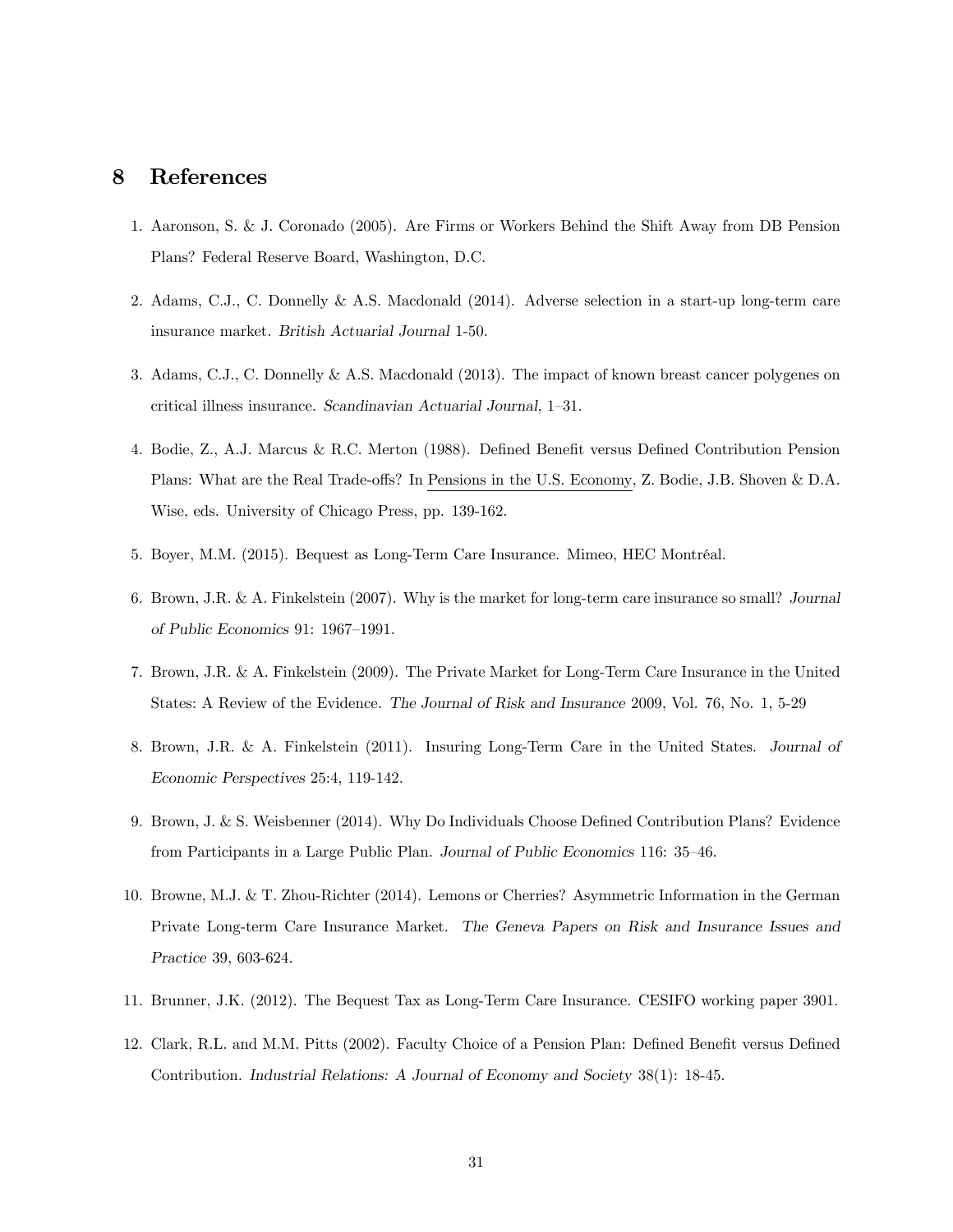## 8 References

1. Aaronson, S. & J. Coronado (2005). Are Firms or Workers Behind the Shift Away from DB Pension Plans? Federal Reserve Board, Washington, D.C.

2. Adams, C.J., C. Donnelly & A.S. Macdonald (2014). Adverse selection in a start-up long-term care insurance market. *British Actuarial Journal* 1-50.

3. Adams, C.J., C. Donnelly & A.S. Macdonald (2013). The impact of known breast cancer polygenes on critical illness insurance. *Scandinavian Actuarial Journal*, 1–31.

4. Bodie, Z., A.J. Marcus & R.C. Merton (1988). Defined Benefit versus Defined Contribution Pension Plans: What are the Real Trade-offs? In Pensions in the U.S. Economy, Z. Bodie, J.B. Shoven & D.A. Wise, eds. University of Chicago Press, pp. 139-162.

5. Boyer, M.M. (2015). Bequest as Long-Term Care Insurance. Mimeo, HEC Montréal.

6. Brown, J.R. & A. Finkelstein (2007). Why is the market for long-term care insurance so small? *Journal of Public Economics* 91: 1967–1991.

7. Brown, J.R. & A. Finkelstein (2009). The Private Market for Long-Term Care Insurance in the United States: A Review of the Evidence. *The Journal of Risk and Insurance* 2009, Vol. 76, No. 1, 5-29

8. Brown, J.R. & A. Finkelstein (2011). Insuring Long-Term Care in the United States. *Journal of Economic Perspectives* 25:4, 119-142.

9. Brown, J. & S. Weisbenner (2014). Why Do Individuals Choose Defined Contribution Plans? Evidence from Participants in a Large Public Plan. *Journal of Public Economics* 116: 35–46.

10. Browne, M.J. & T. Zhou-Richter (2014). Lemons or Cherries? Asymmetric Information in the German Private Long-term Care Insurance Market. *The Geneva Papers on Risk and Insurance Issues and Practice* 39, 603-624.

11. Brunner, J.K. (2012). The Bequest Tax as Long-Term Care Insurance. CESIFO working paper 3901.

12. Clark, R.L. and M.M. Pitts (2002). Faculty Choice of a Pension Plan: Defined Benefit versus Defined Contribution. *Industrial Relations: A Journal of Economy and Society* 38(1): 18-45.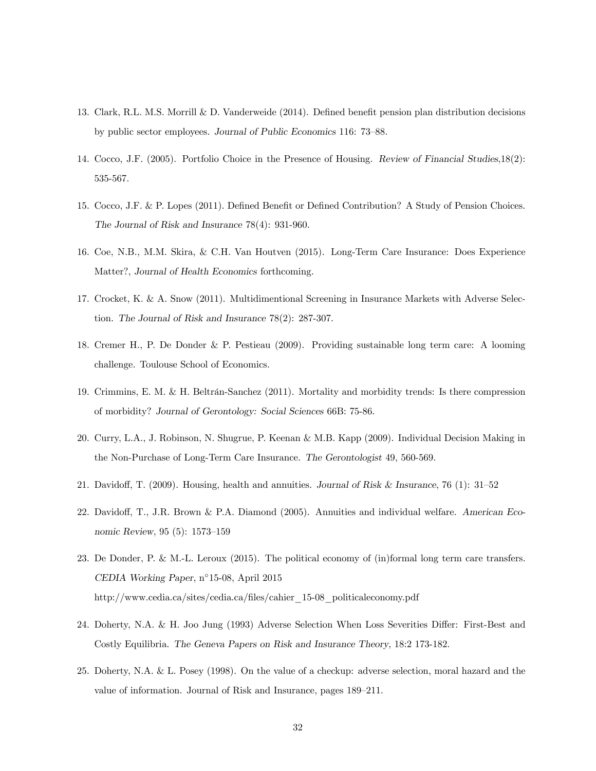13. Clark, R.L. M.S. Morrill & D. Vanderweide (2014). Defined benefit pension plan distribution decisions by public sector employees. *Journal of Public Economics* 116: 73–88.

14. Cocco, J.F. (2005). Portfolio Choice in the Presence of Housing. *Review of Financial Studies*,18(2): 535-567.

15. Cocco, J.F. & P. Lopes (2011). Defined Benefit or Defined Contribution? A Study of Pension Choices. *The Journal of Risk and Insurance* 78(4): 931-960.

16. Coe, N.B., M.M. Skira, & C.H. Van Houtven (2015). Long-Term Care Insurance: Does Experience Matter?, *Journal of Health Economics* forthcoming.

17. Crocket, K. & A. Snow (2011). Multidimentional Screening in Insurance Markets with Adverse Selection. *The Journal of Risk and Insurance* 78(2): 287-307.

18. Cremer H., P. De Donder & P. Pestieau (2009). Providing sustainable long term care: A looming challenge. Toulouse School of Economics.

19. Crimmins, E. M. & H. Beltrán-Sanchez (2011). Mortality and morbidity trends: Is there compression of morbidity? *Journal of Gerontology: Social Sciences* 66B: 75-86.

20. Curry, L.A., J. Robinson, N. Shugrue, P. Keenan & M.B. Kapp (2009). Individual Decision Making in the Non-Purchase of Long-Term Care Insurance. *The Gerontologist* 49, 560-569.

21. Davidoff, T. (2009). Housing, health and annuities. *Journal of Risk & Insurance*, 76 (1): 31–52

22. Davidoff, T., J.R. Brown & P.A. Diamond (2005). Annuities and individual welfare. *American Economic Review*, 95 (5): 1573–159

23. De Donder, P. & M.-L. Leroux (2015). The political economy of (in)formal long term care transfers. *CEDIA Working Paper*, n°15-08, April 2015 http://www.cedia.ca/sites/cedia.ca/files/cahier_15-08_politicaleconomy.pdf

24. Doherty, N.A. & H. Joo Jung (1993) Adverse Selection When Loss Severities Differ: First-Best and Costly Equilibria. *The Geneva Papers on Risk and Insurance Theory*, 18:2 173-182.

25. Doherty, N.A. & L. Posey (1998). On the value of a checkup: adverse selection, moral hazard and the value of information. Journal of Risk and Insurance, pages 189–211.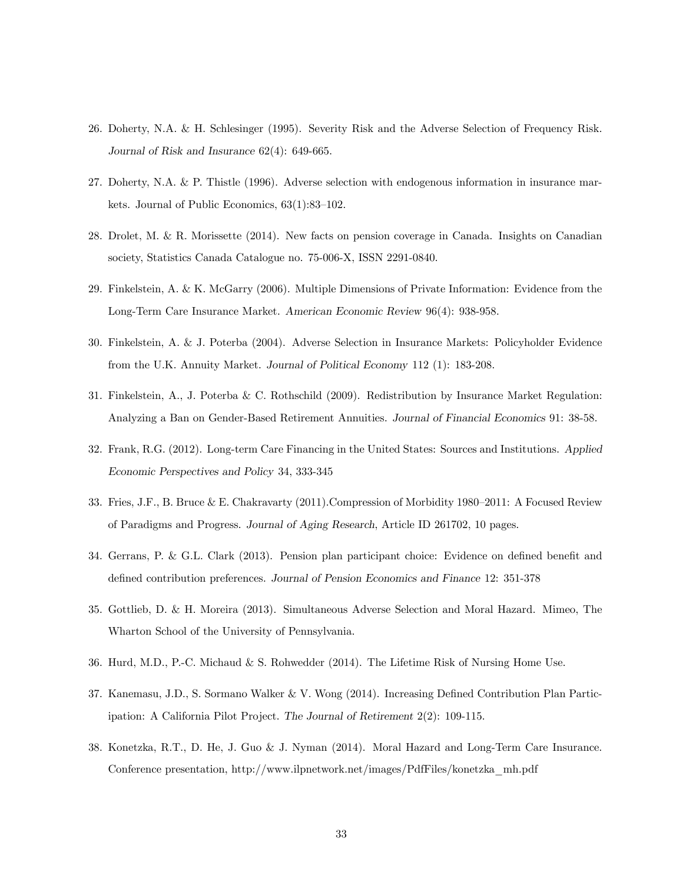26. Doherty, N.A. & H. Schlesinger (1995). Severity Risk and the Adverse Selection of Frequency Risk. *Journal of Risk and Insurance* 62(4): 649-665.

27. Doherty, N.A. & P. Thistle (1996). Adverse selection with endogenous information in insurance markets. Journal of Public Economics, 63(1):83–102.

28. Drolet, M. & R. Morissette (2014). New facts on pension coverage in Canada. Insights on Canadian society, Statistics Canada Catalogue no. 75-006-X, ISSN 2291-0840.

29. Finkelstein, A. & K. McGarry (2006). Multiple Dimensions of Private Information: Evidence from the Long-Term Care Insurance Market. *American Economic Review* 96(4): 938-958.

30. Finkelstein, A. & J. Poterba (2004). Adverse Selection in Insurance Markets: Policyholder Evidence from the U.K. Annuity Market. *Journal of Political Economy* 112 (1): 183-208.

31. Finkelstein, A., J. Poterba & C. Rothschild (2009). Redistribution by Insurance Market Regulation: Analyzing a Ban on Gender-Based Retirement Annuities. *Journal of Financial Economics* 91: 38-58.

32. Frank, R.G. (2012). Long-term Care Financing in the United States: Sources and Institutions. *Applied Economic Perspectives and Policy* 34, 333-345

33. Fries, J.F., B. Bruce & E. Chakravarty (2011).Compression of Morbidity 1980–2011: A Focused Review of Paradigms and Progress. *Journal of Aging Research*, Article ID 261702, 10 pages.

34. Gerrans, P. & G.L. Clark (2013). Pension plan participant choice: Evidence on defined benefit and defined contribution preferences. *Journal of Pension Economics and Finance* 12: 351-378

35. Gottlieb, D. & H. Moreira (2013). Simultaneous Adverse Selection and Moral Hazard. Mimeo, The Wharton School of the University of Pennsylvania.

36. Hurd, M.D., P.-C. Michaud & S. Rohwedder (2014). The Lifetime Risk of Nursing Home Use.

37. Kanemasu, J.D., S. Sormano Walker & V. Wong (2014). Increasing Defined Contribution Plan Participation: A California Pilot Project. *The Journal of Retirement* 2(2): 109-115.

38. Konetzka, R.T., D. He, J. Guo & J. Nyman (2014). Moral Hazard and Long-Term Care Insurance. Conference presentation, http://www.ilpnetwork.net/images/PdfFiles/konetzka_mh.pdf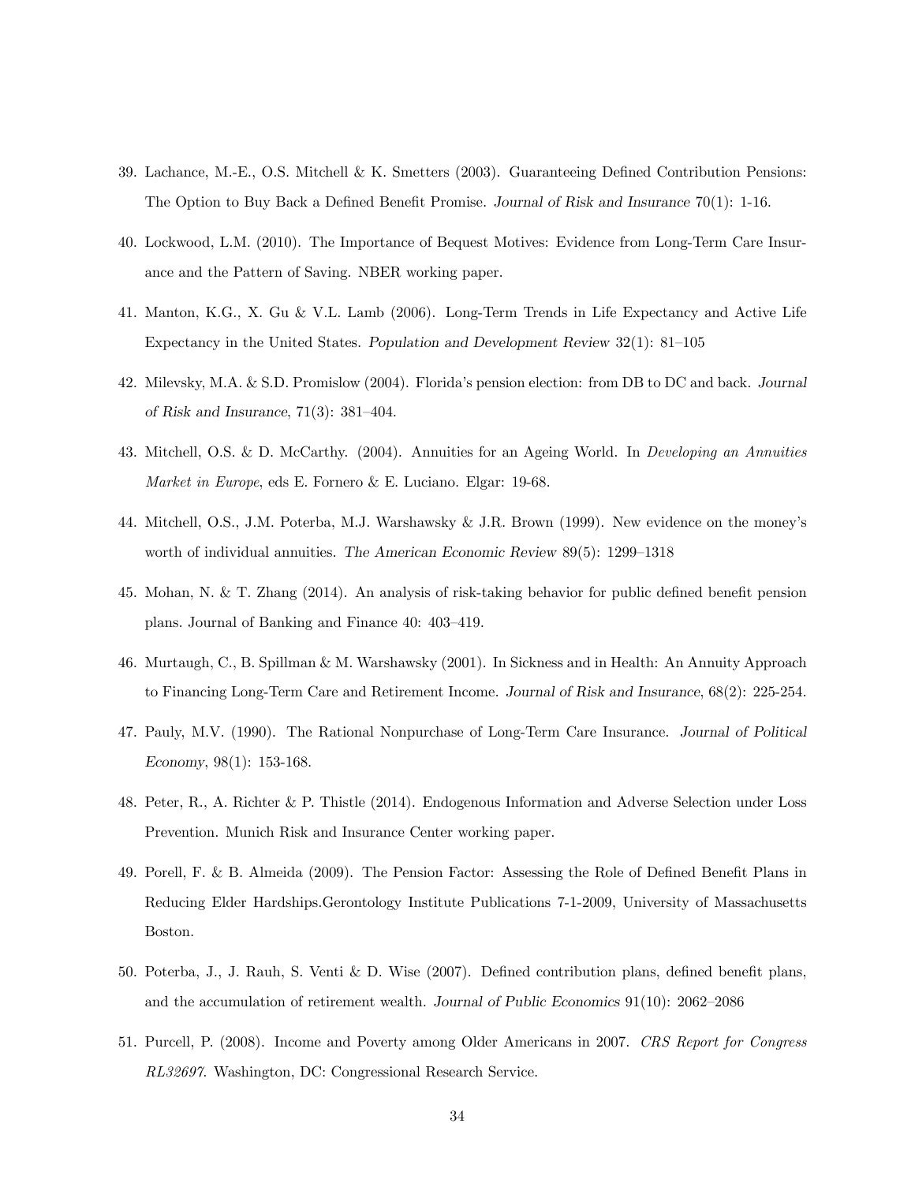39. Lachance, M.-E., O.S. Mitchell & K. Smetters (2003). Guaranteeing Defined Contribution Pensions: The Option to Buy Back a Defined Benefit Promise. *Journal of Risk and Insurance* 70(1): 1-16.

40. Lockwood, L.M. (2010). The Importance of Bequest Motives: Evidence from Long-Term Care Insurance and the Pattern of Saving. NBER working paper.

41. Manton, K.G., X. Gu & V.L. Lamb (2006). Long-Term Trends in Life Expectancy and Active Life Expectancy in the United States. *Population and Development Review* 32(1): 81–105

42. Milevsky, M.A. & S.D. Promislow (2004). Florida's pension election: from DB to DC and back. *Journal of Risk and Insurance*, 71(3): 381–404.

43. Mitchell, O.S. & D. McCarthy. (2004). Annuities for an Ageing World. In *Developing an Annuities Market in Europe*, eds E. Fornero & E. Luciano. Elgar: 19-68.

44. Mitchell, O.S., J.M. Poterba, M.J. Warshawsky & J.R. Brown (1999). New evidence on the money's worth of individual annuities. *The American Economic Review* 89(5): 1299–1318

45. Mohan, N. & T. Zhang (2014). An analysis of risk-taking behavior for public defined benefit pension plans. Journal of Banking and Finance 40: 403–419.

46. Murtaugh, C., B. Spillman & M. Warshawsky (2001). In Sickness and in Health: An Annuity Approach to Financing Long-Term Care and Retirement Income. *Journal of Risk and Insurance*, 68(2): 225-254.

47. Pauly, M.V. (1990). The Rational Nonpurchase of Long-Term Care Insurance. *Journal of Political Economy*, 98(1): 153-168.

48. Peter, R., A. Richter & P. Thistle (2014). Endogenous Information and Adverse Selection under Loss Prevention. Munich Risk and Insurance Center working paper.

49. Porell, F. & B. Almeida (2009). The Pension Factor: Assessing the Role of Defined Benefit Plans in Reducing Elder Hardships.Gerontology Institute Publications 7-1-2009, University of Massachusetts Boston.

50. Poterba, J., J. Rauh, S. Venti & D. Wise (2007). Defined contribution plans, defined benefit plans, and the accumulation of retirement wealth. *Journal of Public Economics* 91(10): 2062–2086

51. Purcell, P. (2008). Income and Poverty among Older Americans in 2007. *CRS Report for Congress RL32697*. Washington, DC: Congressional Research Service.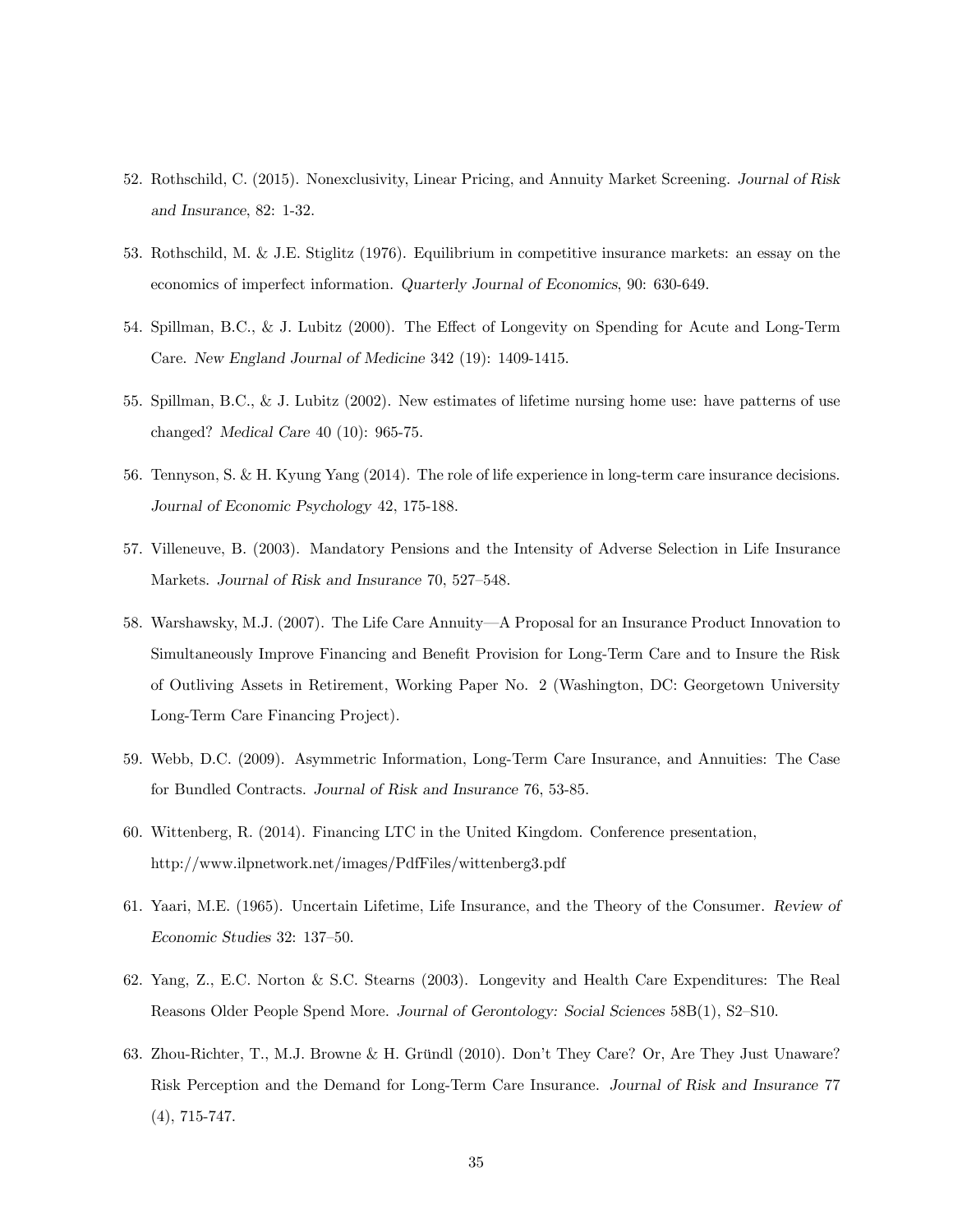52. Rothschild, C. (2015). Nonexclusivity, Linear Pricing, and Annuity Market Screening. *Journal of Risk and Insurance*, 82: 1-32.

53. Rothschild, M. & J.E. Stiglitz (1976). Equilibrium in competitive insurance markets: an essay on the economics of imperfect information. *Quarterly Journal of Economics*, 90: 630-649.

54. Spillman, B.C., & J. Lubitz (2000). The Effect of Longevity on Spending for Acute and Long-Term Care. *New England Journal of Medicine* 342 (19): 1409-1415.

55. Spillman, B.C., & J. Lubitz (2002). New estimates of lifetime nursing home use: have patterns of use changed? *Medical Care* 40 (10): 965-75.

56. Tennyson, S. & H. Kyung Yang (2014). The role of life experience in long-term care insurance decisions. *Journal of Economic Psychology* 42, 175-188.

57. Villeneuve, B. (2003). Mandatory Pensions and the Intensity of Adverse Selection in Life Insurance Markets. *Journal of Risk and Insurance* 70, 527–548.

58. Warshawsky, M.J. (2007). The Life Care Annuity—A Proposal for an Insurance Product Innovation to Simultaneously Improve Financing and Benefit Provision for Long-Term Care and to Insure the Risk of Outliving Assets in Retirement, Working Paper No. 2 (Washington, DC: Georgetown University Long-Term Care Financing Project).

59. Webb, D.C. (2009). Asymmetric Information, Long-Term Care Insurance, and Annuities: The Case for Bundled Contracts. *Journal of Risk and Insurance* 76, 53-85.

60. Wittenberg, R. (2014). Financing LTC in the United Kingdom. Conference presentation, http://www.ilpnetwork.net/images/PdfFiles/wittenberg3.pdf

61. Yaari, M.E. (1965). Uncertain Lifetime, Life Insurance, and the Theory of the Consumer. *Review of Economic Studies* 32: 137–50.

62. Yang, Z., E.C. Norton & S.C. Stearns (2003). Longevity and Health Care Expenditures: The Real Reasons Older People Spend More. *Journal of Gerontology: Social Sciences* 58B(1), S2–S10.

63. Zhou-Richter, T., M.J. Browne & H. Gründl (2010). Don't They Care? Or, Are They Just Unaware? Risk Perception and the Demand for Long-Term Care Insurance. *Journal of Risk and Insurance* 77 (4), 715-747.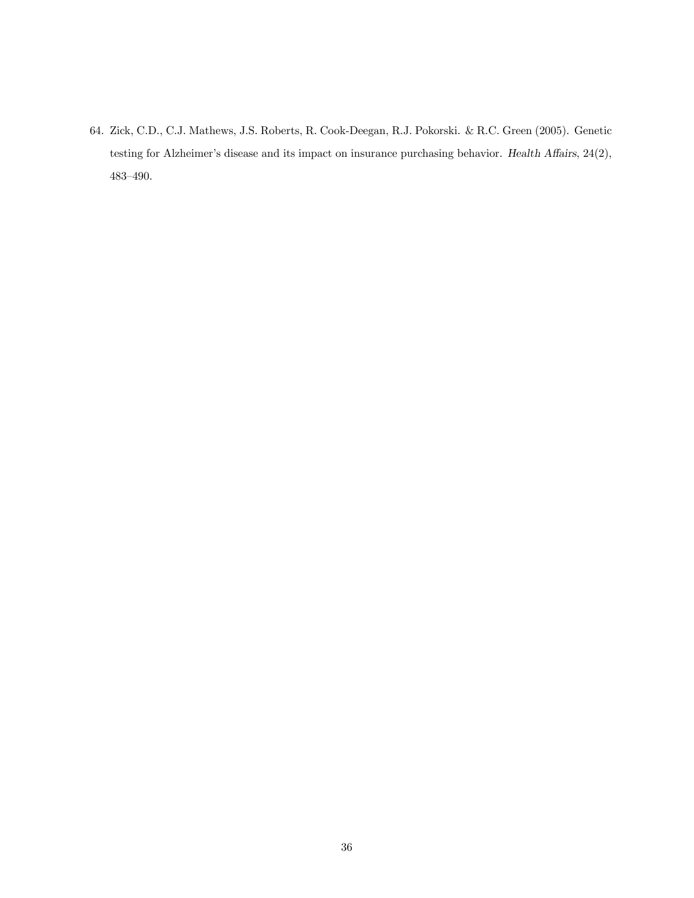64. Zick, C.D., C.J. Mathews, J.S. Roberts, R. Cook-Deegan, R.J. Pokorski. & R.C. Green (2005). Genetic testing for Alzheimer's disease and its impact on insurance purchasing behavior. *Health Affairs*, 24(2), 483–490.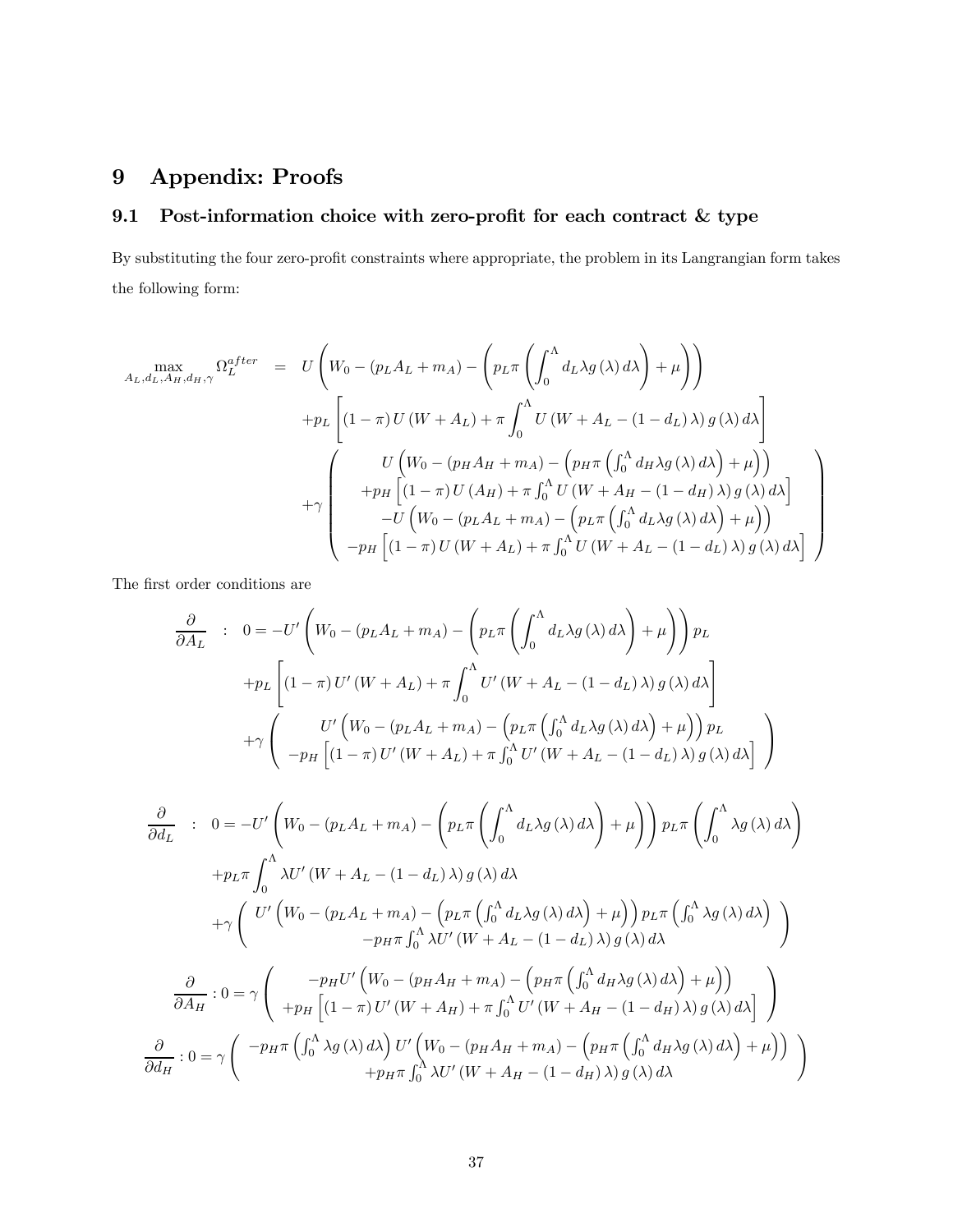# 9 Appendix: Proofs

## 9.1 Post-information choice with zero-profit for each contract & type

By substituting the four zero-profit constraints where appropriate, the problem in its Langrangian form takes the following form:

$$
\begin{aligned}
\max_{A_L,d_L,A_H,d_H,\gamma} \Omega_L^{after} \quad = \quad & U\left(W_0 - (p_L A_L + m_A) - \left(p_L \pi \left(\int_0^\Lambda d_L \lambda g(\lambda)\, d\lambda\right) + \mu\right)\right) \\
& + p_L \left[(1-\pi) U(W + A_L) + \pi \int_0^\Lambda U(W + A_L - (1-d_L)\lambda) g(\lambda)\, d\lambda\right] \\
& + \gamma \left(
\begin{array}{c}
U\left(W_0 - (p_H A_H + m_A) - \left(p_H \pi \left(\int_0^\Lambda d_H \lambda g(\lambda)\, d\lambda\right) + \mu\right)\right) \\
+ p_H \left[(1-\pi) U(A_H) + \pi \int_0^\Lambda U(W + A_H - (1-d_H)\lambda) g(\lambda)\, d\lambda\right] \\
- U\left(W_0 - (p_L A_L + m_A) - \left(p_L \pi \left(\int_0^\Lambda d_L \lambda g(\lambda)\, d\lambda\right) + \mu\right)\right) \\
- p_H \left[(1-\pi) U(W + A_L) + \pi \int_0^\Lambda U(W + A_L - (1-d_L)\lambda) g(\lambda)\, d\lambda\right]
\end{array}
\right)
\end{aligned}
$$

The first order conditions are

$$
\begin{aligned}
\frac{\partial}{\partial A_L} \quad : \quad 0 = & -U'\left(W_0 - (p_L A_L + m_A) - \left(p_L \pi \left(\int_0^\Lambda d_L \lambda g(\lambda)\, d\lambda\right) + \mu\right)\right) p_L \\
& + p_L \left[(1-\pi) U'(W + A_L) + \pi \int_0^\Lambda U'(W + A_L - (1-d_L)\lambda) g(\lambda)\, d\lambda\right] \\
& + \gamma \left(
\begin{array}{c}
U'\left(W_0 - (p_L A_L + m_A) - \left(p_L \pi \left(\int_0^\Lambda d_L \lambda g(\lambda)\, d\lambda\right) + \mu\right)\right) p_L \\
- p_H \left[(1-\pi) U'(W + A_L) + \pi \int_0^\Lambda U'(W + A_L - (1-d_L)\lambda) g(\lambda)\, d\lambda\right]
\end{array}
\right)
\end{aligned}
$$

$$
\begin{aligned}
\frac{\partial}{\partial d_L} \quad : \quad 0 = & -U'\left(W_0 - (p_L A_L + m_A) - \left(p_L \pi \left(\int_0^\Lambda d_L \lambda g(\lambda)\, d\lambda\right) + \mu\right)\right) p_L \pi \left(\int_0^\Lambda \lambda g(\lambda)\, d\lambda\right) \\
& + p_L \pi \int_0^\Lambda \lambda U'(W + A_L - (1-d_L)\lambda) g(\lambda)\, d\lambda \\
& + \gamma \left(
\begin{array}{c}
U'\left(W_0 - (p_L A_L + m_A) - \left(p_L \pi \left(\int_0^\Lambda d_L \lambda g(\lambda)\, d\lambda\right) + \mu\right)\right) p_L \pi \left(\int_0^\Lambda \lambda g(\lambda)\, d\lambda\right) \\
- p_H \pi \int_0^\Lambda \lambda U'(W + A_L - (1-d_L)\lambda) g(\lambda)\, d\lambda
\end{array}
\right)
\end{aligned}
$$

$$
\frac{\partial}{\partial A_H} : 0 = \gamma \left(
\begin{array}{c}
-p_H U'\left(W_0 - (p_H A_H + m_A) - \left(p_H \pi \left(\int_0^\Lambda d_H \lambda g(\lambda)\, d\lambda\right) + \mu\right)\right) \\
+ p_H \left[(1-\pi) U'(W + A_H) + \pi \int_0^\Lambda U'(W + A_H - (1-d_H)\lambda) g(\lambda)\, d\lambda\right]
\end{array}
\right)
$$

$$
\frac{\partial}{\partial d_H} : 0 = \gamma \left(
\begin{array}{c}
-p_H \pi \left(\int_0^\Lambda \lambda g(\lambda)\, d\lambda\right) U'\left(W_0 - (p_H A_H + m_A) - \left(p_H \pi \left(\int_0^\Lambda d_H \lambda g(\lambda)\, d\lambda\right) + \mu\right)\right) \\
+ p_H \pi \int_0^\Lambda \lambda U'(W + A_H - (1-d_H)\lambda) g(\lambda)\, d\lambda
\end{array}
\right)
$$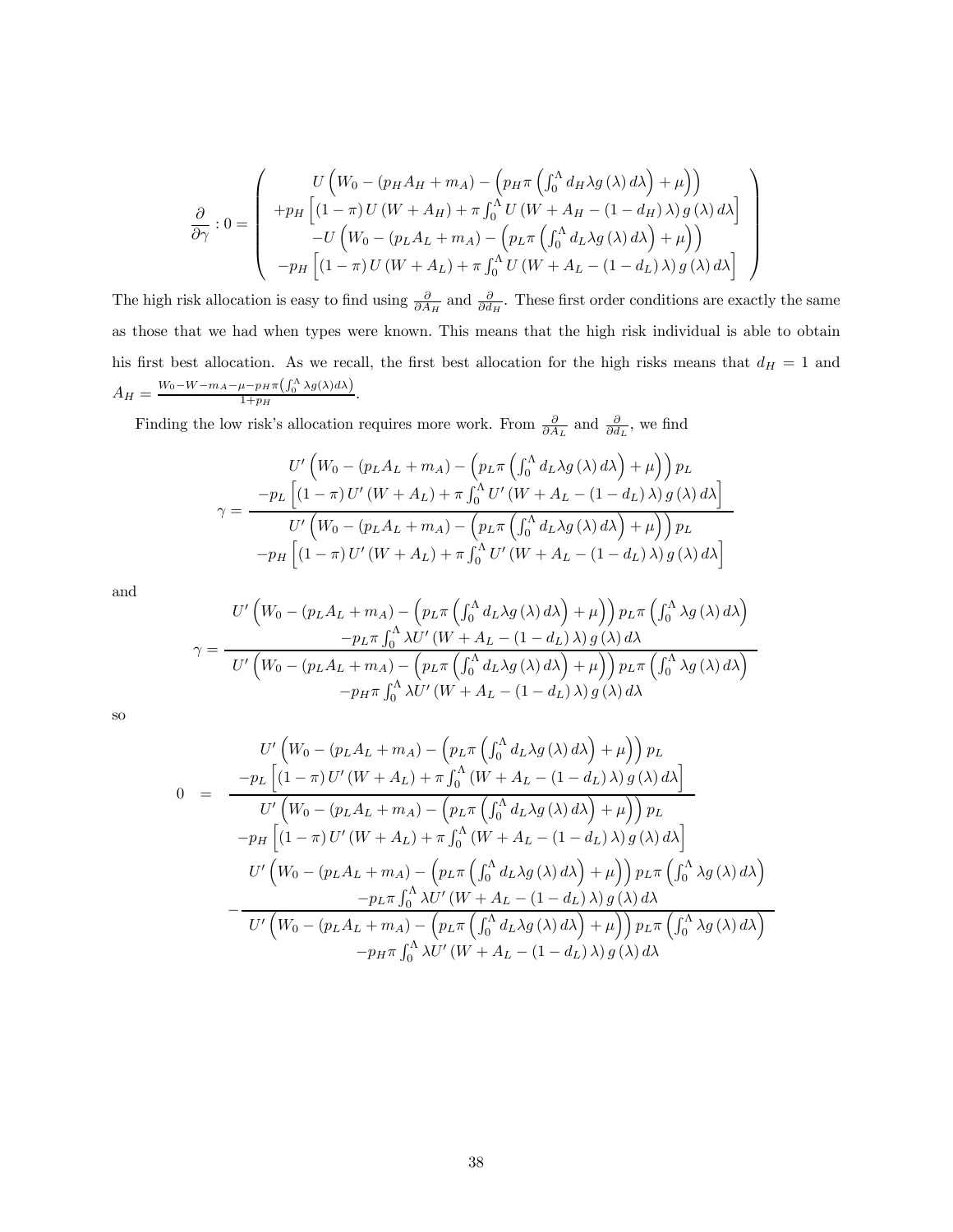$$\frac{\partial}{\partial \gamma} : 0 = \left( \begin{array}{c} U\left(W_0 - (p_H A_H + m_A) - \left(p_H \pi \left(\int_0^\Lambda d_H \lambda g(\lambda) \, d\lambda\right) + \mu\right)\right) \\ +p_H \left[(1-\pi) U(W + A_H) + \pi \int_0^\Lambda U(W + A_H - (1-d_H)\lambda) g(\lambda) \, d\lambda\right] \\ -U\left(W_0 - (p_L A_L + m_A) - \left(p_L \pi \left(\int_0^\Lambda d_L \lambda g(\lambda) \, d\lambda\right) + \mu\right)\right) \\ -p_H \left[(1-\pi) U(W + A_L) + \pi \int_0^\Lambda U(W + A_L - (1-d_L)\lambda) g(\lambda) \, d\lambda\right] \end{array} \right)$$

The high risk allocation is easy to find using $\frac{\partial}{\partial A_H}$ and $\frac{\partial}{\partial d_H}$. These first order conditions are exactly the same as those that we had when types were known. This means that the high risk individual is able to obtain his first best allocation. As we recall, the first best allocation for the high risks means that $d_H = 1$ and $A_H = \frac{W_0 - W - m_A - \mu - p_H \pi \left(\int_0^\Lambda \lambda g(\lambda) d\lambda\right)}{1 + p_H}$.

Finding the low risk's allocation requires more work. From $\frac{\partial}{\partial A_L}$ and $\frac{\partial}{\partial d_L}$, we find

$$\gamma = \frac{\begin{array}{c} U'\left(W_0 - (p_L A_L + m_A) - \left(p_L \pi \left(\int_0^\Lambda d_L \lambda g(\lambda) \, d\lambda\right) + \mu\right)\right) p_L \\ -p_L \left[(1-\pi) U'(W + A_L) + \pi \int_0^\Lambda U'(W + A_L - (1-d_L)\lambda) g(\lambda) \, d\lambda\right] \end{array}}{\begin{array}{c} U'\left(W_0 - (p_L A_L + m_A) - \left(p_L \pi \left(\int_0^\Lambda d_L \lambda g(\lambda) \, d\lambda\right) + \mu\right)\right) p_L \\ -p_H \left[(1-\pi) U'(W + A_L) + \pi \int_0^\Lambda U'(W + A_L - (1-d_L)\lambda) g(\lambda) \, d\lambda\right] \end{array}}$$

and

$$\gamma = \frac{\begin{array}{c} U'\left(W_0 - (p_L A_L + m_A) - \left(p_L \pi \left(\int_0^\Lambda d_L \lambda g(\lambda) \, d\lambda\right) + \mu\right)\right) p_L \pi \left(\int_0^\Lambda \lambda g(\lambda) \, d\lambda\right) \\ -p_L \pi \int_0^\Lambda \lambda U'(W + A_L - (1-d_L)\lambda) g(\lambda) \, d\lambda \end{array}}{\begin{array}{c} U'\left(W_0 - (p_L A_L + m_A) - \left(p_L \pi \left(\int_0^\Lambda d_L \lambda g(\lambda) \, d\lambda\right) + \mu\right)\right) p_L \pi \left(\int_0^\Lambda \lambda g(\lambda) \, d\lambda\right) \\ -p_H \pi \int_0^\Lambda \lambda U'(W + A_L - (1-d_L)\lambda) g(\lambda) \, d\lambda \end{array}}$$

so

$$\begin{aligned} 0 \quad = \quad & \frac{\begin{array}{c} U'\left(W_0 - (p_L A_L + m_A) - \left(p_L \pi \left(\int_0^\Lambda d_L \lambda g(\lambda) \, d\lambda\right) + \mu\right)\right) p_L \\ -p_L \left[(1-\pi) U'(W + A_L) + \pi \int_0^\Lambda (W + A_L - (1-d_L)\lambda) g(\lambda) \, d\lambda\right] \end{array}}{\begin{array}{c} U'\left(W_0 - (p_L A_L + m_A) - \left(p_L \pi \left(\int_0^\Lambda d_L \lambda g(\lambda) \, d\lambda\right) + \mu\right)\right) p_L \\ -p_H \left[(1-\pi) U'(W + A_L) + \pi \int_0^\Lambda (W + A_L - (1-d_L)\lambda) g(\lambda) \, d\lambda\right] \end{array}} \\ & - \frac{\begin{array}{c} U'\left(W_0 - (p_L A_L + m_A) - \left(p_L \pi \left(\int_0^\Lambda d_L \lambda g(\lambda) \, d\lambda\right) + \mu\right)\right) p_L \pi \left(\int_0^\Lambda \lambda g(\lambda) \, d\lambda\right) \\ -p_L \pi \int_0^\Lambda \lambda U'(W + A_L - (1-d_L)\lambda) g(\lambda) \, d\lambda \end{array}}{\begin{array}{c} U'\left(W_0 - (p_L A_L + m_A) - \left(p_L \pi \left(\int_0^\Lambda d_L \lambda g(\lambda) \, d\lambda\right) + \mu\right)\right) p_L \pi \left(\int_0^\Lambda \lambda g(\lambda) \, d\lambda\right) \\ -p_H \pi \int_0^\Lambda \lambda U'(W + A_L - (1-d_L)\lambda) g(\lambda) \, d\lambda \end{array}} \end{aligned}$$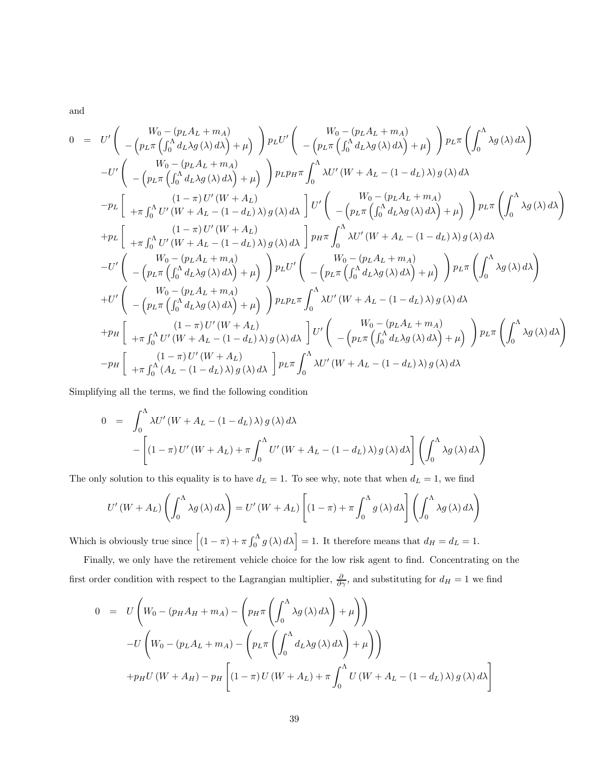and

$$
\begin{aligned}
0 \quad = \quad & U'\left(\begin{array}{c} W_0-(p_L A_L+m_A) \\ -\left(p_L \pi\left(\int_0^{\Lambda} d_L \lambda g(\lambda)\, d\lambda\right)+\mu\right)\end{array}\right) p_L U'\left(\begin{array}{c} W_0-(p_L A_L+m_A) \\ -\left(p_L \pi\left(\int_0^{\Lambda} d_L \lambda g(\lambda)\, d\lambda\right)+\mu\right)\end{array}\right) p_L \pi\left(\int_0^{\Lambda} \lambda g(\lambda)\, d\lambda\right) \\
& -U'\left(\begin{array}{c} W_0-(p_L A_L+m_A) \\ -\left(p_L \pi\left(\int_0^{\Lambda} d_L \lambda g(\lambda)\, d\lambda\right)+\mu\right)\end{array}\right) p_L p_H \pi \int_0^{\Lambda} \lambda U'\left(W+A_L-(1-d_L)\lambda\right) g(\lambda)\, d\lambda \\
& -p_L\left[\begin{array}{c} (1-\pi) U'(W+A_L) \\ +\pi \int_0^{\Lambda} U'\left(W+A_L-(1-d_L)\lambda\right) g(\lambda)\, d\lambda\end{array}\right] U'\left(\begin{array}{c} W_0-(p_L A_L+m_A) \\ -\left(p_L \pi\left(\int_0^{\Lambda} d_L \lambda g(\lambda)\, d\lambda\right)+\mu\right)\end{array}\right) p_L \pi\left(\int_0^{\Lambda} \lambda g(\lambda)\, d\lambda\right) \\
& +p_L\left[\begin{array}{c} (1-\pi) U'(W+A_L) \\ +\pi \int_0^{\Lambda} U'\left(W+A_L-(1-d_L)\lambda\right) g(\lambda)\, d\lambda\end{array}\right] p_H \pi \int_0^{\Lambda} \lambda U'\left(W+A_L-(1-d_L)\lambda\right) g(\lambda)\, d\lambda \\
& -U'\left(\begin{array}{c} W_0-(p_L A_L+m_A) \\ -\left(p_L \pi\left(\int_0^{\Lambda} d_L \lambda g(\lambda)\, d\lambda\right)+\mu\right)\end{array}\right) p_L U'\left(\begin{array}{c} W_0-(p_L A_L+m_A) \\ -\left(p_L \pi\left(\int_0^{\Lambda} d_L \lambda g(\lambda)\, d\lambda\right)+\mu\right)\end{array}\right) p_L \pi\left(\int_0^{\Lambda} \lambda g(\lambda)\, d\lambda\right) \\
& +U'\left(\begin{array}{c} W_0-(p_L A_L+m_A) \\ -\left(p_L \pi\left(\int_0^{\Lambda} d_L \lambda g(\lambda)\, d\lambda\right)+\mu\right)\end{array}\right) p_L p_L \pi \int_0^{\Lambda} \lambda U'\left(W+A_L-(1-d_L)\lambda\right) g(\lambda)\, d\lambda \\
& +p_H\left[\begin{array}{c} (1-\pi) U'(W+A_L) \\ +\pi \int_0^{\Lambda} U'\left(W+A_L-(1-d_L)\lambda\right) g(\lambda)\, d\lambda\end{array}\right] U'\left(\begin{array}{c} W_0-(p_L A_L+m_A) \\ -\left(p_L \pi\left(\int_0^{\Lambda} d_L \lambda g(\lambda)\, d\lambda\right)+\mu\right)\end{array}\right) p_L \pi\left(\int_0^{\Lambda} \lambda g(\lambda)\, d\lambda\right) \\
& -p_H\left[\begin{array}{c} (1-\pi) U'(W+A_L) \\ +\pi \int_0^{\Lambda} \left(A_L-(1-d_L)\lambda\right) g(\lambda)\, d\lambda\end{array}\right] p_L \pi \int_0^{\Lambda} \lambda U'\left(W+A_L-(1-d_L)\lambda\right) g(\lambda)\, d\lambda
\end{aligned}
$$

Simplifying all the terms, we find the following condition

$$
\begin{aligned}
0 \quad = \quad & \int_0^{\Lambda} \lambda U'\left(W+A_L-(1-d_L)\lambda\right) g(\lambda)\, d\lambda \\
& -\left[(1-\pi) U'(W+A_L)+\pi \int_0^{\Lambda} U'\left(W+A_L-(1-d_L)\lambda\right) g(\lambda)\, d\lambda\right]\left(\int_0^{\Lambda} \lambda g(\lambda)\, d\lambda\right)
\end{aligned}
$$

The only solution to this equality is to have $d_L = 1$. To see why, note that when $d_L = 1$, we find

$$
U'(W+A_L)\left(\int_0^{\Lambda} \lambda g(\lambda)\, d\lambda\right) = U'(W+A_L)\left[(1-\pi)+\pi \int_0^{\Lambda} g(\lambda)\, d\lambda\right]\left(\int_0^{\Lambda} \lambda g(\lambda)\, d\lambda\right)
$$

Which is obviously true since $\left[(1-\pi)+\pi \int_0^{\Lambda} g(\lambda)\, d\lambda\right] = 1$. It therefore means that $d_H = d_L = 1$.

Finally, we only have the retirement vehicle choice for the low risk agent to find. Concentrating on the first order condition with respect to the Lagrangian multiplier, $\frac{\partial}{\partial \gamma}$, and substituting for $d_H = 1$ we find

$$
\begin{aligned}
0 \quad = \quad & U\left(W_0-(p_H A_H+m_A)-\left(p_H \pi\left(\int_0^{\Lambda} \lambda g(\lambda)\, d\lambda\right)+\mu\right)\right) \\
& -U\left(W_0-(p_L A_L+m_A)-\left(p_L \pi\left(\int_0^{\Lambda} d_L \lambda g(\lambda)\, d\lambda\right)+\mu\right)\right) \\
& +p_H U(W+A_H)-p_H\left[(1-\pi) U(W+A_L)+\pi \int_0^{\Lambda} U\left(W+A_L-(1-d_L)\lambda\right) g(\lambda)\, d\lambda\right]
\end{aligned}
$$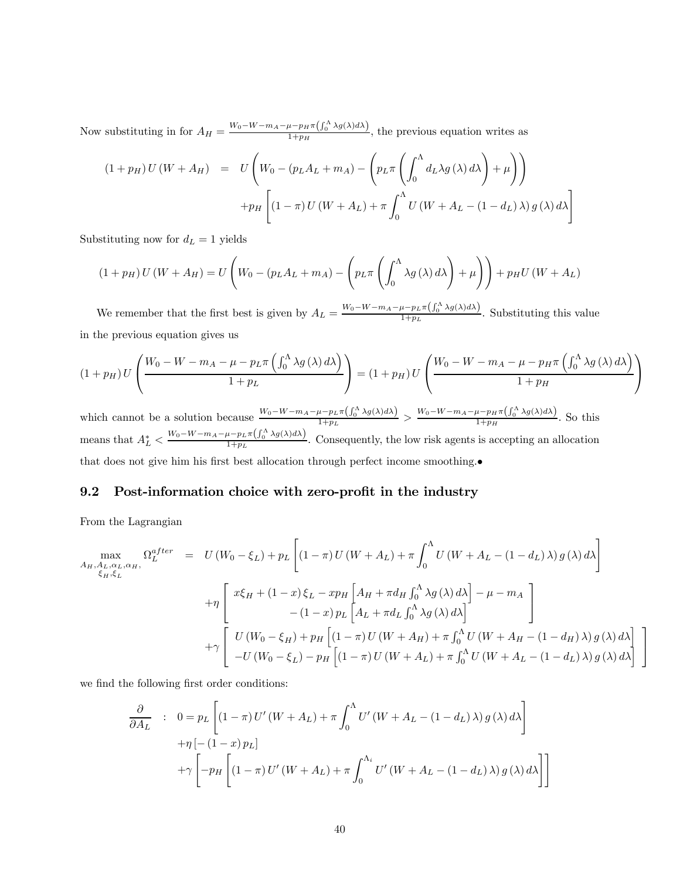Now substituting in for $A_H = \frac{W_0 - W - m_A - \mu - p_H \pi \left(\int_0^\Lambda \lambda g(\lambda) d\lambda\right)}{1+p_H}$, the previous equation writes as

$$
\begin{aligned}
(1+p_H) U(W + A_H) &= U\left(W_0 - (p_L A_L + m_A) - \left(p_L \pi \left(\int_0^\Lambda d_L \lambda g(\lambda) d\lambda\right) + \mu\right)\right) \\
&\quad + p_H \left[(1-\pi) U(W + A_L) + \pi \int_0^\Lambda U(W + A_L - (1 - d_L) \lambda) g(\lambda) d\lambda\right]
\end{aligned}
$$

Substituting now for $d_L = 1$ yields

$$
(1+p_H) U(W + A_H) = U\left(W_0 - (p_L A_L + m_A) - \left(p_L \pi \left(\int_0^\Lambda \lambda g(\lambda) d\lambda\right) + \mu\right)\right) + p_H U(W + A_L)
$$

We remember that the first best is given by $A_L = \frac{W_0 - W - m_A - \mu - p_L \pi \left(\int_0^\Lambda \lambda g(\lambda) d\lambda\right)}{1+p_L}$. Substituting this value in the previous equation gives us

$$
(1+p_H) U\left(\frac{W_0 - W - m_A - \mu - p_L \pi \left(\int_0^\Lambda \lambda g(\lambda) d\lambda\right)}{1+p_L}\right) = (1+p_H) U\left(\frac{W_0 - W - m_A - \mu - p_H \pi \left(\int_0^\Lambda \lambda g(\lambda) d\lambda\right)}{1+p_H}\right)
$$

which cannot be a solution because $\frac{W_0 - W - m_A - \mu - p_L \pi \left(\int_0^\Lambda \lambda g(\lambda) d\lambda\right)}{1+p_L} > \frac{W_0 - W - m_A - \mu - p_H \pi \left(\int_0^\Lambda \lambda g(\lambda) d\lambda\right)}{1+p_H}$. So this means that $A_L^* < \frac{W_0 - W - m_A - \mu - p_L \pi \left(\int_0^\Lambda \lambda g(\lambda) d\lambda\right)}{1+p_L}$. Consequently, the low risk agents is accepting an allocation that does not give him his first best allocation through perfect income smoothing.•

## 9.2 Post-information choice with zero-profit in the industry

From the Lagrangian

$$
\begin{aligned}
\max_{\substack{A_H, A_L, \alpha_L, \alpha_H, \\ \xi_H, \xi_L}} \Omega_L^{after} &= U(W_0 - \xi_L) + p_L \left[(1-\pi) U(W + A_L) + \pi \int_0^\Lambda U(W + A_L - (1 - d_L) \lambda) g(\lambda) d\lambda\right] \\
&\quad + \eta \left[\begin{array}{c} x\xi_H + (1-x)\xi_L - x p_H \left[A_H + \pi d_H \int_0^\Lambda \lambda g(\lambda) d\lambda\right] - \mu - m_A \\ - (1-x) p_L \left[A_L + \pi d_L \int_0^\Lambda \lambda g(\lambda) d\lambda\right] \end{array}\right] \\
&\quad + \gamma \left[\begin{array}{c} U(W_0 - \xi_H) + p_H \left[(1-\pi) U(W + A_H) + \pi \int_0^\Lambda U(W + A_H - (1 - d_H) \lambda) g(\lambda) d\lambda\right] \\ - U(W_0 - \xi_L) - p_H \left[(1-\pi) U(W + A_L) + \pi \int_0^\Lambda U(W + A_L - (1 - d_L) \lambda) g(\lambda) d\lambda\right] \end{array}\right]
\end{aligned}
$$

we find the following first order conditions:

$$
\begin{aligned}
\frac{\partial}{\partial A_L} \quad : \quad 0 &= p_L \left[(1-\pi) U'(W + A_L) + \pi \int_0^\Lambda U'(W + A_L - (1 - d_L) \lambda) g(\lambda) d\lambda\right] \\
&\quad + \eta \left[-(1-x) p_L\right] \\
&\quad + \gamma \left[-p_H \left[(1-\pi) U'(W + A_L) + \pi \int_0^{\Lambda_i} U'(W + A_L - (1 - d_L) \lambda) g(\lambda) d\lambda\right]\right]
\end{aligned}
$$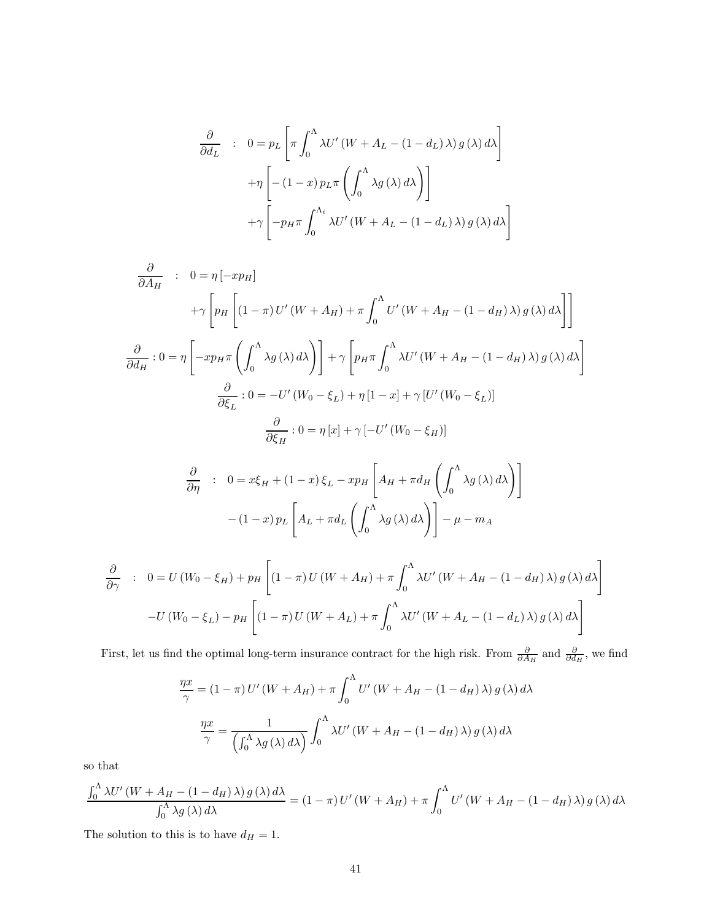$$
\begin{aligned}
\frac{\partial}{\partial d_L} \quad : \quad 0 &= p_L \left[ \pi \int_0^{\Lambda} \lambda U' \left( W + A_L - (1 - d_L) \lambda \right) g(\lambda) \, d\lambda \right] \\
&+ \eta \left[ -(1 - x) p_L \pi \left( \int_0^{\Lambda} \lambda g(\lambda) \, d\lambda \right) \right] \\
&+ \gamma \left[ -p_H \pi \int_0^{\Lambda_i} \lambda U' \left( W + A_L - (1 - d_L) \lambda \right) g(\lambda) \, d\lambda \right]
\end{aligned}
$$

$$
\begin{aligned}
\frac{\partial}{\partial A_H} \quad : \quad 0 &= \eta \left[ -x p_H \right] \\
&+ \gamma \left[ p_H \left[ (1 - \pi) U' (W + A_H) + \pi \int_0^{\Lambda} U' \left( W + A_H - (1 - d_H) \lambda \right) g(\lambda) \, d\lambda \right] \right]
\end{aligned}
$$

$$
\frac{\partial}{\partial d_H} : 0 = \eta \left[ -x p_H \pi \left( \int_0^{\Lambda} \lambda g(\lambda) \, d\lambda \right) \right] + \gamma \left[ p_H \pi \int_0^{\Lambda} \lambda U' \left( W + A_H - (1 - d_H) \lambda \right) g(\lambda) \, d\lambda \right]
$$

$$
\frac{\partial}{\partial \xi_L} : 0 = -U' (W_0 - \xi_L) + \eta [1 - x] + \gamma [U' (W_0 - \xi_L)]
$$

$$
\frac{\partial}{\partial \xi_H} : 0 = \eta [x] + \gamma [-U' (W_0 - \xi_H)]
$$

$$
\begin{aligned}
\frac{\partial}{\partial \eta} \quad : \quad 0 &= x \xi_H + (1 - x) \xi_L - x p_H \left[ A_H + \pi d_H \left( \int_0^{\Lambda} \lambda g(\lambda) \, d\lambda \right) \right] \\
&- (1 - x) p_L \left[ A_L + \pi d_L \left( \int_0^{\Lambda} \lambda g(\lambda) \, d\lambda \right) \right] - \mu - m_A
\end{aligned}
$$

$$
\begin{aligned}
\frac{\partial}{\partial \gamma} \quad : \quad 0 &= U (W_0 - \xi_H) + p_H \left[ (1 - \pi) U (W + A_H) + \pi \int_0^{\Lambda} \lambda U' \left( W + A_H - (1 - d_H) \lambda \right) g(\lambda) \, d\lambda \right] \\
&- U (W_0 - \xi_L) - p_H \left[ (1 - \pi) U (W + A_L) + \pi \int_0^{\Lambda} \lambda U' \left( W + A_L - (1 - d_L) \lambda \right) g(\lambda) \, d\lambda \right]
\end{aligned}
$$

First, let us find the optimal long-term insurance contract for the high risk. From $\frac{\partial}{\partial A_H}$ and $\frac{\partial}{\partial d_H}$, we find

$$
\frac{\eta x}{\gamma} = (1 - \pi) U' (W + A_H) + \pi \int_0^{\Lambda} U' \left( W + A_H - (1 - d_H) \lambda \right) g(\lambda) \, d\lambda
$$

$$
\frac{\eta x}{\gamma} = \frac{1}{\left( \int_0^{\Lambda} \lambda g(\lambda) \, d\lambda \right)} \int_0^{\Lambda} \lambda U' \left( W + A_H - (1 - d_H) \lambda \right) g(\lambda) \, d\lambda
$$

so that

$$
\frac{\int_0^{\Lambda} \lambda U' \left( W + A_H - (1 - d_H) \lambda \right) g(\lambda) \, d\lambda}{\int_0^{\Lambda} \lambda g(\lambda) \, d\lambda} = (1 - \pi) U' (W + A_H) + \pi \int_0^{\Lambda} U' \left( W + A_H - (1 - d_H) \lambda \right) g(\lambda) \, d\lambda
$$

The solution to this is to have $d_H = 1$.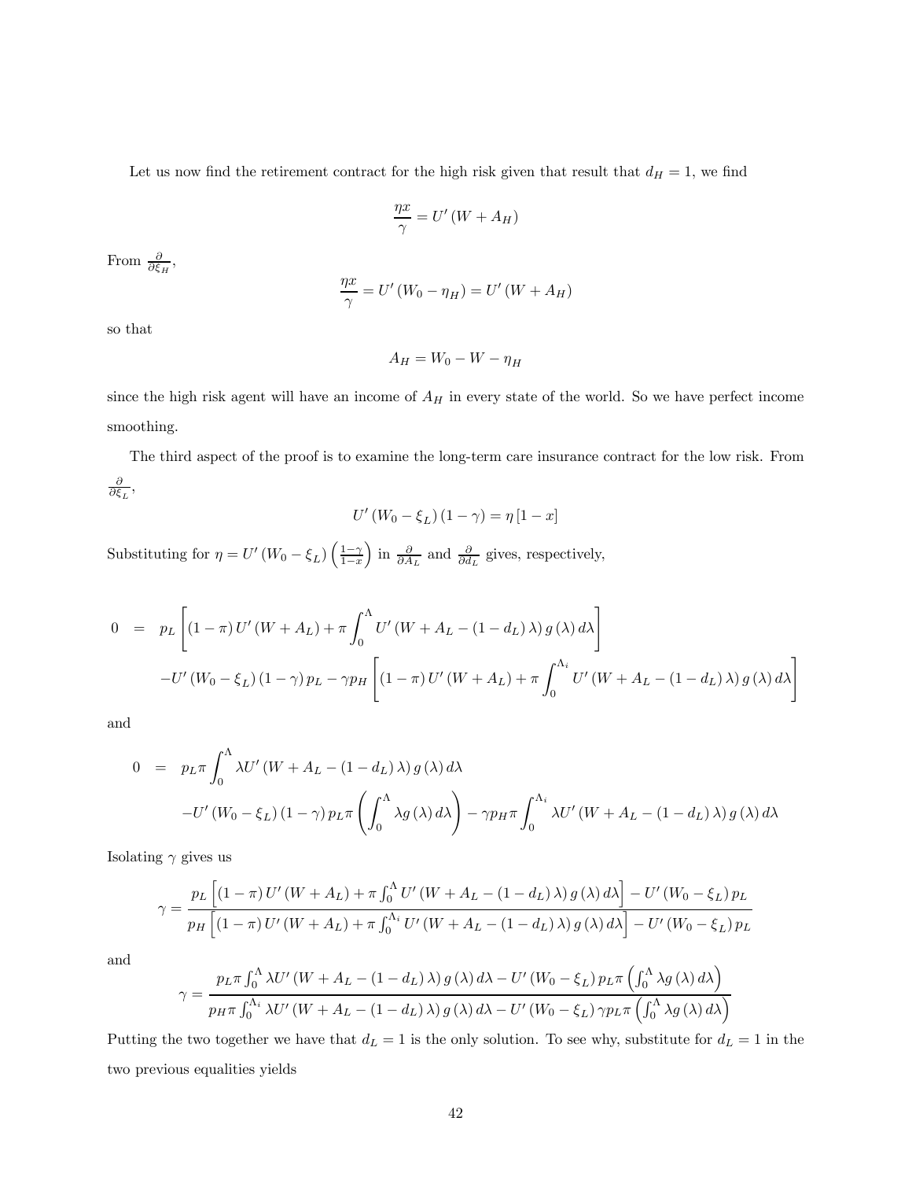Let us now find the retirement contract for the high risk given that result that $d_H = 1$, we find

$$\frac{\eta x}{\gamma} = U'(W + A_H)$$

From $\frac{\partial}{\partial \xi_H}$,

$$\frac{\eta x}{\gamma} = U'(W_0 - \eta_H) = U'(W + A_H)$$

so that

$$A_H = W_0 - W - \eta_H$$

since the high risk agent will have an income of $A_H$ in every state of the world. So we have perfect income smoothing.

The third aspect of the proof is to examine the long-term care insurance contract for the low risk. From $\frac{\partial}{\partial \xi_L}$,

$$U'(W_0 - \xi_L)(1 - \gamma) = \eta [1 - x]$$

Substituting for $\eta = U'(W_0 - \xi_L)\left(\frac{1-\gamma}{1-x}\right)$ in $\frac{\partial}{\partial A_L}$ and $\frac{\partial}{\partial d_L}$ gives, respectively,

$$\begin{aligned} 0 &= p_L \left[ (1 - \pi) U'(W + A_L) + \pi \int_0^{\Lambda} U'(W + A_L - (1 - d_L)\lambda) g(\lambda) d\lambda \right] \\ &\quad - U'(W_0 - \xi_L)(1 - \gamma) p_L - \gamma p_H \left[ (1 - \pi) U'(W + A_L) + \pi \int_0^{\Lambda_i} U'(W + A_L - (1 - d_L)\lambda) g(\lambda) d\lambda \right] \end{aligned}$$

and

$$\begin{aligned} 0 &= p_L \pi \int_0^{\Lambda} \lambda U'(W + A_L - (1 - d_L)\lambda) g(\lambda) d\lambda \\ &\quad - U'(W_0 - \xi_L)(1 - \gamma) p_L \pi \left( \int_0^{\Lambda} \lambda g(\lambda) d\lambda \right) - \gamma p_H \pi \int_0^{\Lambda_i} \lambda U'(W + A_L - (1 - d_L)\lambda) g(\lambda) d\lambda \end{aligned}$$

Isolating $\gamma$ gives us

$$\gamma = \frac{p_L \left[ (1 - \pi) U'(W + A_L) + \pi \int_0^{\Lambda} U'(W + A_L - (1 - d_L)\lambda) g(\lambda) d\lambda \right] - U'(W_0 - \xi_L) p_L}{p_H \left[ (1 - \pi) U'(W + A_L) + \pi \int_0^{\Lambda_i} U'(W + A_L - (1 - d_L)\lambda) g(\lambda) d\lambda \right] - U'(W_0 - \xi_L) p_L}$$

and

$$\gamma = \frac{p_L \pi \int_0^{\Lambda} \lambda U'(W + A_L - (1 - d_L)\lambda) g(\lambda) d\lambda - U'(W_0 - \xi_L) p_L \pi \left( \int_0^{\Lambda} \lambda g(\lambda) d\lambda \right)}{p_H \pi \int_0^{\Lambda_i} \lambda U'(W + A_L - (1 - d_L)\lambda) g(\lambda) d\lambda - U'(W_0 - \xi_L) \gamma p_L \pi \left( \int_0^{\Lambda} \lambda g(\lambda) d\lambda \right)}$$

Putting the two together we have that $d_L = 1$ is the only solution. To see why, substitute for $d_L = 1$ in the two previous equalities yields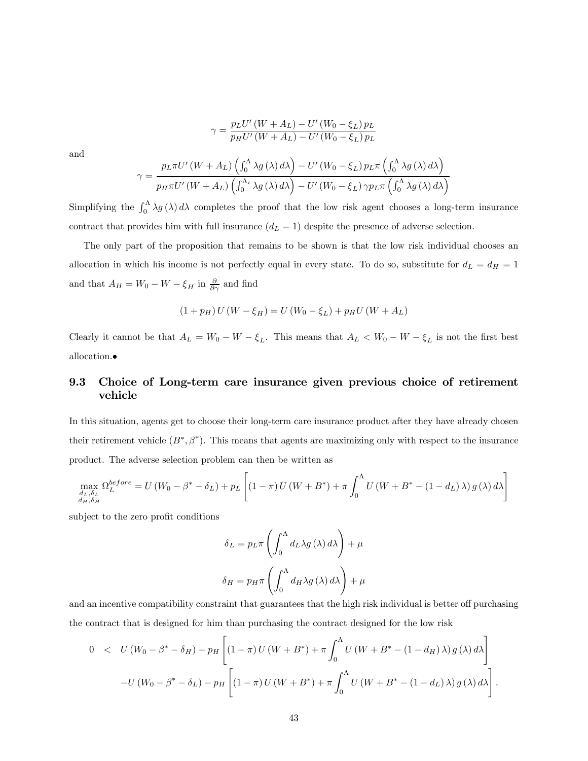$$\gamma = \frac{p_L U'(W + A_L) - U'(W_0 - \xi_L) p_L}{p_H U'(W + A_L) - U'(W_0 - \xi_L) p_L}$$

and

$$\gamma = \frac{p_L \pi U'(W + A_L)\left(\int_0^\Lambda \lambda g(\lambda) d\lambda\right) - U'(W_0 - \xi_L) p_L \pi \left(\int_0^\Lambda \lambda g(\lambda) d\lambda\right)}{p_H \pi U'(W + A_L)\left(\int_0^{\Lambda_i} \lambda g(\lambda) d\lambda\right) - U'(W_0 - \xi_L) \gamma p_L \pi \left(\int_0^\Lambda \lambda g(\lambda) d\lambda\right)}$$

Simplifying the $\int_0^\Lambda \lambda g(\lambda) d\lambda$ completes the proof that the low risk agent chooses a long-term insurance contract that provides him with full insurance ($d_L = 1$) despite the presence of adverse selection.

The only part of the proposition that remains to be shown is that the low risk individual chooses an allocation in which his income is not perfectly equal in every state. To do so, substitute for $d_L = d_H = 1$ and that $A_H = W_0 - W - \xi_H$ in $\frac{\partial}{\partial \gamma}$ and find

$$(1 + p_H) U(W - \xi_H) = U(W_0 - \xi_L) + p_H U(W + A_L)$$

Clearly it cannot be that $A_L = W_0 - W - \xi_L$. This means that $A_L < W_0 - W - \xi_L$ is not the first best allocation.•

## 9.3 Choice of Long-term care insurance given previous choice of retirement vehicle

In this situation, agents get to choose their long-term care insurance product after they have already chosen their retirement vehicle $(B^*, \beta^*)$. This means that agents are maximizing only with respect to the insurance product. The adverse selection problem can then be written as

$$\max_{\substack{d_L,\delta_L \\ d_H,\delta_H}} \Omega_L^{before} = U(W_0 - \beta^* - \delta_L) + p_L \left[(1 - \pi) U(W + B^*) + \pi \int_0^\Lambda U(W + B^* - (1 - d_L)\lambda) g(\lambda) d\lambda\right]$$

subject to the zero profit conditions

$$\delta_L = p_L \pi \left(\int_0^\Lambda d_L \lambda g(\lambda) d\lambda\right) + \mu$$

$$\delta_H = p_H \pi \left(\int_0^\Lambda d_H \lambda g(\lambda) d\lambda\right) + \mu$$

and an incentive compatibility constraint that guarantees that the high risk individual is better off purchasing the contract that is designed for him than purchasing the contract designed for the low risk

$$\begin{aligned} 0 \quad < \quad & U(W_0 - \beta^* - \delta_H) + p_H \left[(1 - \pi) U(W + B^*) + \pi \int_0^\Lambda U(W + B^* - (1 - d_H)\lambda) g(\lambda) d\lambda\right] \\ & - U(W_0 - \beta^* - \delta_L) - p_H \left[(1 - \pi) U(W + B^*) + \pi \int_0^\Lambda U(W + B^* - (1 - d_L)\lambda) g(\lambda) d\lambda\right]. \end{aligned}$$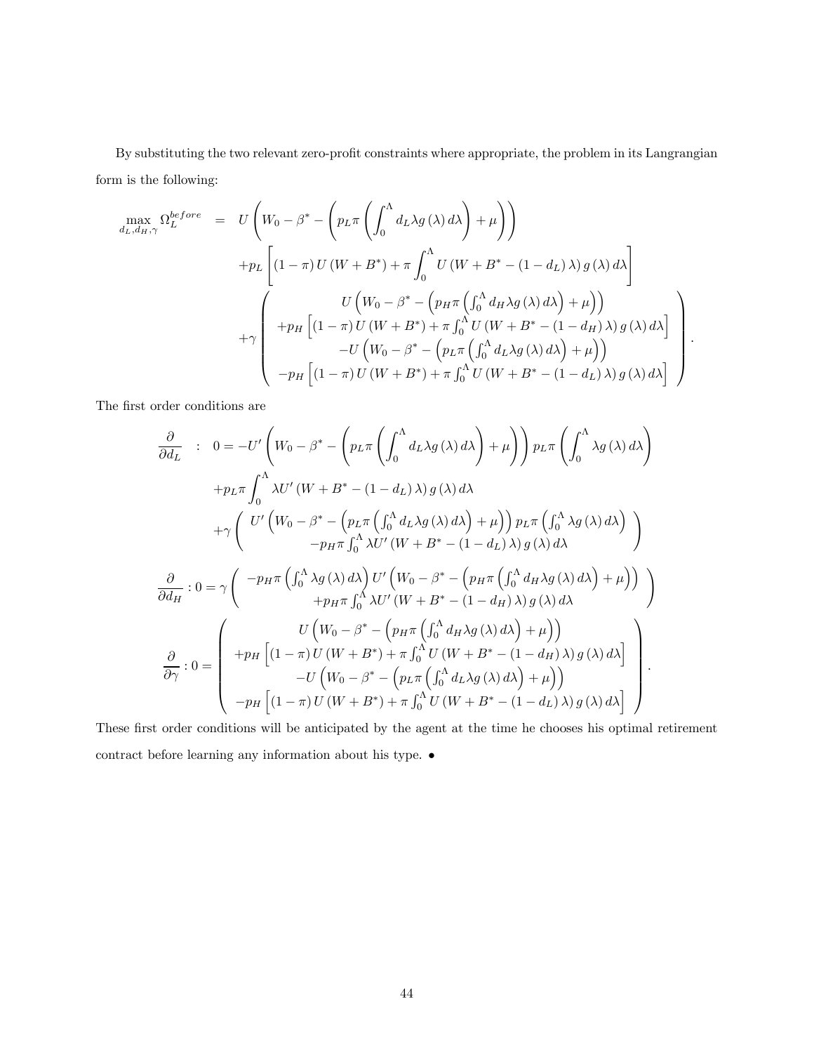By substituting the two relevant zero-profit constraints where appropriate, the problem in its Langrangian form is the following:

$$
\begin{aligned}
\max_{d_L, d_H, \gamma} \Omega_L^{before} &= U\left(W_0 - \beta^* - \left(p_L \pi \left(\int_0^\Lambda d_L \lambda g(\lambda) d\lambda\right) + \mu\right)\right) \\
&\quad + p_L \left[(1-\pi) U(W + B^*) + \pi \int_0^\Lambda U(W + B^* - (1 - d_L)\lambda) g(\lambda) d\lambda\right] \\
&\quad + \gamma \left(\begin{array}{c}
U\left(W_0 - \beta^* - \left(p_H \pi \left(\int_0^\Lambda d_H \lambda g(\lambda) d\lambda\right) + \mu\right)\right) \\
+ p_H \left[(1-\pi) U(W + B^*) + \pi \int_0^\Lambda U(W + B^* - (1 - d_H)\lambda) g(\lambda) d\lambda\right] \\
- U\left(W_0 - \beta^* - \left(p_L \pi \left(\int_0^\Lambda d_L \lambda g(\lambda) d\lambda\right) + \mu\right)\right) \\
- p_H \left[(1-\pi) U(W + B^*) + \pi \int_0^\Lambda U(W + B^* - (1 - d_L)\lambda) g(\lambda) d\lambda\right]
\end{array}\right).
\end{aligned}
$$

The first order conditions are

$$
\begin{aligned}
\frac{\partial}{\partial d_L} &: \ 0 = -U'\left(W_0 - \beta^* - \left(p_L \pi \left(\int_0^\Lambda d_L \lambda g(\lambda) d\lambda\right) + \mu\right)\right) p_L \pi \left(\int_0^\Lambda \lambda g(\lambda) d\lambda\right) \\
&\quad + p_L \pi \int_0^\Lambda \lambda U'(W + B^* - (1 - d_L)\lambda) g(\lambda) d\lambda \\
&\quad + \gamma \left(\begin{array}{c}
U'\left(W_0 - \beta^* - \left(p_L \pi \left(\int_0^\Lambda d_L \lambda g(\lambda) d\lambda\right) + \mu\right)\right) p_L \pi \left(\int_0^\Lambda \lambda g(\lambda) d\lambda\right) \\
- p_H \pi \int_0^\Lambda \lambda U'(W + B^* - (1 - d_L)\lambda) g(\lambda) d\lambda
\end{array}\right)
\end{aligned}
$$

$$
\frac{\partial}{\partial d_H} : 0 = \gamma \left(\begin{array}{c}
-p_H \pi \left(\int_0^\Lambda \lambda g(\lambda) d\lambda\right) U'\left(W_0 - \beta^* - \left(p_H \pi \left(\int_0^\Lambda d_H \lambda g(\lambda) d\lambda\right) + \mu\right)\right) \\
+ p_H \pi \int_0^\Lambda \lambda U'(W + B^* - (1 - d_H)\lambda) g(\lambda) d\lambda
\end{array}\right)
$$

$$
\frac{\partial}{\partial \gamma} : 0 = \left(\begin{array}{c}
U\left(W_0 - \beta^* - \left(p_H \pi \left(\int_0^\Lambda d_H \lambda g(\lambda) d\lambda\right) + \mu\right)\right) \\
+ p_H \left[(1-\pi) U(W + B^*) + \pi \int_0^\Lambda U(W + B^* - (1 - d_H)\lambda) g(\lambda) d\lambda\right] \\
- U\left(W_0 - \beta^* - \left(p_L \pi \left(\int_0^\Lambda d_L \lambda g(\lambda) d\lambda\right) + \mu\right)\right) \\
- p_H \left[(1-\pi) U(W + B^*) + \pi \int_0^\Lambda U(W + B^* - (1 - d_L)\lambda) g(\lambda) d\lambda\right]
\end{array}\right).
$$

These first order conditions will be anticipated by the agent at the time he chooses his optimal retirement contract before learning any information about his type. •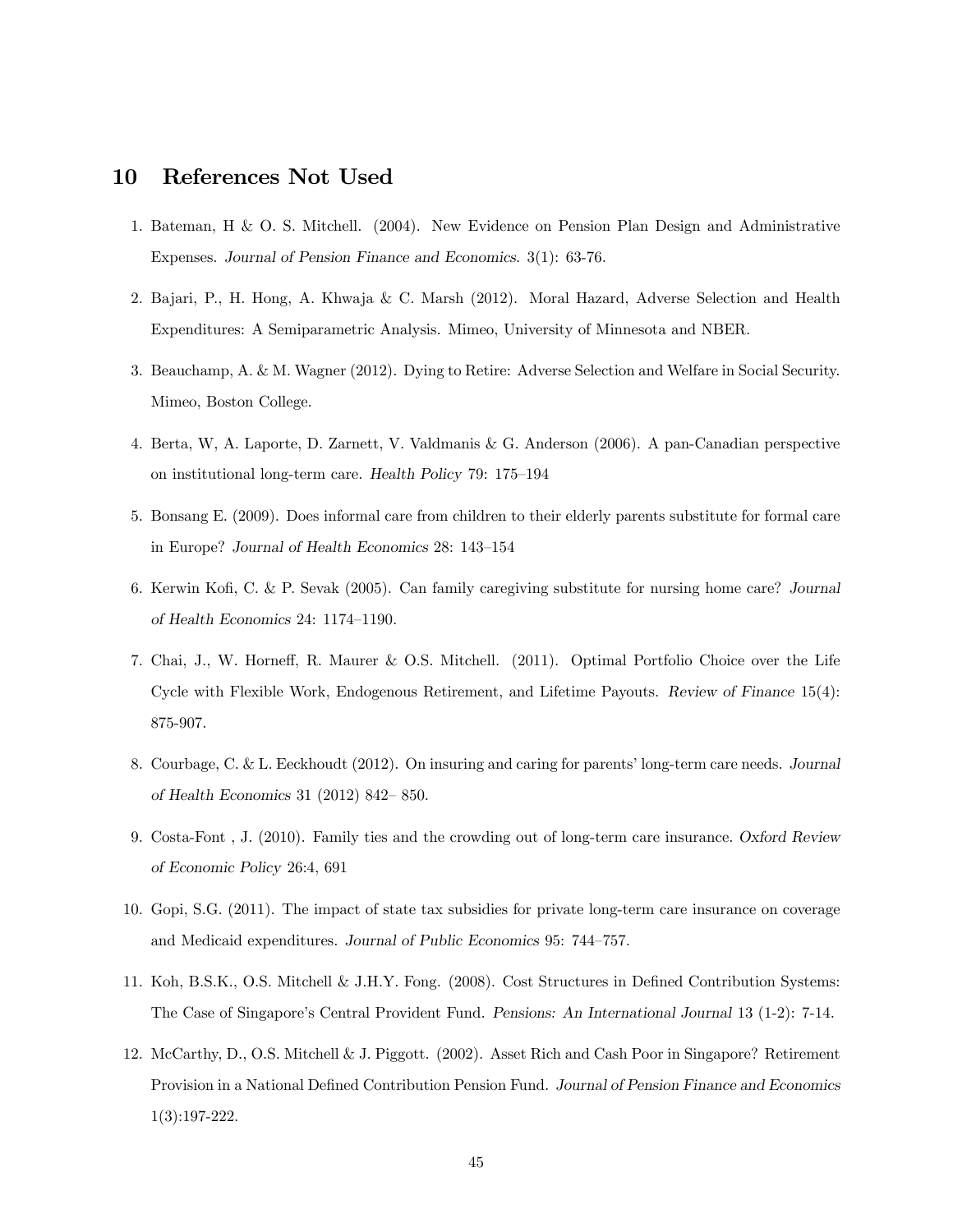## 10 References Not Used

1. Bateman, H & O. S. Mitchell. (2004). New Evidence on Pension Plan Design and Administrative Expenses. *Journal of Pension Finance and Economics*. 3(1): 63-76.
2. Bajari, P., H. Hong, A. Khwaja & C. Marsh (2012). Moral Hazard, Adverse Selection and Health Expenditures: A Semiparametric Analysis. Mimeo, University of Minnesota and NBER.
3. Beauchamp, A. & M. Wagner (2012). Dying to Retire: Adverse Selection and Welfare in Social Security. Mimeo, Boston College.
4. Berta, W, A. Laporte, D. Zarnett, V. Valdmanis & G. Anderson (2006). A pan-Canadian perspective on institutional long-term care. *Health Policy* 79: 175–194
5. Bonsang E. (2009). Does informal care from children to their elderly parents substitute for formal care in Europe? *Journal of Health Economics* 28: 143–154
6. Kerwin Kofi, C. & P. Sevak (2005). Can family caregiving substitute for nursing home care? *Journal of Health Economics* 24: 1174–1190.
7. Chai, J., W. Horneff, R. Maurer & O.S. Mitchell. (2011). Optimal Portfolio Choice over the Life Cycle with Flexible Work, Endogenous Retirement, and Lifetime Payouts. *Review of Finance* 15(4): 875-907.
8. Courbage, C. & L. Eeckhoudt (2012). On insuring and caring for parents' long-term care needs. *Journal of Health Economics* 31 (2012) 842– 850.
9. Costa-Font , J. (2010). Family ties and the crowding out of long-term care insurance. *Oxford Review of Economic Policy* 26:4, 691
10. Gopi, S.G. (2011). The impact of state tax subsidies for private long-term care insurance on coverage and Medicaid expenditures. *Journal of Public Economics* 95: 744–757.
11. Koh, B.S.K., O.S. Mitchell & J.H.Y. Fong. (2008). Cost Structures in Defined Contribution Systems: The Case of Singapore's Central Provident Fund. *Pensions: An International Journal* 13 (1-2): 7-14.
12. McCarthy, D., O.S. Mitchell & J. Piggott. (2002). Asset Rich and Cash Poor in Singapore? Retirement Provision in a National Defined Contribution Pension Fund. *Journal of Pension Finance and Economics* 1(3):197-222.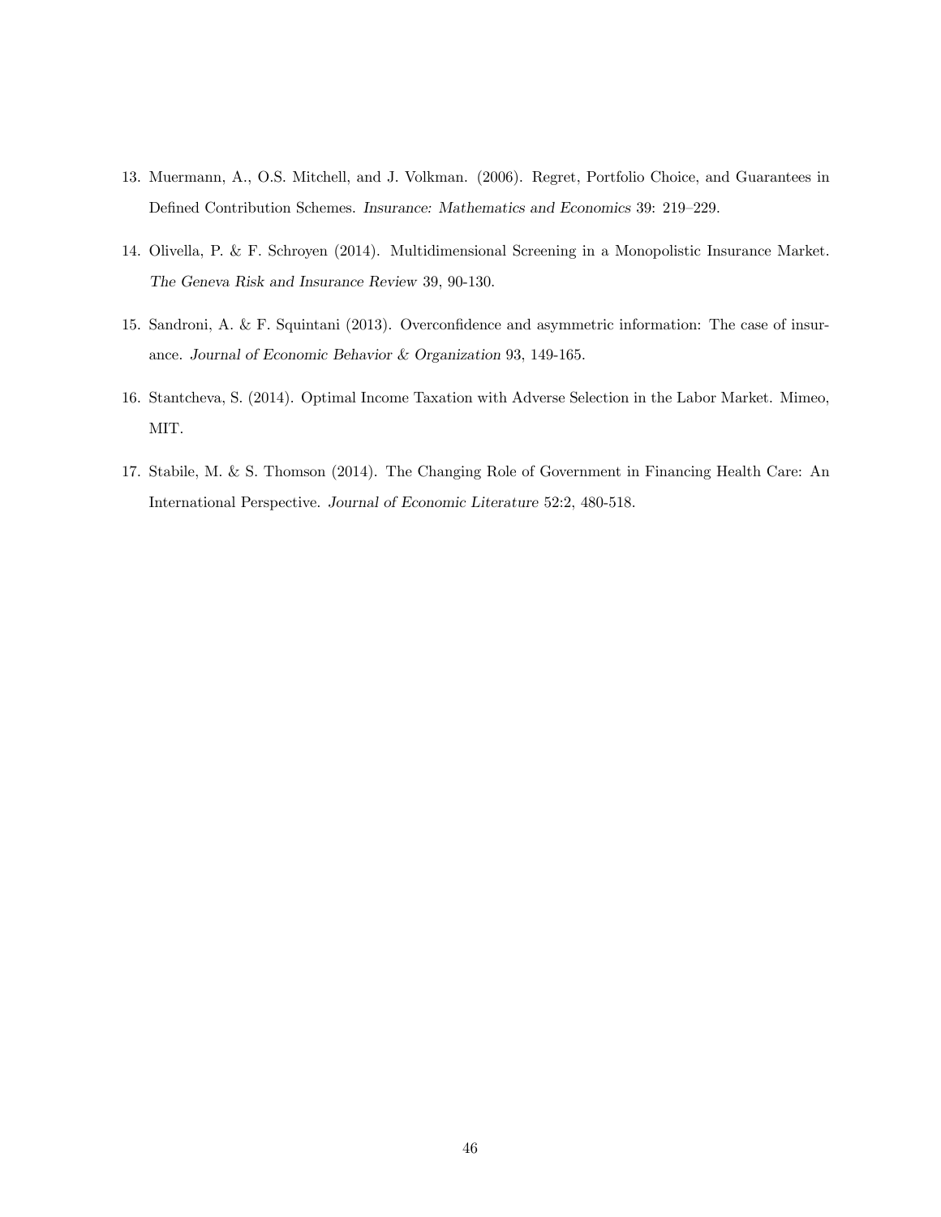13. Muermann, A., O.S. Mitchell, and J. Volkman. (2006). Regret, Portfolio Choice, and Guarantees in Defined Contribution Schemes. *Insurance: Mathematics and Economics* 39: 219–229.

14. Olivella, P. & F. Schroyen (2014). Multidimensional Screening in a Monopolistic Insurance Market. *The Geneva Risk and Insurance Review* 39, 90-130.

15. Sandroni, A. & F. Squintani (2013). Overconfidence and asymmetric information: The case of insurance. *Journal of Economic Behavior & Organization* 93, 149-165.

16. Stantcheva, S. (2014). Optimal Income Taxation with Adverse Selection in the Labor Market. Mimeo, MIT.

17. Stabile, M. & S. Thomson (2014). The Changing Role of Government in Financing Health Care: An International Perspective. *Journal of Economic Literature* 52:2, 480-518.